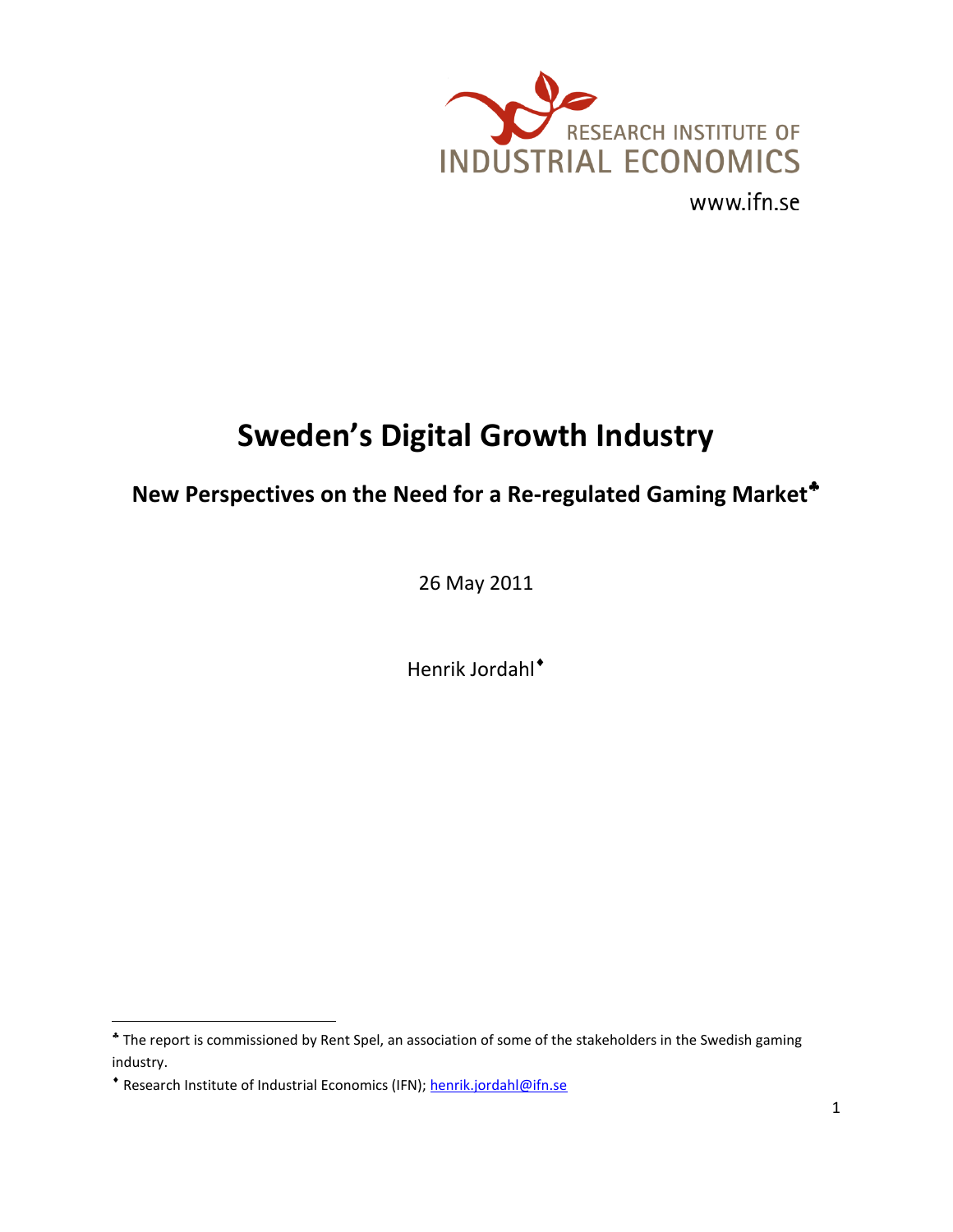RESEARCH INSTITUTE OF INDUSTRIAL ECONOMICS

www.ifn.se

# Sweden's Digital Growth Industry

## New Perspectives on the Need for a Re-regulated Gaming Market♣

26 May 2011

Henrik Jordahl♦

---

♣ The report is commissioned by Rent Spel, an association of some of the stakeholders in the Swedish gaming industry.

♦ Research Institute of Industrial Economics (IFN); henrik.jordahl@ifn.se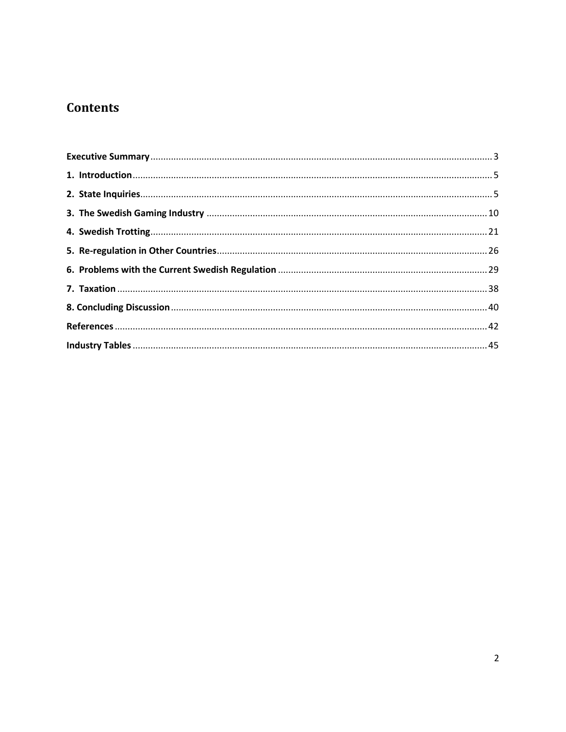## Contents

**Executive Summary** ........................................................................................................ 3

**1. Introduction** ........................................................................................................ 5

**2. State Inquiries** ........................................................................................................ 5

**3. The Swedish Gaming Industry** ........................................................................................................ 10

**4. Swedish Trotting** ........................................................................................................ 21

**5. Re-regulation in Other Countries** ........................................................................................................ 26

**6. Problems with the Current Swedish Regulation** ........................................................................................................ 29

**7. Taxation** ........................................................................................................ 38

**8. Concluding Discussion** ........................................................................................................ 40

**References** ........................................................................................................ 42

**Industry Tables** ........................................................................................................ 45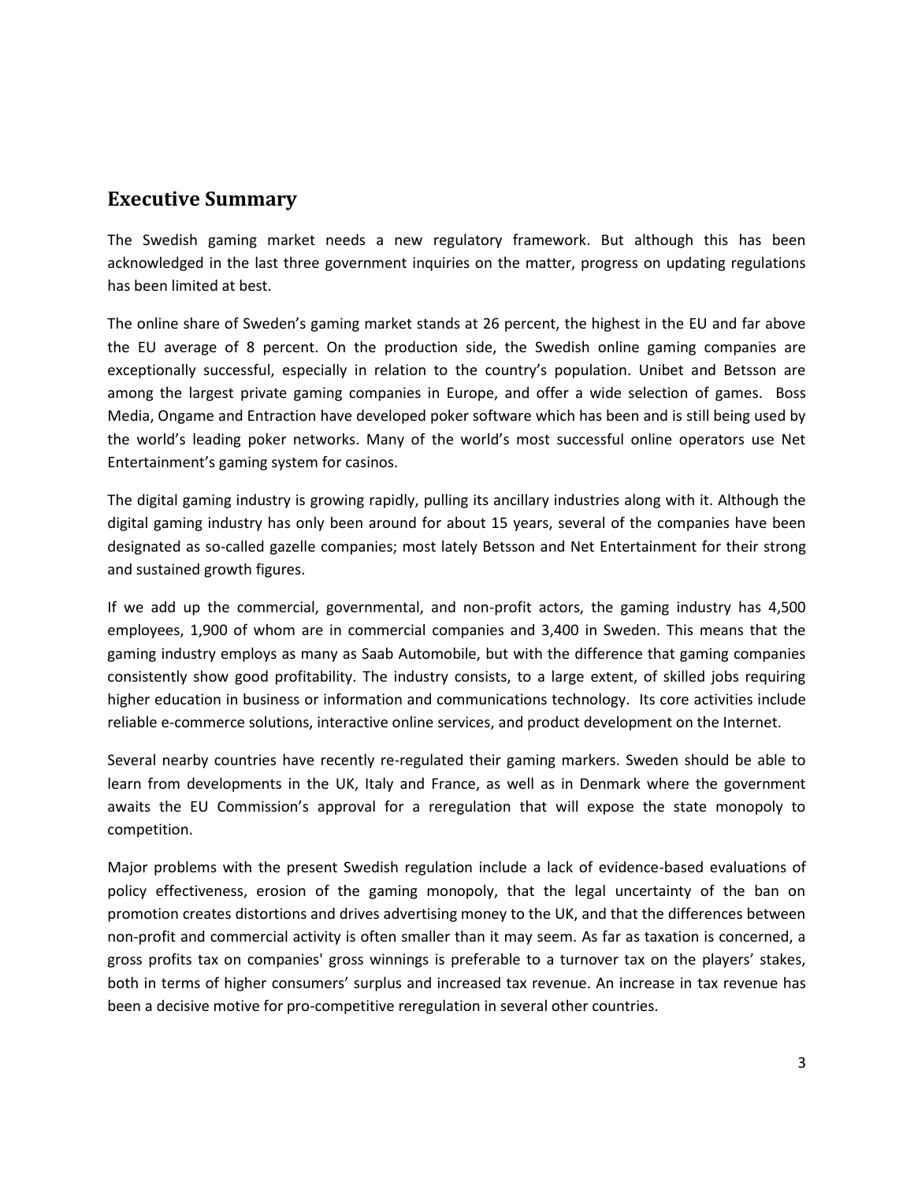## Executive Summary

The Swedish gaming market needs a new regulatory framework. But although this has been acknowledged in the last three government inquiries on the matter, progress on updating regulations has been limited at best.

The online share of Sweden's gaming market stands at 26 percent, the highest in the EU and far above the EU average of 8 percent. On the production side, the Swedish online gaming companies are exceptionally successful, especially in relation to the country's population. Unibet and Betsson are among the largest private gaming companies in Europe, and offer a wide selection of games. Boss Media, Ongame and Entraction have developed poker software which has been and is still being used by the world's leading poker networks. Many of the world's most successful online operators use Net Entertainment's gaming system for casinos.

The digital gaming industry is growing rapidly, pulling its ancillary industries along with it. Although the digital gaming industry has only been around for about 15 years, several of the companies have been designated as so-called gazelle companies; most lately Betsson and Net Entertainment for their strong and sustained growth figures.

If we add up the commercial, governmental, and non-profit actors, the gaming industry has 4,500 employees, 1,900 of whom are in commercial companies and 3,400 in Sweden. This means that the gaming industry employs as many as Saab Automobile, but with the difference that gaming companies consistently show good profitability. The industry consists, to a large extent, of skilled jobs requiring higher education in business or information and communications technology. Its core activities include reliable e-commerce solutions, interactive online services, and product development on the Internet.

Several nearby countries have recently re-regulated their gaming markers. Sweden should be able to learn from developments in the UK, Italy and France, as well as in Denmark where the government awaits the EU Commission's approval for a reregulation that will expose the state monopoly to competition.

Major problems with the present Swedish regulation include a lack of evidence-based evaluations of policy effectiveness, erosion of the gaming monopoly, that the legal uncertainty of the ban on promotion creates distortions and drives advertising money to the UK, and that the differences between non-profit and commercial activity is often smaller than it may seem. As far as taxation is concerned, a gross profits tax on companies' gross winnings is preferable to a turnover tax on the players' stakes, both in terms of higher consumers' surplus and increased tax revenue. An increase in tax revenue has been a decisive motive for pro-competitive reregulation in several other countries.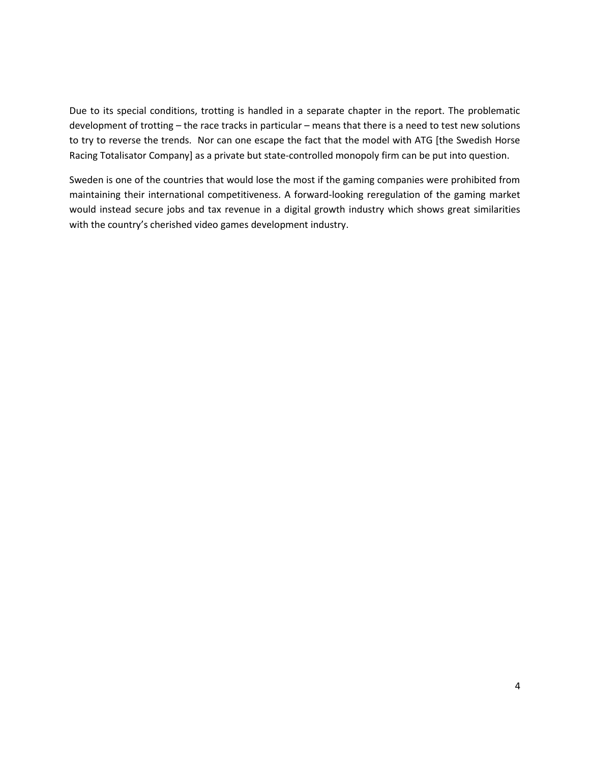Due to its special conditions, trotting is handled in a separate chapter in the report. The problematic development of trotting – the race tracks in particular – means that there is a need to test new solutions to try to reverse the trends. Nor can one escape the fact that the model with ATG [the Swedish Horse Racing Totalisator Company] as a private but state-controlled monopoly firm can be put into question.

Sweden is one of the countries that would lose the most if the gaming companies were prohibited from maintaining their international competitiveness. A forward-looking reregulation of the gaming market would instead secure jobs and tax revenue in a digital growth industry which shows great similarities with the country's cherished video games development industry.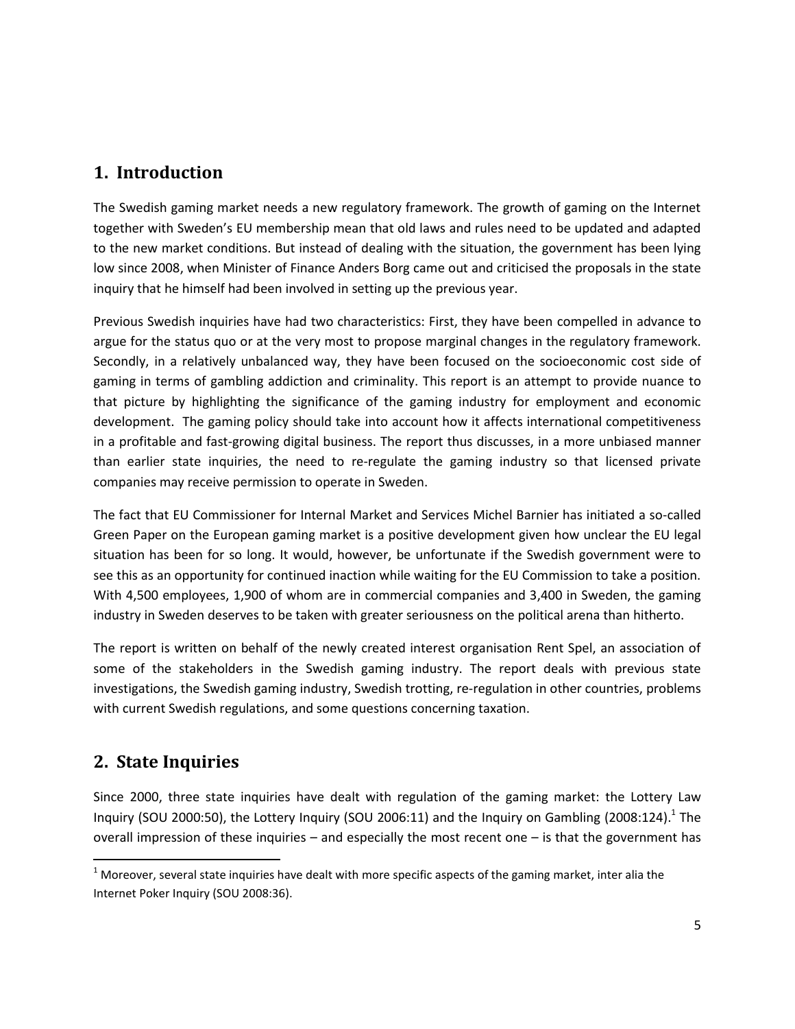## 1. Introduction

The Swedish gaming market needs a new regulatory framework. The growth of gaming on the Internet together with Sweden's EU membership mean that old laws and rules need to be updated and adapted to the new market conditions. But instead of dealing with the situation, the government has been lying low since 2008, when Minister of Finance Anders Borg came out and criticised the proposals in the state inquiry that he himself had been involved in setting up the previous year.

Previous Swedish inquiries have had two characteristics: First, they have been compelled in advance to argue for the status quo or at the very most to propose marginal changes in the regulatory framework. Secondly, in a relatively unbalanced way, they have been focused on the socioeconomic cost side of gaming in terms of gambling addiction and criminality. This report is an attempt to provide nuance to that picture by highlighting the significance of the gaming industry for employment and economic development. The gaming policy should take into account how it affects international competitiveness in a profitable and fast-growing digital business. The report thus discusses, in a more unbiased manner than earlier state inquiries, the need to re-regulate the gaming industry so that licensed private companies may receive permission to operate in Sweden.

The fact that EU Commissioner for Internal Market and Services Michel Barnier has initiated a so-called Green Paper on the European gaming market is a positive development given how unclear the EU legal situation has been for so long. It would, however, be unfortunate if the Swedish government were to see this as an opportunity for continued inaction while waiting for the EU Commission to take a position. With 4,500 employees, 1,900 of whom are in commercial companies and 3,400 in Sweden, the gaming industry in Sweden deserves to be taken with greater seriousness on the political arena than hitherto.

The report is written on behalf of the newly created interest organisation Rent Spel, an association of some of the stakeholders in the Swedish gaming industry. The report deals with previous state investigations, the Swedish gaming industry, Swedish trotting, re-regulation in other countries, problems with current Swedish regulations, and some questions concerning taxation.

## 2. State Inquiries

Since 2000, three state inquiries have dealt with regulation of the gaming market: the Lottery Law Inquiry (SOU 2000:50), the Lottery Inquiry (SOU 2006:11) and the Inquiry on Gambling (2008:124).[1] The overall impression of these inquiries – and especially the most recent one – is that the government has

[1] Moreover, several state inquiries have dealt with more specific aspects of the gaming market, inter alia the Internet Poker Inquiry (SOU 2008:36).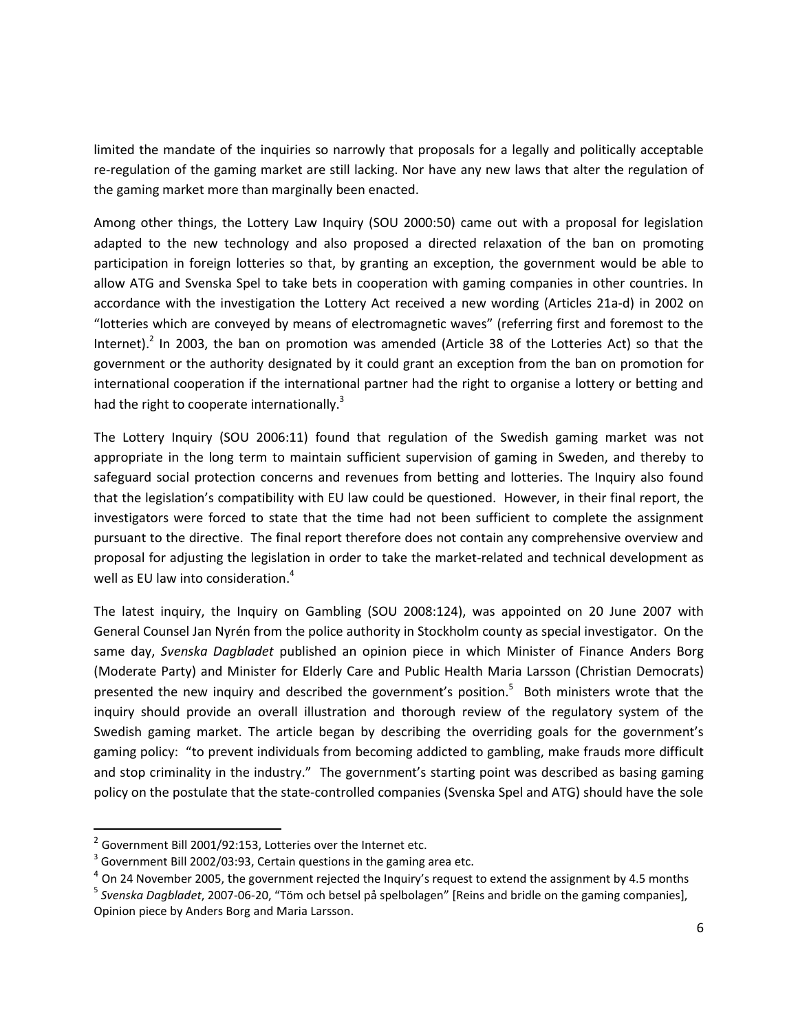limited the mandate of the inquiries so narrowly that proposals for a legally and politically acceptable re-regulation of the gaming market are still lacking. Nor have any new laws that alter the regulation of the gaming market more than marginally been enacted.

Among other things, the Lottery Law Inquiry (SOU 2000:50) came out with a proposal for legislation adapted to the new technology and also proposed a directed relaxation of the ban on promoting participation in foreign lotteries so that, by granting an exception, the government would be able to allow ATG and Svenska Spel to take bets in cooperation with gaming companies in other countries. In accordance with the investigation the Lottery Act received a new wording (Articles 21a-d) in 2002 on "lotteries which are conveyed by means of electromagnetic waves" (referring first and foremost to the Internet).[2] In 2003, the ban on promotion was amended (Article 38 of the Lotteries Act) so that the government or the authority designated by it could grant an exception from the ban on promotion for international cooperation if the international partner had the right to organise a lottery or betting and had the right to cooperate internationally.[3]

The Lottery Inquiry (SOU 2006:11) found that regulation of the Swedish gaming market was not appropriate in the long term to maintain sufficient supervision of gaming in Sweden, and thereby to safeguard social protection concerns and revenues from betting and lotteries. The Inquiry also found that the legislation's compatibility with EU law could be questioned. However, in their final report, the investigators were forced to state that the time had not been sufficient to complete the assignment pursuant to the directive. The final report therefore does not contain any comprehensive overview and proposal for adjusting the legislation in order to take the market-related and technical development as well as EU law into consideration.[4]

The latest inquiry, the Inquiry on Gambling (SOU 2008:124), was appointed on 20 June 2007 with General Counsel Jan Nyrén from the police authority in Stockholm county as special investigator. On the same day, *Svenska Dagbladet* published an opinion piece in which Minister of Finance Anders Borg (Moderate Party) and Minister for Elderly Care and Public Health Maria Larsson (Christian Democrats) presented the new inquiry and described the government's position.[5] Both ministers wrote that the inquiry should provide an overall illustration and thorough review of the regulatory system of the Swedish gaming market. The article began by describing the overriding goals for the government's gaming policy: "to prevent individuals from becoming addicted to gambling, make frauds more difficult and stop criminality in the industry." The government's starting point was described as basing gaming policy on the postulate that the state-controlled companies (Svenska Spel and ATG) should have the sole

---

[2] Government Bill 2001/92:153, Lotteries over the Internet etc.

[3] Government Bill 2002/03:93, Certain questions in the gaming area etc.

[4] On 24 November 2005, the government rejected the Inquiry's request to extend the assignment by 4.5 months

[5] *Svenska Dagbladet*, 2007-06-20, "Töm och betsel på spelbolagen" [Reins and bridle on the gaming companies], Opinion piece by Anders Borg and Maria Larsson.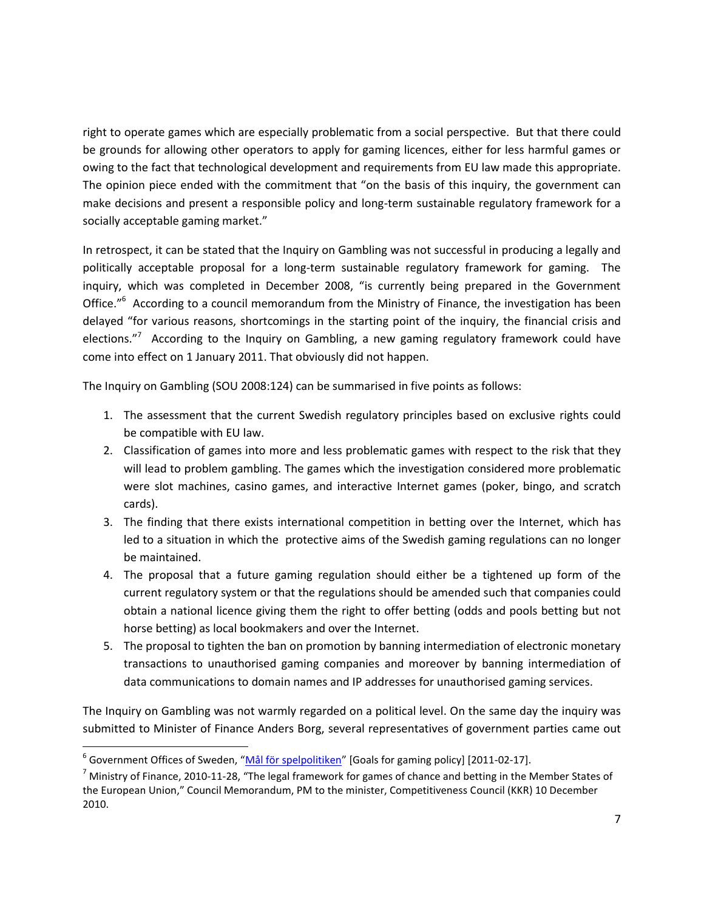right to operate games which are especially problematic from a social perspective. But that there could be grounds for allowing other operators to apply for gaming licences, either for less harmful games or owing to the fact that technological development and requirements from EU law made this appropriate. The opinion piece ended with the commitment that "on the basis of this inquiry, the government can make decisions and present a responsible policy and long-term sustainable regulatory framework for a socially acceptable gaming market."

In retrospect, it can be stated that the Inquiry on Gambling was not successful in producing a legally and politically acceptable proposal for a long-term sustainable regulatory framework for gaming. The inquiry, which was completed in December 2008, "is currently being prepared in the Government Office."[6] According to a council memorandum from the Ministry of Finance, the investigation has been delayed "for various reasons, shortcomings in the starting point of the inquiry, the financial crisis and elections."[7] According to the Inquiry on Gambling, a new gaming regulatory framework could have come into effect on 1 January 2011. That obviously did not happen.

The Inquiry on Gambling (SOU 2008:124) can be summarised in five points as follows:

1. The assessment that the current Swedish regulatory principles based on exclusive rights could be compatible with EU law.
2. Classification of games into more and less problematic games with respect to the risk that they will lead to problem gambling. The games which the investigation considered more problematic were slot machines, casino games, and interactive Internet games (poker, bingo, and scratch cards).
3. The finding that there exists international competition in betting over the Internet, which has led to a situation in which the protective aims of the Swedish gaming regulations can no longer be maintained.
4. The proposal that a future gaming regulation should either be a tightened up form of the current regulatory system or that the regulations should be amended such that companies could obtain a national licence giving them the right to offer betting (odds and pools betting but not horse betting) as local bookmakers and over the Internet.
5. The proposal to tighten the ban on promotion by banning intermediation of electronic monetary transactions to unauthorised gaming companies and moreover by banning intermediation of data communications to domain names and IP addresses for unauthorised gaming services.

The Inquiry on Gambling was not warmly regarded on a political level. On the same day the inquiry was submitted to Minister of Finance Anders Borg, several representatives of government parties came out

[6] Government Offices of Sweden, "Mål för spelpolitiken" [Goals for gaming policy] [2011-02-17].

[7] Ministry of Finance, 2010-11-28, "The legal framework for games of chance and betting in the Member States of the European Union," Council Memorandum, PM to the minister, Competitiveness Council (KKR) 10 December 2010.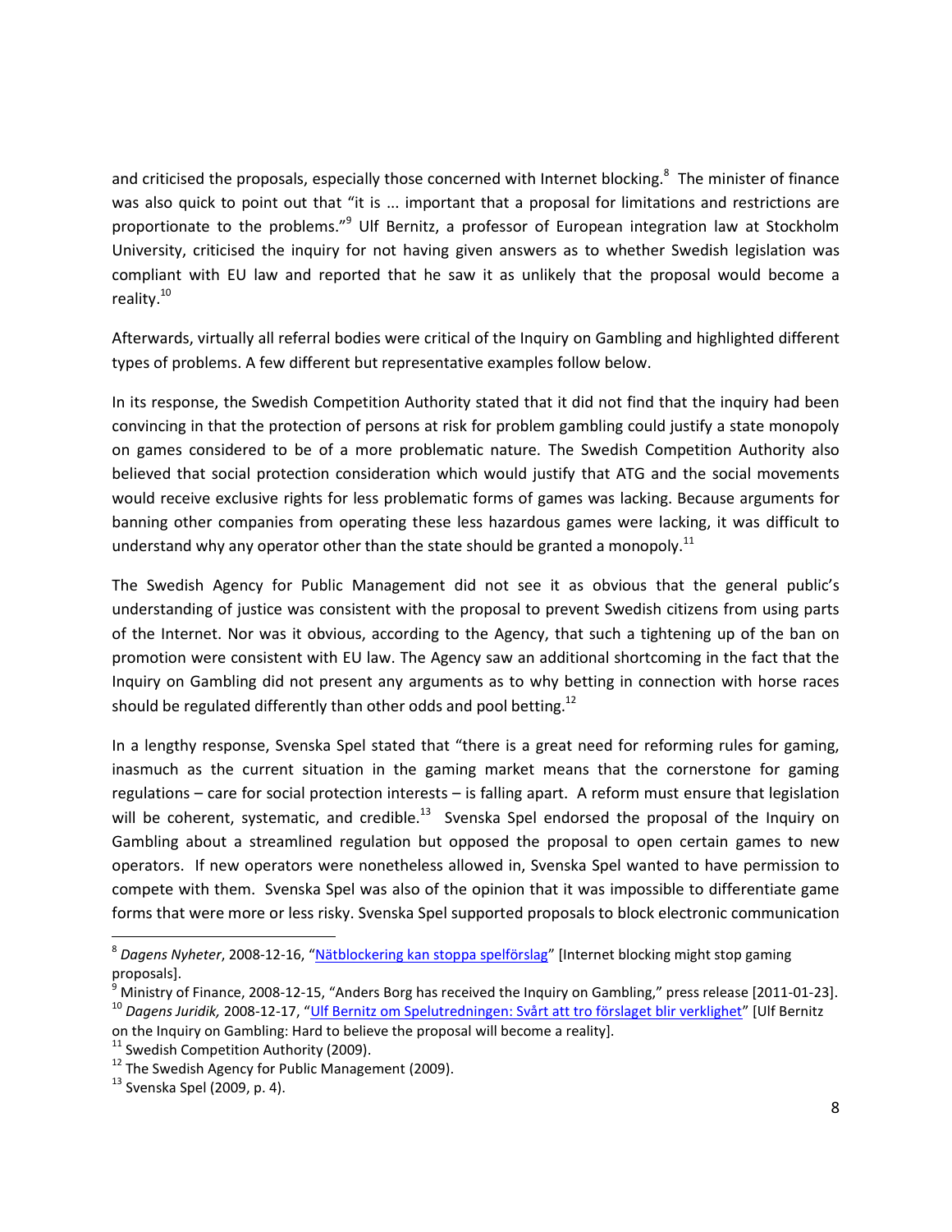and criticised the proposals, especially those concerned with Internet blocking.[8] The minister of finance was also quick to point out that "it is ... important that a proposal for limitations and restrictions are proportionate to the problems."[9] Ulf Bernitz, a professor of European integration law at Stockholm University, criticised the inquiry for not having given answers as to whether Swedish legislation was compliant with EU law and reported that he saw it as unlikely that the proposal would become a reality.[10]

Afterwards, virtually all referral bodies were critical of the Inquiry on Gambling and highlighted different types of problems. A few different but representative examples follow below.

In its response, the Swedish Competition Authority stated that it did not find that the inquiry had been convincing in that the protection of persons at risk for problem gambling could justify a state monopoly on games considered to be of a more problematic nature. The Swedish Competition Authority also believed that social protection consideration which would justify that ATG and the social movements would receive exclusive rights for less problematic forms of games was lacking. Because arguments for banning other companies from operating these less hazardous games were lacking, it was difficult to understand why any operator other than the state should be granted a monopoly.[11]

The Swedish Agency for Public Management did not see it as obvious that the general public's understanding of justice was consistent with the proposal to prevent Swedish citizens from using parts of the Internet. Nor was it obvious, according to the Agency, that such a tightening up of the ban on promotion were consistent with EU law. The Agency saw an additional shortcoming in the fact that the Inquiry on Gambling did not present any arguments as to why betting in connection with horse races should be regulated differently than other odds and pool betting.[12]

In a lengthy response, Svenska Spel stated that "there is a great need for reforming rules for gaming, inasmuch as the current situation in the gaming market means that the cornerstone for gaming regulations – care for social protection interests – is falling apart. A reform must ensure that legislation will be coherent, systematic, and credible.[13] Svenska Spel endorsed the proposal of the Inquiry on Gambling about a streamlined regulation but opposed the proposal to open certain games to new operators. If new operators were nonetheless allowed in, Svenska Spel wanted to have permission to compete with them. Svenska Spel was also of the opinion that it was impossible to differentiate game forms that were more or less risky. Svenska Spel supported proposals to block electronic communication

---

[8] *Dagens Nyheter*, 2008-12-16, "Nätblockering kan stoppa spelförslag" [Internet blocking might stop gaming proposals].

[9] Ministry of Finance, 2008-12-15, "Anders Borg has received the Inquiry on Gambling," press release [2011-01-23].

[10] *Dagens Juridik,* 2008-12-17, "Ulf Bernitz om Spelutredningen: Svårt att tro förslaget blir verklighet" [Ulf Bernitz on the Inquiry on Gambling: Hard to believe the proposal will become a reality].

[11] Swedish Competition Authority (2009).

[12] The Swedish Agency for Public Management (2009).

[13] Svenska Spel (2009, p. 4).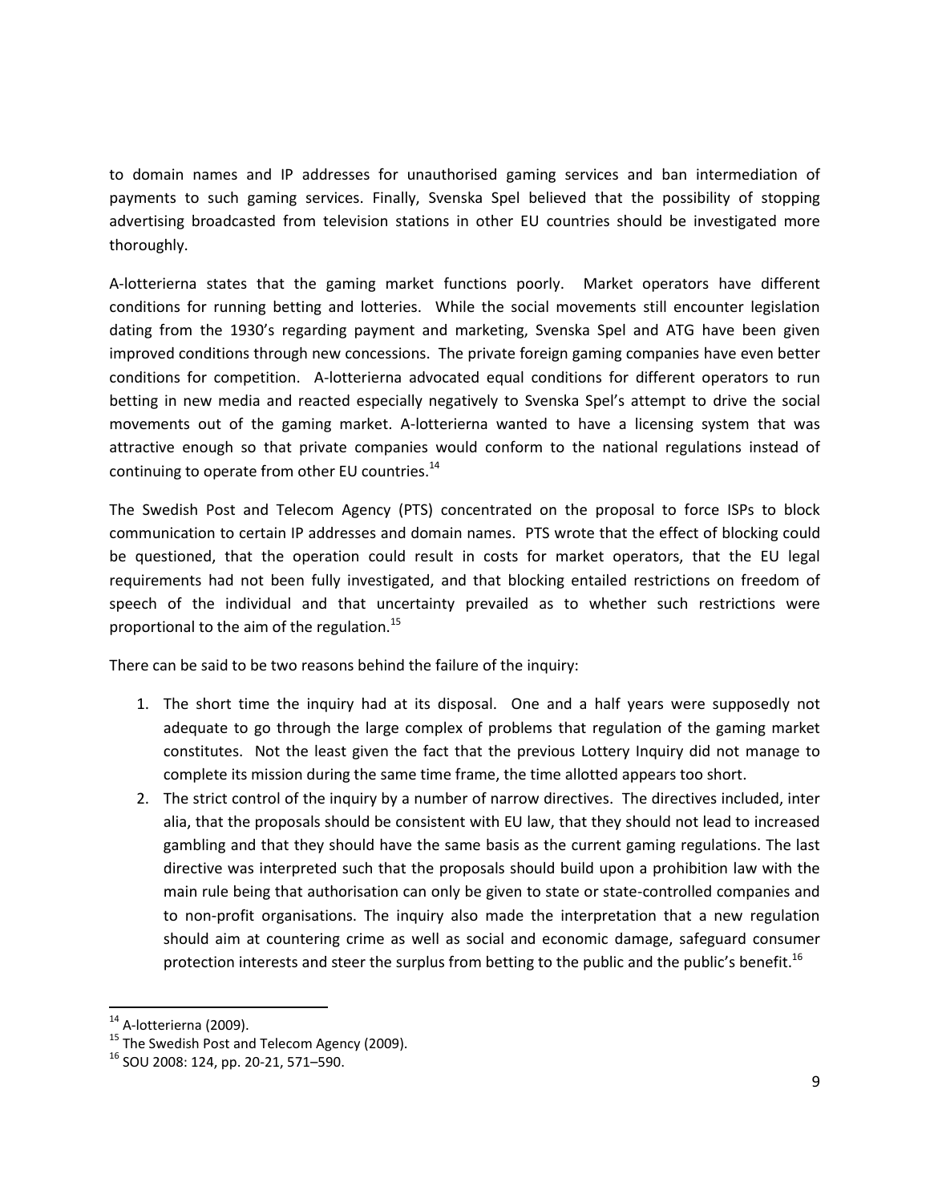to domain names and IP addresses for unauthorised gaming services and ban intermediation of payments to such gaming services. Finally, Svenska Spel believed that the possibility of stopping advertising broadcasted from television stations in other EU countries should be investigated more thoroughly.

A-lotterierna states that the gaming market functions poorly. Market operators have different conditions for running betting and lotteries. While the social movements still encounter legislation dating from the 1930's regarding payment and marketing, Svenska Spel and ATG have been given improved conditions through new concessions. The private foreign gaming companies have even better conditions for competition. A-lotterierna advocated equal conditions for different operators to run betting in new media and reacted especially negatively to Svenska Spel's attempt to drive the social movements out of the gaming market. A-lotterierna wanted to have a licensing system that was attractive enough so that private companies would conform to the national regulations instead of continuing to operate from other EU countries.[14]

The Swedish Post and Telecom Agency (PTS) concentrated on the proposal to force ISPs to block communication to certain IP addresses and domain names. PTS wrote that the effect of blocking could be questioned, that the operation could result in costs for market operators, that the EU legal requirements had not been fully investigated, and that blocking entailed restrictions on freedom of speech of the individual and that uncertainty prevailed as to whether such restrictions were proportional to the aim of the regulation.[15]

There can be said to be two reasons behind the failure of the inquiry:

1. The short time the inquiry had at its disposal. One and a half years were supposedly not adequate to go through the large complex of problems that regulation of the gaming market constitutes. Not the least given the fact that the previous Lottery Inquiry did not manage to complete its mission during the same time frame, the time allotted appears too short.
2. The strict control of the inquiry by a number of narrow directives. The directives included, inter alia, that the proposals should be consistent with EU law, that they should not lead to increased gambling and that they should have the same basis as the current gaming regulations. The last directive was interpreted such that the proposals should build upon a prohibition law with the main rule being that authorisation can only be given to state or state-controlled companies and to non-profit organisations. The inquiry also made the interpretation that a new regulation should aim at countering crime as well as social and economic damage, safeguard consumer protection interests and steer the surplus from betting to the public and the public's benefit.[16]

---

[14] A-lotterierna (2009).

[15] The Swedish Post and Telecom Agency (2009).

[16] SOU 2008: 124, pp. 20-21, 571–590.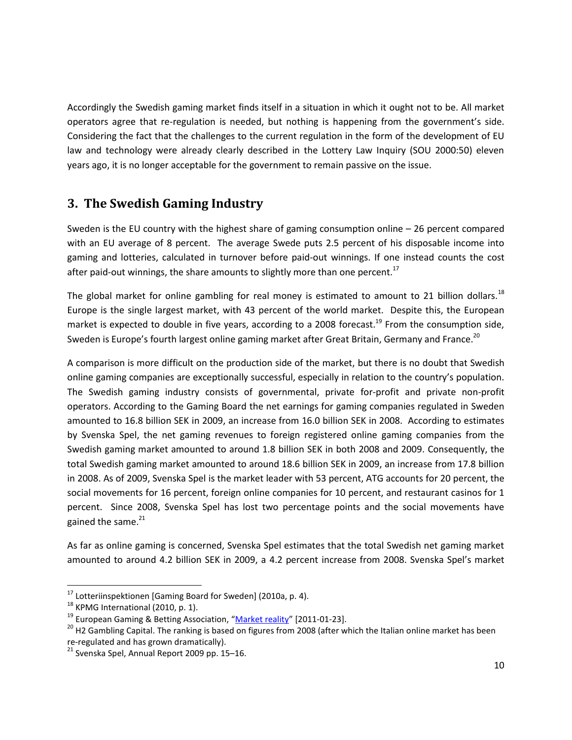Accordingly the Swedish gaming market finds itself in a situation in which it ought not to be. All market operators agree that re-regulation is needed, but nothing is happening from the government's side. Considering the fact that the challenges to the current regulation in the form of the development of EU law and technology were already clearly described in the Lottery Law Inquiry (SOU 2000:50) eleven years ago, it is no longer acceptable for the government to remain passive on the issue.

## 3. The Swedish Gaming Industry

Sweden is the EU country with the highest share of gaming consumption online – 26 percent compared with an EU average of 8 percent. The average Swede puts 2.5 percent of his disposable income into gaming and lotteries, calculated in turnover before paid-out winnings. If one instead counts the cost after paid-out winnings, the share amounts to slightly more than one percent.[17]

The global market for online gambling for real money is estimated to amount to 21 billion dollars.[18] Europe is the single largest market, with 43 percent of the world market. Despite this, the European market is expected to double in five years, according to a 2008 forecast.[19] From the consumption side, Sweden is Europe's fourth largest online gaming market after Great Britain, Germany and France.[20]

A comparison is more difficult on the production side of the market, but there is no doubt that Swedish online gaming companies are exceptionally successful, especially in relation to the country's population. The Swedish gaming industry consists of governmental, private for-profit and private non-profit operators. According to the Gaming Board the net earnings for gaming companies regulated in Sweden amounted to 16.8 billion SEK in 2009, an increase from 16.0 billion SEK in 2008. According to estimates by Svenska Spel, the net gaming revenues to foreign registered online gaming companies from the Swedish gaming market amounted to around 1.8 billion SEK in both 2008 and 2009. Consequently, the total Swedish gaming market amounted to around 18.6 billion SEK in 2009, an increase from 17.8 billion in 2008. As of 2009, Svenska Spel is the market leader with 53 percent, ATG accounts for 20 percent, the social movements for 16 percent, foreign online companies for 10 percent, and restaurant casinos for 1 percent. Since 2008, Svenska Spel has lost two percentage points and the social movements have gained the same.[21]

As far as online gaming is concerned, Svenska Spel estimates that the total Swedish net gaming market amounted to around 4.2 billion SEK in 2009, a 4.2 percent increase from 2008. Svenska Spel's market

---

[17] Lotteriinspektionen [Gaming Board for Sweden] (2010a, p. 4).

[18] KPMG International (2010, p. 1).

[19] European Gaming & Betting Association, "Market reality" [2011-01-23].

[20] H2 Gambling Capital. The ranking is based on figures from 2008 (after which the Italian online market has been re-regulated and has grown dramatically).

[21] Svenska Spel, Annual Report 2009 pp. 15–16.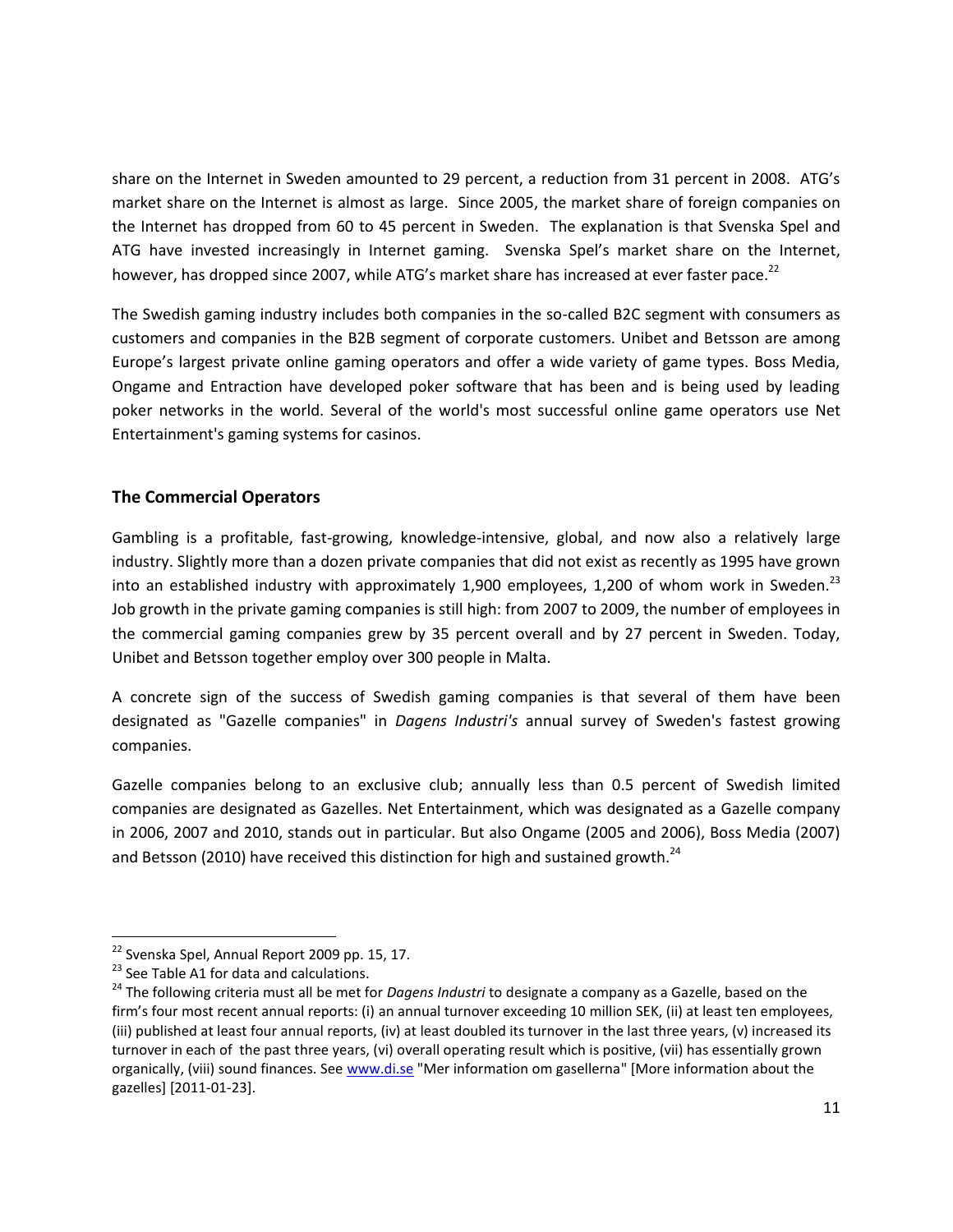share on the Internet in Sweden amounted to 29 percent, a reduction from 31 percent in 2008. ATG's market share on the Internet is almost as large. Since 2005, the market share of foreign companies on the Internet has dropped from 60 to 45 percent in Sweden. The explanation is that Svenska Spel and ATG have invested increasingly in Internet gaming. Svenska Spel's market share on the Internet, however, has dropped since 2007, while ATG's market share has increased at ever faster pace.[22]

The Swedish gaming industry includes both companies in the so-called B2C segment with consumers as customers and companies in the B2B segment of corporate customers. Unibet and Betsson are among Europe's largest private online gaming operators and offer a wide variety of game types. Boss Media, Ongame and Entraction have developed poker software that has been and is being used by leading poker networks in the world. Several of the world's most successful online game operators use Net Entertainment's gaming systems for casinos.

## The Commercial Operators

Gambling is a profitable, fast-growing, knowledge-intensive, global, and now also a relatively large industry. Slightly more than a dozen private companies that did not exist as recently as 1995 have grown into an established industry with approximately 1,900 employees, 1,200 of whom work in Sweden.[23] Job growth in the private gaming companies is still high: from 2007 to 2009, the number of employees in the commercial gaming companies grew by 35 percent overall and by 27 percent in Sweden. Today, Unibet and Betsson together employ over 300 people in Malta.

A concrete sign of the success of Swedish gaming companies is that several of them have been designated as "Gazelle companies" in *Dagens Industri's* annual survey of Sweden's fastest growing companies.

Gazelle companies belong to an exclusive club; annually less than 0.5 percent of Swedish limited companies are designated as Gazelles. Net Entertainment, which was designated as a Gazelle company in 2006, 2007 and 2010, stands out in particular. But also Ongame (2005 and 2006), Boss Media (2007) and Betsson (2010) have received this distinction for high and sustained growth.[24]

---

[22] Svenska Spel, Annual Report 2009 pp. 15, 17.

[23] See Table A1 for data and calculations.

[24] The following criteria must all be met for *Dagens Industri* to designate a company as a Gazelle, based on the firm's four most recent annual reports: (i) an annual turnover exceeding 10 million SEK, (ii) at least ten employees, (iii) published at least four annual reports, (iv) at least doubled its turnover in the last three years, (v) increased its turnover in each of the past three years, (vi) overall operating result which is positive, (vii) has essentially grown organically, (viii) sound finances. See www.di.se "Mer information om gasellerna" [More information about the gazelles] [2011-01-23].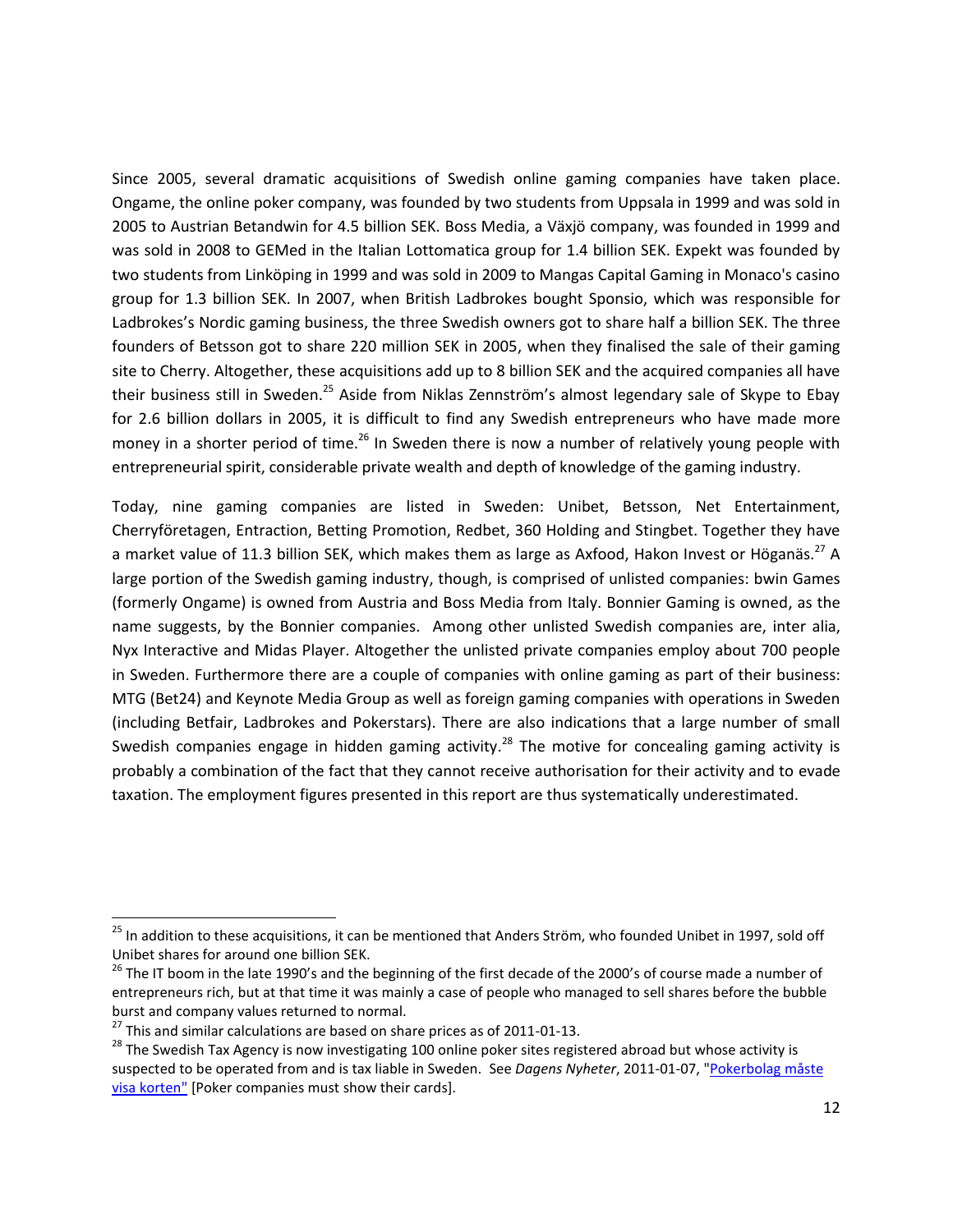Since 2005, several dramatic acquisitions of Swedish online gaming companies have taken place. Ongame, the online poker company, was founded by two students from Uppsala in 1999 and was sold in 2005 to Austrian Betandwin for 4.5 billion SEK. Boss Media, a Växjö company, was founded in 1999 and was sold in 2008 to GEMed in the Italian Lottomatica group for 1.4 billion SEK. Expekt was founded by two students from Linköping in 1999 and was sold in 2009 to Mangas Capital Gaming in Monaco's casino group for 1.3 billion SEK. In 2007, when British Ladbrokes bought Sponsio, which was responsible for Ladbrokes's Nordic gaming business, the three Swedish owners got to share half a billion SEK. The three founders of Betsson got to share 220 million SEK in 2005, when they finalised the sale of their gaming site to Cherry. Altogether, these acquisitions add up to 8 billion SEK and the acquired companies all have their business still in Sweden.[25] Aside from Niklas Zennström's almost legendary sale of Skype to Ebay for 2.6 billion dollars in 2005, it is difficult to find any Swedish entrepreneurs who have made more money in a shorter period of time.[26] In Sweden there is now a number of relatively young people with entrepreneurial spirit, considerable private wealth and depth of knowledge of the gaming industry.

Today, nine gaming companies are listed in Sweden: Unibet, Betsson, Net Entertainment, Cherryföretagen, Entraction, Betting Promotion, Redbet, 360 Holding and Stingbet. Together they have a market value of 11.3 billion SEK, which makes them as large as Axfood, Hakon Invest or Höganäs.[27] A large portion of the Swedish gaming industry, though, is comprised of unlisted companies: bwin Games (formerly Ongame) is owned from Austria and Boss Media from Italy. Bonnier Gaming is owned, as the name suggests, by the Bonnier companies. Among other unlisted Swedish companies are, inter alia, Nyx Interactive and Midas Player. Altogether the unlisted private companies employ about 700 people in Sweden. Furthermore there are a couple of companies with online gaming as part of their business: MTG (Bet24) and Keynote Media Group as well as foreign gaming companies with operations in Sweden (including Betfair, Ladbrokes and Pokerstars). There are also indications that a large number of small Swedish companies engage in hidden gaming activity.[28] The motive for concealing gaming activity is probably a combination of the fact that they cannot receive authorisation for their activity and to evade taxation. The employment figures presented in this report are thus systematically underestimated.

---

[25] In addition to these acquisitions, it can be mentioned that Anders Ström, who founded Unibet in 1997, sold off Unibet shares for around one billion SEK.

[26] The IT boom in the late 1990's and the beginning of the first decade of the 2000's of course made a number of entrepreneurs rich, but at that time it was mainly a case of people who managed to sell shares before the bubble burst and company values returned to normal.

[27] This and similar calculations are based on share prices as of 2011-01-13.

[28] The Swedish Tax Agency is now investigating 100 online poker sites registered abroad but whose activity is suspected to be operated from and is tax liable in Sweden. See *Dagens Nyheter*, 2011-01-07, "Pokerbolag måste visa korten" [Poker companies must show their cards].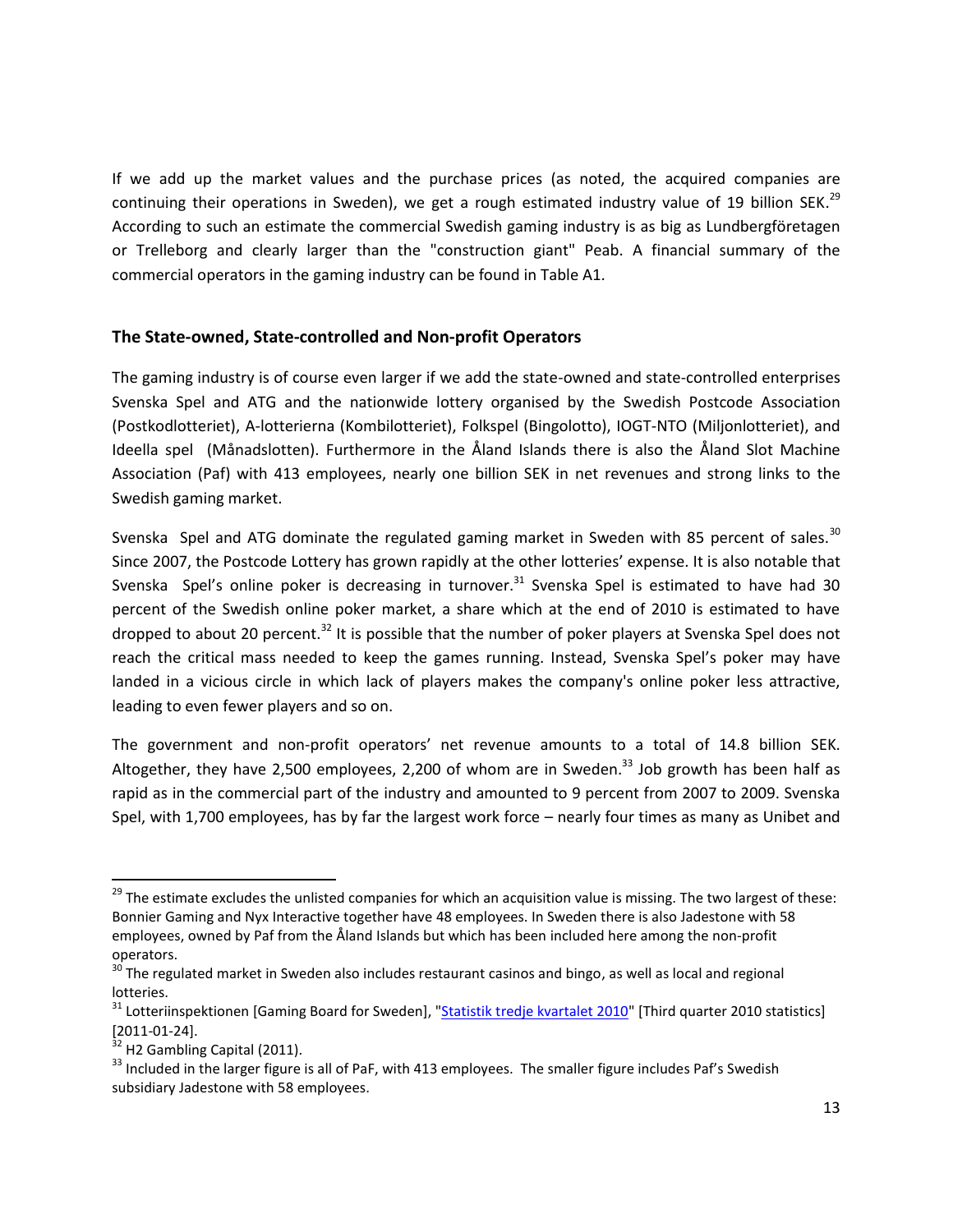If we add up the market values and the purchase prices (as noted, the acquired companies are continuing their operations in Sweden), we get a rough estimated industry value of 19 billion SEK.[29] According to such an estimate the commercial Swedish gaming industry is as big as Lundbergföretagen or Trelleborg and clearly larger than the "construction giant" Peab. A financial summary of the commercial operators in the gaming industry can be found in Table A1.

## The State-owned, State-controlled and Non-profit Operators

The gaming industry is of course even larger if we add the state-owned and state-controlled enterprises Svenska Spel and ATG and the nationwide lottery organised by the Swedish Postcode Association (Postkodlotteriet), A-lotterierna (Kombilotteriet), Folkspel (Bingolotto), IOGT-NTO (Miljonlotteriet), and Ideella spel (Månadslotten). Furthermore in the Åland Islands there is also the Åland Slot Machine Association (Paf) with 413 employees, nearly one billion SEK in net revenues and strong links to the Swedish gaming market.

Svenska Spel and ATG dominate the regulated gaming market in Sweden with 85 percent of sales.[30] Since 2007, the Postcode Lottery has grown rapidly at the other lotteries' expense. It is also notable that Svenska Spel's online poker is decreasing in turnover.[31] Svenska Spel is estimated to have had 30 percent of the Swedish online poker market, a share which at the end of 2010 is estimated to have dropped to about 20 percent.[32] It is possible that the number of poker players at Svenska Spel does not reach the critical mass needed to keep the games running. Instead, Svenska Spel's poker may have landed in a vicious circle in which lack of players makes the company's online poker less attractive, leading to even fewer players and so on.

The government and non-profit operators' net revenue amounts to a total of 14.8 billion SEK. Altogether, they have 2,500 employees, 2,200 of whom are in Sweden.[33] Job growth has been half as rapid as in the commercial part of the industry and amounted to 9 percent from 2007 to 2009. Svenska Spel, with 1,700 employees, has by far the largest work force – nearly four times as many as Unibet and

---

[29] The estimate excludes the unlisted companies for which an acquisition value is missing. The two largest of these: Bonnier Gaming and Nyx Interactive together have 48 employees. In Sweden there is also Jadestone with 58 employees, owned by Paf from the Åland Islands but which has been included here among the non-profit operators.

[30] The regulated market in Sweden also includes restaurant casinos and bingo, as well as local and regional lotteries.

[31] Lotteriinspektionen [Gaming Board for Sweden], "Statistik tredje kvartalet 2010" [Third quarter 2010 statistics] [2011-01-24].

[32] H2 Gambling Capital (2011).

[33] Included in the larger figure is all of PaF, with 413 employees. The smaller figure includes Paf's Swedish subsidiary Jadestone with 58 employees.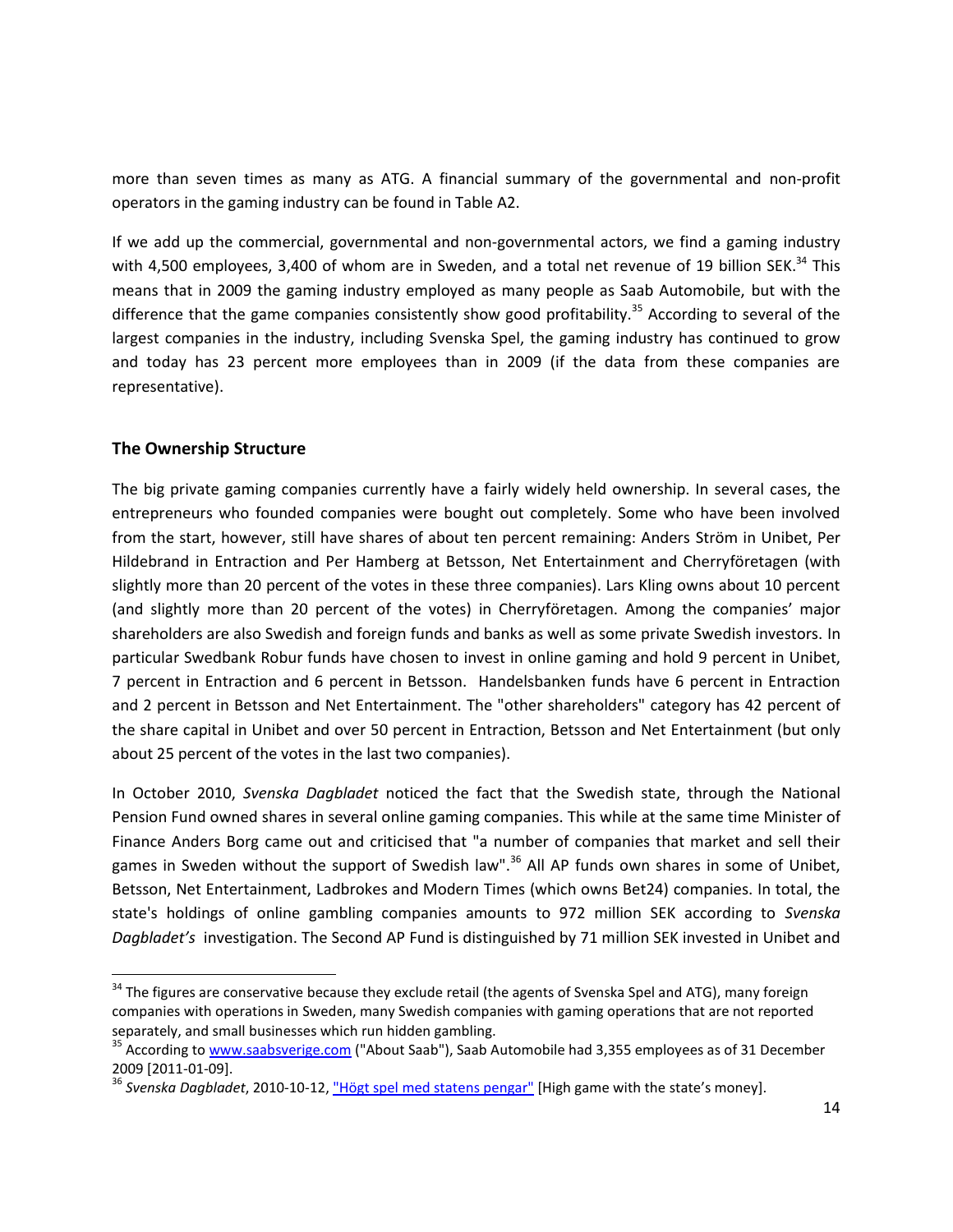more than seven times as many as ATG. A financial summary of the governmental and non-profit operators in the gaming industry can be found in Table A2.

If we add up the commercial, governmental and non-governmental actors, we find a gaming industry with 4,500 employees, 3,400 of whom are in Sweden, and a total net revenue of 19 billion SEK.[34] This means that in 2009 the gaming industry employed as many people as Saab Automobile, but with the difference that the game companies consistently show good profitability.[35] According to several of the largest companies in the industry, including Svenska Spel, the gaming industry has continued to grow and today has 23 percent more employees than in 2009 (if the data from these companies are representative).

### The Ownership Structure

The big private gaming companies currently have a fairly widely held ownership. In several cases, the entrepreneurs who founded companies were bought out completely. Some who have been involved from the start, however, still have shares of about ten percent remaining: Anders Ström in Unibet, Per Hildebrand in Entraction and Per Hamberg at Betsson, Net Entertainment and Cherryföretagen (with slightly more than 20 percent of the votes in these three companies). Lars Kling owns about 10 percent (and slightly more than 20 percent of the votes) in Cherryföretagen. Among the companies' major shareholders are also Swedish and foreign funds and banks as well as some private Swedish investors. In particular Swedbank Robur funds have chosen to invest in online gaming and hold 9 percent in Unibet, 7 percent in Entraction and 6 percent in Betsson. Handelsbanken funds have 6 percent in Entraction and 2 percent in Betsson and Net Entertainment. The "other shareholders" category has 42 percent of the share capital in Unibet and over 50 percent in Entraction, Betsson and Net Entertainment (but only about 25 percent of the votes in the last two companies).

In October 2010, *Svenska Dagbladet* noticed the fact that the Swedish state, through the National Pension Fund owned shares in several online gaming companies. This while at the same time Minister of Finance Anders Borg came out and criticised that "a number of companies that market and sell their games in Sweden without the support of Swedish law".[36] All AP funds own shares in some of Unibet, Betsson, Net Entertainment, Ladbrokes and Modern Times (which owns Bet24) companies. In total, the state's holdings of online gambling companies amounts to 972 million SEK according to *Svenska Dagbladet's* investigation. The Second AP Fund is distinguished by 71 million SEK invested in Unibet and

---

[34] The figures are conservative because they exclude retail (the agents of Svenska Spel and ATG), many foreign companies with operations in Sweden, many Swedish companies with gaming operations that are not reported separately, and small businesses which run hidden gambling.

[35] According to www.saabsverige.com ("About Saab"), Saab Automobile had 3,355 employees as of 31 December 2009 [2011-01-09].

[36] *Svenska Dagbladet*, 2010-10-12, "Högt spel med statens pengar" [High game with the state's money].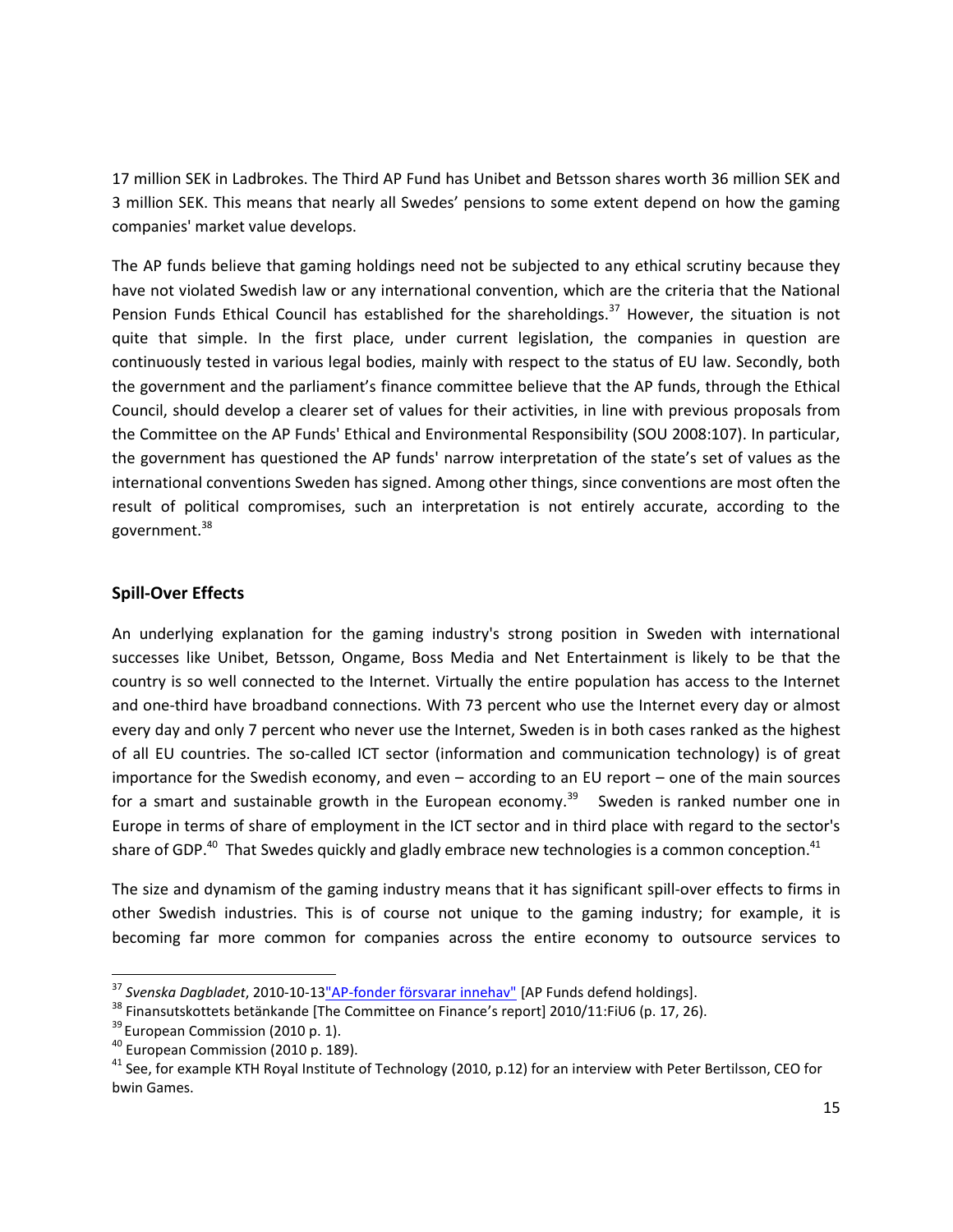17 million SEK in Ladbrokes. The Third AP Fund has Unibet and Betsson shares worth 36 million SEK and 3 million SEK. This means that nearly all Swedes' pensions to some extent depend on how the gaming companies' market value develops.

The AP funds believe that gaming holdings need not be subjected to any ethical scrutiny because they have not violated Swedish law or any international convention, which are the criteria that the National Pension Funds Ethical Council has established for the shareholdings.[37] However, the situation is not quite that simple. In the first place, under current legislation, the companies in question are continuously tested in various legal bodies, mainly with respect to the status of EU law. Secondly, both the government and the parliament's finance committee believe that the AP funds, through the Ethical Council, should develop a clearer set of values for their activities, in line with previous proposals from the Committee on the AP Funds' Ethical and Environmental Responsibility (SOU 2008:107). In particular, the government has questioned the AP funds' narrow interpretation of the state's set of values as the international conventions Sweden has signed. Among other things, since conventions are most often the result of political compromises, such an interpretation is not entirely accurate, according to the government.[38]

## Spill-Over Effects

An underlying explanation for the gaming industry's strong position in Sweden with international successes like Unibet, Betsson, Ongame, Boss Media and Net Entertainment is likely to be that the country is so well connected to the Internet. Virtually the entire population has access to the Internet and one-third have broadband connections. With 73 percent who use the Internet every day or almost every day and only 7 percent who never use the Internet, Sweden is in both cases ranked as the highest of all EU countries. The so-called ICT sector (information and communication technology) is of great importance for the Swedish economy, and even – according to an EU report – one of the main sources for a smart and sustainable growth in the European economy.[39] Sweden is ranked number one in Europe in terms of share of employment in the ICT sector and in third place with regard to the sector's share of GDP.[40] That Swedes quickly and gladly embrace new technologies is a common conception.[41]

The size and dynamism of the gaming industry means that it has significant spill-over effects to firms in other Swedish industries. This is of course not unique to the gaming industry; for example, it is becoming far more common for companies across the entire economy to outsource services to

---

[37] *Svenska Dagbladet*, 2010-10-13"AP-fonder försvarar innehav" [AP Funds defend holdings].

[38] Finansutskottets betänkande [The Committee on Finance's report] 2010/11:FiU6 (p. 17, 26).

[39] European Commission (2010 p. 1).

[40] European Commission (2010 p. 189).

[41] See, for example KTH Royal Institute of Technology (2010, p.12) for an interview with Peter Bertilsson, CEO for bwin Games.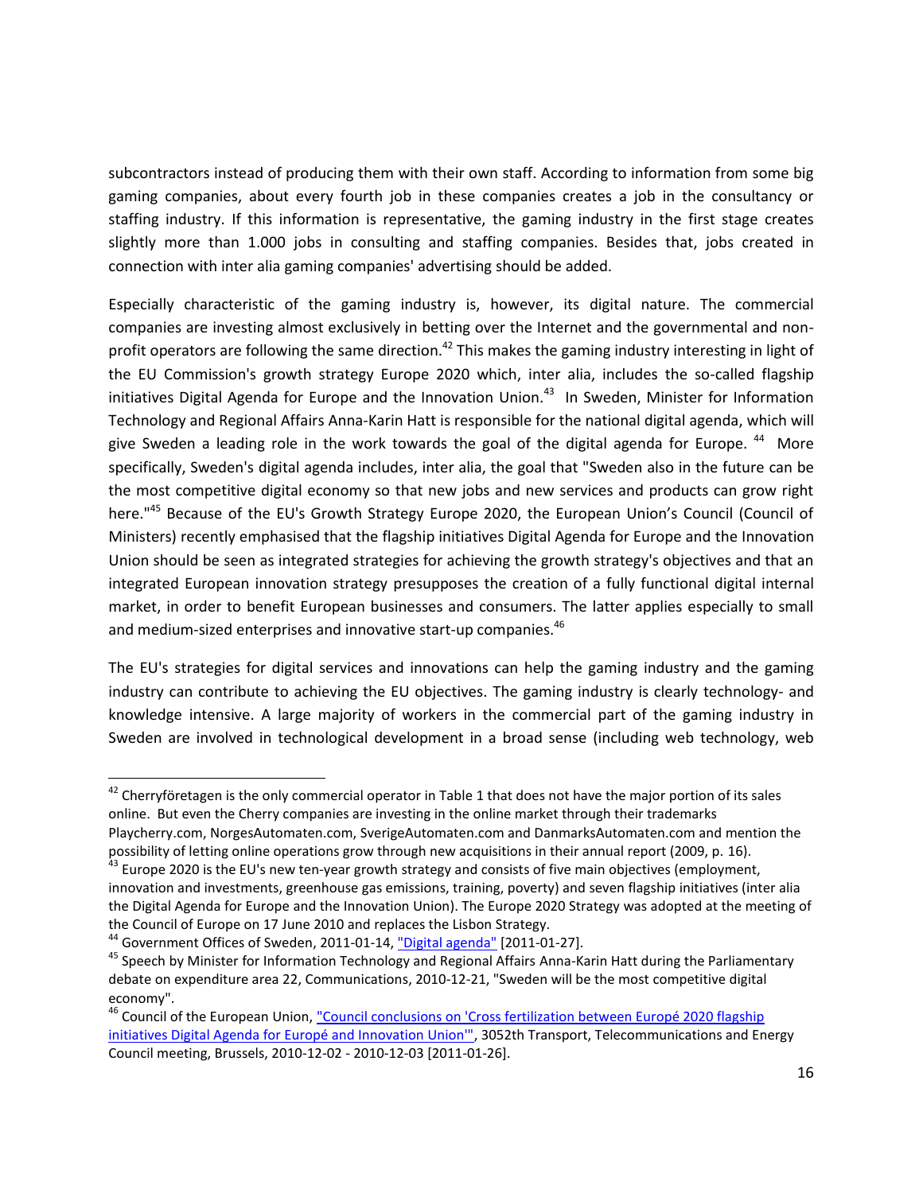subcontractors instead of producing them with their own staff. According to information from some big gaming companies, about every fourth job in these companies creates a job in the consultancy or staffing industry. If this information is representative, the gaming industry in the first stage creates slightly more than 1.000 jobs in consulting and staffing companies. Besides that, jobs created in connection with inter alia gaming companies' advertising should be added.

Especially characteristic of the gaming industry is, however, its digital nature. The commercial companies are investing almost exclusively in betting over the Internet and the governmental and non-profit operators are following the same direction.[42] This makes the gaming industry interesting in light of the EU Commission's growth strategy Europe 2020 which, inter alia, includes the so-called flagship initiatives Digital Agenda for Europe and the Innovation Union.[43] In Sweden, Minister for Information Technology and Regional Affairs Anna-Karin Hatt is responsible for the national digital agenda, which will give Sweden a leading role in the work towards the goal of the digital agenda for Europe.[44] More specifically, Sweden's digital agenda includes, inter alia, the goal that "Sweden also in the future can be the most competitive digital economy so that new jobs and new services and products can grow right here."[45] Because of the EU's Growth Strategy Europe 2020, the European Union's Council (Council of Ministers) recently emphasised that the flagship initiatives Digital Agenda for Europe and the Innovation Union should be seen as integrated strategies for achieving the growth strategy's objectives and that an integrated European innovation strategy presupposes the creation of a fully functional digital internal market, in order to benefit European businesses and consumers. The latter applies especially to small and medium-sized enterprises and innovative start-up companies.[46]

The EU's strategies for digital services and innovations can help the gaming industry and the gaming industry can contribute to achieving the EU objectives. The gaming industry is clearly technology- and knowledge intensive. A large majority of workers in the commercial part of the gaming industry in Sweden are involved in technological development in a broad sense (including web technology, web

---

[42] Cherryföretagen is the only commercial operator in Table 1 that does not have the major portion of its sales online. But even the Cherry companies are investing in the online market through their trademarks Playcherry.com, NorgesAutomaten.com, SverigeAutomaten.com and DanmarksAutomaten.com and mention the possibility of letting online operations grow through new acquisitions in their annual report (2009, p. 16).

[43] Europe 2020 is the EU's new ten-year growth strategy and consists of five main objectives (employment, innovation and investments, greenhouse gas emissions, training, poverty) and seven flagship initiatives (inter alia the Digital Agenda for Europe and the Innovation Union). The Europe 2020 Strategy was adopted at the meeting of the Council of Europe on 17 June 2010 and replaces the Lisbon Strategy.

[44] Government Offices of Sweden, 2011-01-14, "Digital agenda" [2011-01-27].

[45] Speech by Minister for Information Technology and Regional Affairs Anna-Karin Hatt during the Parliamentary debate on expenditure area 22, Communications, 2010-12-21, "Sweden will be the most competitive digital economy".

[46] Council of the European Union, "Council conclusions on 'Cross fertilization between Europé 2020 flagship initiatives Digital Agenda for Europé and Innovation Union'", 3052th Transport, Telecommunications and Energy Council meeting, Brussels, 2010-12-02 - 2010-12-03 [2011-01-26].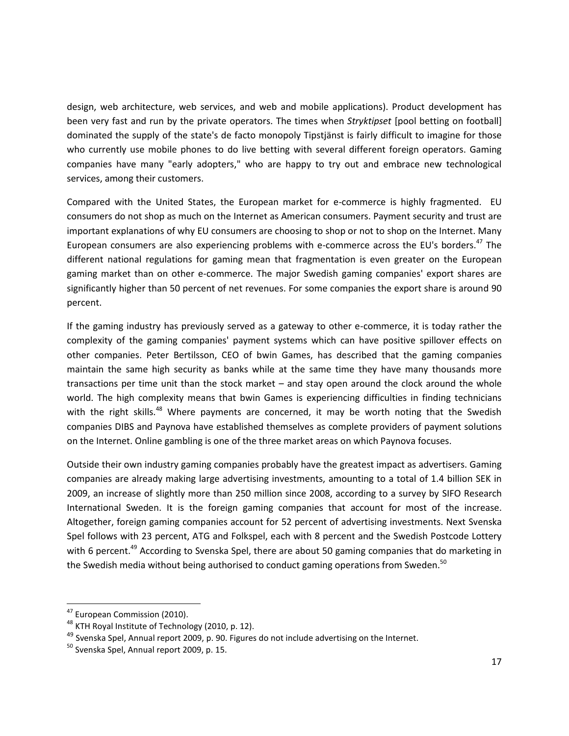design, web architecture, web services, and web and mobile applications). Product development has been very fast and run by the private operators. The times when *Stryktipset* [pool betting on football] dominated the supply of the state's de facto monopoly Tipstjänst is fairly difficult to imagine for those who currently use mobile phones to do live betting with several different foreign operators. Gaming companies have many "early adopters," who are happy to try out and embrace new technological services, among their customers.

Compared with the United States, the European market for e-commerce is highly fragmented. EU consumers do not shop as much on the Internet as American consumers. Payment security and trust are important explanations of why EU consumers are choosing to shop or not to shop on the Internet. Many European consumers are also experiencing problems with e-commerce across the EU's borders.[47] The different national regulations for gaming mean that fragmentation is even greater on the European gaming market than on other e-commerce. The major Swedish gaming companies' export shares are significantly higher than 50 percent of net revenues. For some companies the export share is around 90 percent.

If the gaming industry has previously served as a gateway to other e-commerce, it is today rather the complexity of the gaming companies' payment systems which can have positive spillover effects on other companies. Peter Bertilsson, CEO of bwin Games, has described that the gaming companies maintain the same high security as banks while at the same time they have many thousands more transactions per time unit than the stock market – and stay open around the clock around the whole world. The high complexity means that bwin Games is experiencing difficulties in finding technicians with the right skills.[48] Where payments are concerned, it may be worth noting that the Swedish companies DIBS and Paynova have established themselves as complete providers of payment solutions on the Internet. Online gambling is one of the three market areas on which Paynova focuses.

Outside their own industry gaming companies probably have the greatest impact as advertisers. Gaming companies are already making large advertising investments, amounting to a total of 1.4 billion SEK in 2009, an increase of slightly more than 250 million since 2008, according to a survey by SIFO Research International Sweden. It is the foreign gaming companies that account for most of the increase. Altogether, foreign gaming companies account for 52 percent of advertising investments. Next Svenska Spel follows with 23 percent, ATG and Folkspel, each with 8 percent and the Swedish Postcode Lottery with 6 percent.[49] According to Svenska Spel, there are about 50 gaming companies that do marketing in the Swedish media without being authorised to conduct gaming operations from Sweden.[50]

[47] European Commission (2010).

[48] KTH Royal Institute of Technology (2010, p. 12).

[49] Svenska Spel, Annual report 2009, p. 90. Figures do not include advertising on the Internet.

[50] Svenska Spel, Annual report 2009, p. 15.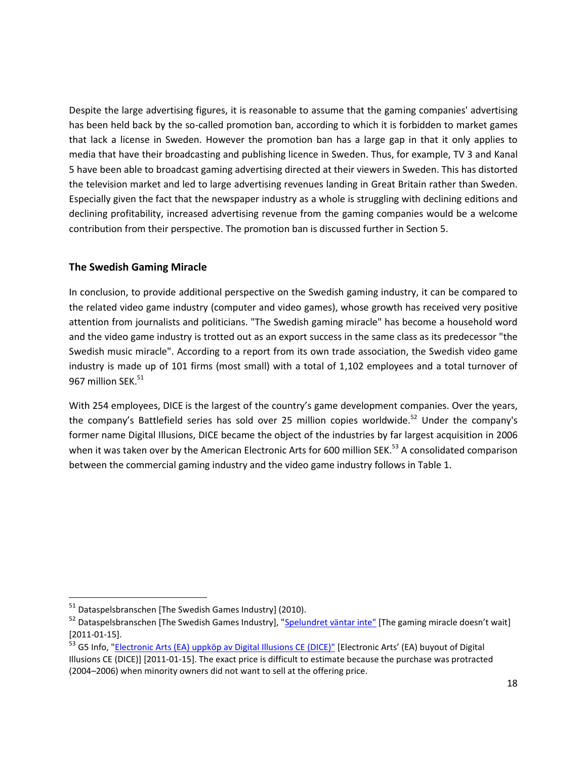Despite the large advertising figures, it is reasonable to assume that the gaming companies' advertising has been held back by the so-called promotion ban, according to which it is forbidden to market games that lack a license in Sweden. However the promotion ban has a large gap in that it only applies to media that have their broadcasting and publishing licence in Sweden. Thus, for example, TV 3 and Kanal 5 have been able to broadcast gaming advertising directed at their viewers in Sweden. This has distorted the television market and led to large advertising revenues landing in Great Britain rather than Sweden. Especially given the fact that the newspaper industry as a whole is struggling with declining editions and declining profitability, increased advertising revenue from the gaming companies would be a welcome contribution from their perspective. The promotion ban is discussed further in Section 5.

### The Swedish Gaming Miracle

In conclusion, to provide additional perspective on the Swedish gaming industry, it can be compared to the related video game industry (computer and video games), whose growth has received very positive attention from journalists and politicians. "The Swedish gaming miracle" has become a household word and the video game industry is trotted out as an export success in the same class as its predecessor "the Swedish music miracle". According to a report from its own trade association, the Swedish video game industry is made up of 101 firms (most small) with a total of 1,102 employees and a total turnover of 967 million SEK.[51]

With 254 employees, DICE is the largest of the country's game development companies. Over the years, the company's Battlefield series has sold over 25 million copies worldwide.[52] Under the company's former name Digital Illusions, DICE became the object of the industries by far largest acquisition in 2006 when it was taken over by the American Electronic Arts for 600 million SEK.[53] A consolidated comparison between the commercial gaming industry and the video game industry follows in Table 1.

---

[51] Dataspelsbranschen [The Swedish Games Industry] (2010).

[52] Dataspelsbranschen [The Swedish Games Industry], "Spelundret väntar inte" [The gaming miracle doesn't wait] [2011-01-15].

[53] G5 Info, "Electronic Arts (EA) uppköp av Digital Illusions CE (DICE)" [Electronic Arts' (EA) buyout of Digital Illusions CE (DICE)] [2011-01-15]. The exact price is difficult to estimate because the purchase was protracted (2004–2006) when minority owners did not want to sell at the offering price.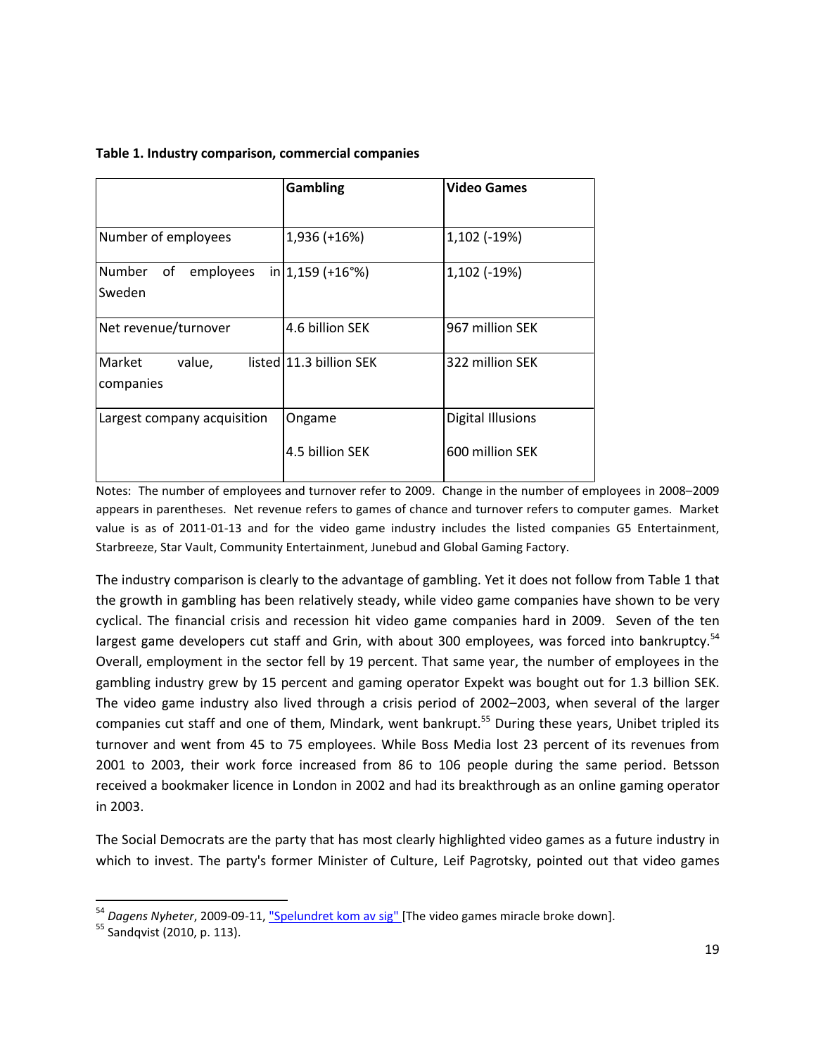**Table 1. Industry comparison, commercial companies**

| | Gambling | Video Games |
|---|---|---|
| Number of employees | 1,936 (+16%) | 1,102 (-19%) |
| Number of employees in Sweden | 1,159 (+16°%) | 1,102 (-19%) |
| Net revenue/turnover | 4.6 billion SEK | 967 million SEK |
| Market value, listed companies | 11.3 billion SEK | 322 million SEK |
| Largest company acquisition | Ongame<br>4.5 billion SEK | Digital Illusions<br>600 million SEK |

Notes: The number of employees and turnover refer to 2009. Change in the number of employees in 2008–2009 appears in parentheses. Net revenue refers to games of chance and turnover refers to computer games. Market value is as of 2011-01-13 and for the video game industry includes the listed companies G5 Entertainment, Starbreeze, Star Vault, Community Entertainment, Junebud and Global Gaming Factory.

The industry comparison is clearly to the advantage of gambling. Yet it does not follow from Table 1 that the growth in gambling has been relatively steady, while video game companies have shown to be very cyclical. The financial crisis and recession hit video game companies hard in 2009. Seven of the ten largest game developers cut staff and Grin, with about 300 employees, was forced into bankruptcy.[54] Overall, employment in the sector fell by 19 percent. That same year, the number of employees in the gambling industry grew by 15 percent and gaming operator Expekt was bought out for 1.3 billion SEK. The video game industry also lived through a crisis period of 2002–2003, when several of the larger companies cut staff and one of them, Mindark, went bankrupt.[55] During these years, Unibet tripled its turnover and went from 45 to 75 employees. While Boss Media lost 23 percent of its revenues from 2001 to 2003, their work force increased from 86 to 106 people during the same period. Betsson received a bookmaker licence in London in 2002 and had its breakthrough as an online gaming operator in 2003.

The Social Democrats are the party that has most clearly highlighted video games as a future industry in which to invest. The party's former Minister of Culture, Leif Pagrotsky, pointed out that video games

---

[54] *Dagens Nyheter*, 2009-09-11, "Spelundret kom av sig" [The video games miracle broke down].

[55] Sandqvist (2010, p. 113).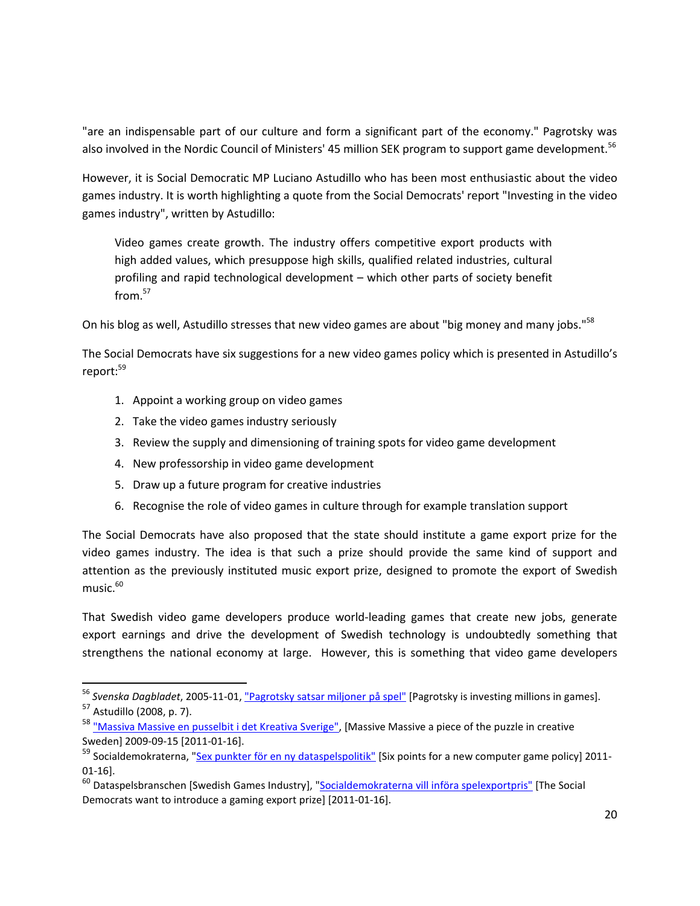"are an indispensable part of our culture and form a significant part of the economy." Pagrotsky was also involved in the Nordic Council of Ministers' 45 million SEK program to support game development.[56]

However, it is Social Democratic MP Luciano Astudillo who has been most enthusiastic about the video games industry. It is worth highlighting a quote from the Social Democrats' report "Investing in the video games industry", written by Astudillo:

> Video games create growth. The industry offers competitive export products with high added values, which presuppose high skills, qualified related industries, cultural profiling and rapid technological development – which other parts of society benefit from.[57]

On his blog as well, Astudillo stresses that new video games are about "big money and many jobs."[58]

The Social Democrats have six suggestions for a new video games policy which is presented in Astudillo's report:[59]

1. Appoint a working group on video games
2. Take the video games industry seriously
3. Review the supply and dimensioning of training spots for video game development
4. New professorship in video game development
5. Draw up a future program for creative industries
6. Recognise the role of video games in culture through for example translation support

The Social Democrats have also proposed that the state should institute a game export prize for the video games industry. The idea is that such a prize should provide the same kind of support and attention as the previously instituted music export prize, designed to promote the export of Swedish music.[60]

That Swedish video game developers produce world-leading games that create new jobs, generate export earnings and drive the development of Swedish technology is undoubtedly something that strengthens the national economy at large. However, this is something that video game developers

---

[56] *Svenska Dagbladet*, 2005-11-01, "Pagrotsky satsar miljoner på spel" [Pagrotsky is investing millions in games].

[57] Astudillo (2008, p. 7).

[58] "Massiva Massive en pusselbit i det Kreativa Sverige", [Massive Massive a piece of the puzzle in creative Sweden] 2009-09-15 [2011-01-16].

[59] Socialdemokraterna, "Sex punkter för en ny dataspelspolitik" [Six points for a new computer game policy] 2011-01-16].

[60] Dataspelsbranschen [Swedish Games Industry], "Socialdemokraterna vill införa spelexportpris" [The Social Democrats want to introduce a gaming export prize] [2011-01-16].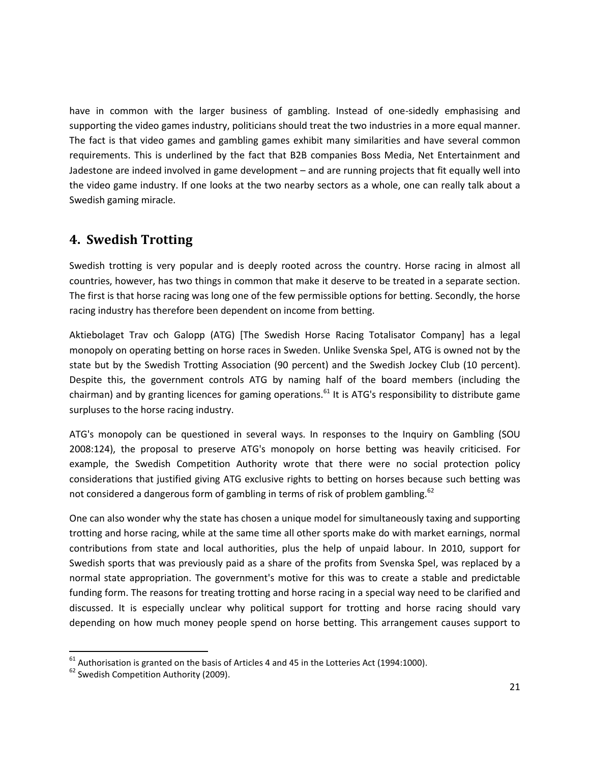have in common with the larger business of gambling. Instead of one-sidedly emphasising and supporting the video games industry, politicians should treat the two industries in a more equal manner. The fact is that video games and gambling games exhibit many similarities and have several common requirements. This is underlined by the fact that B2B companies Boss Media, Net Entertainment and Jadestone are indeed involved in game development – and are running projects that fit equally well into the video game industry. If one looks at the two nearby sectors as a whole, one can really talk about a Swedish gaming miracle.

## 4. Swedish Trotting

Swedish trotting is very popular and is deeply rooted across the country. Horse racing in almost all countries, however, has two things in common that make it deserve to be treated in a separate section. The first is that horse racing was long one of the few permissible options for betting. Secondly, the horse racing industry has therefore been dependent on income from betting.

Aktiebolaget Trav och Galopp (ATG) [The Swedish Horse Racing Totalisator Company] has a legal monopoly on operating betting on horse races in Sweden. Unlike Svenska Spel, ATG is owned not by the state but by the Swedish Trotting Association (90 percent) and the Swedish Jockey Club (10 percent). Despite this, the government controls ATG by naming half of the board members (including the chairman) and by granting licences for gaming operations.[61] It is ATG's responsibility to distribute game surpluses to the horse racing industry.

ATG's monopoly can be questioned in several ways. In responses to the Inquiry on Gambling (SOU 2008:124), the proposal to preserve ATG's monopoly on horse betting was heavily criticised. For example, the Swedish Competition Authority wrote that there were no social protection policy considerations that justified giving ATG exclusive rights to betting on horses because such betting was not considered a dangerous form of gambling in terms of risk of problem gambling.[62]

One can also wonder why the state has chosen a unique model for simultaneously taxing and supporting trotting and horse racing, while at the same time all other sports make do with market earnings, normal contributions from state and local authorities, plus the help of unpaid labour. In 2010, support for Swedish sports that was previously paid as a share of the profits from Svenska Spel, was replaced by a normal state appropriation. The government's motive for this was to create a stable and predictable funding form. The reasons for treating trotting and horse racing in a special way need to be clarified and discussed. It is especially unclear why political support for trotting and horse racing should vary depending on how much money people spend on horse betting. This arrangement causes support to

---

[61] Authorisation is granted on the basis of Articles 4 and 45 in the Lotteries Act (1994:1000).

[62] Swedish Competition Authority (2009).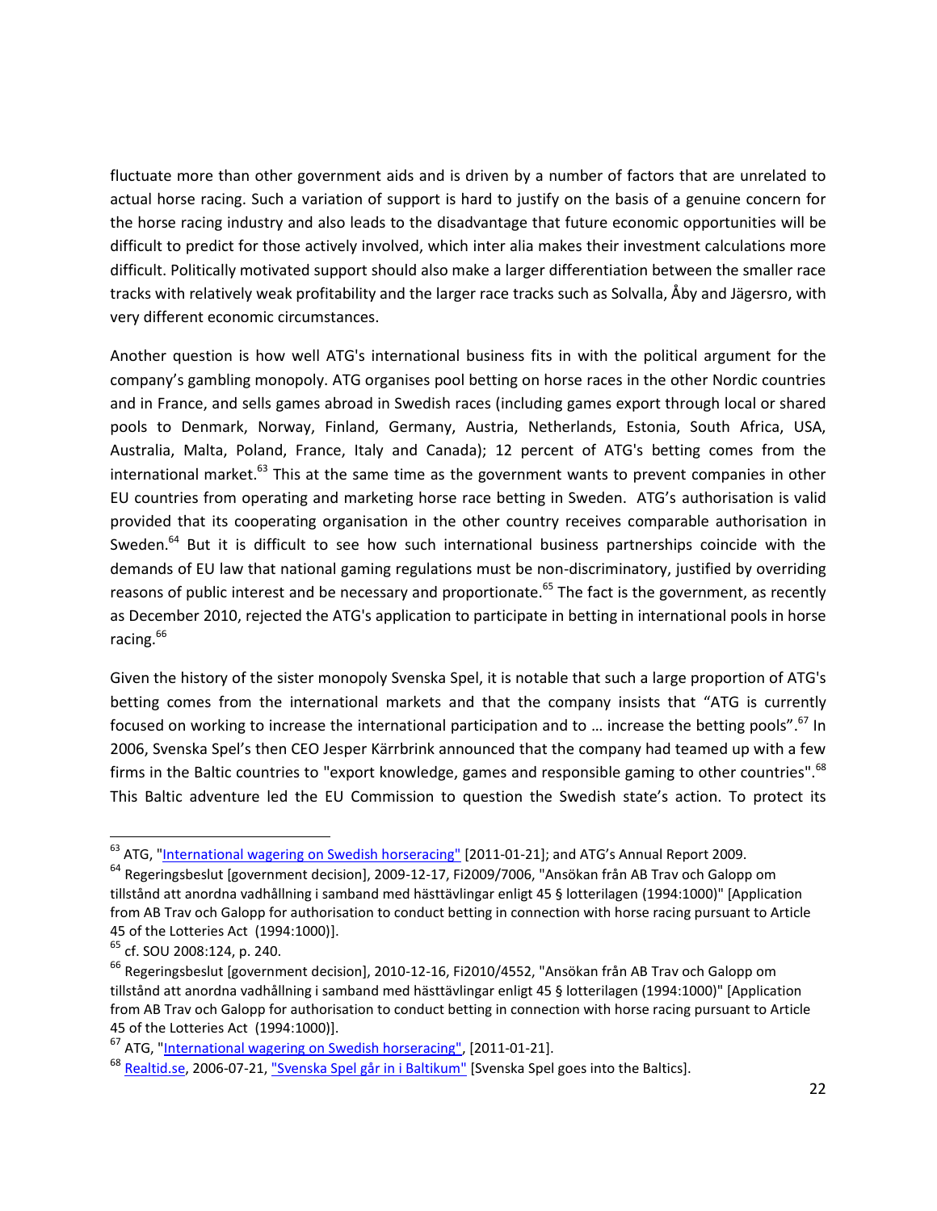fluctuate more than other government aids and is driven by a number of factors that are unrelated to actual horse racing. Such a variation of support is hard to justify on the basis of a genuine concern for the horse racing industry and also leads to the disadvantage that future economic opportunities will be difficult to predict for those actively involved, which inter alia makes their investment calculations more difficult. Politically motivated support should also make a larger differentiation between the smaller race tracks with relatively weak profitability and the larger race tracks such as Solvalla, Åby and Jägersro, with very different economic circumstances.

Another question is how well ATG's international business fits in with the political argument for the company's gambling monopoly. ATG organises pool betting on horse races in the other Nordic countries and in France, and sells games abroad in Swedish races (including games export through local or shared pools to Denmark, Norway, Finland, Germany, Austria, Netherlands, Estonia, South Africa, USA, Australia, Malta, Poland, France, Italy and Canada); 12 percent of ATG's betting comes from the international market.[63] This at the same time as the government wants to prevent companies in other EU countries from operating and marketing horse race betting in Sweden. ATG's authorisation is valid provided that its cooperating organisation in the other country receives comparable authorisation in Sweden.[64] But it is difficult to see how such international business partnerships coincide with the demands of EU law that national gaming regulations must be non-discriminatory, justified by overriding reasons of public interest and be necessary and proportionate.[65] The fact is the government, as recently as December 2010, rejected the ATG's application to participate in betting in international pools in horse racing.[66]

Given the history of the sister monopoly Svenska Spel, it is notable that such a large proportion of ATG's betting comes from the international markets and that the company insists that "ATG is currently focused on working to increase the international participation and to … increase the betting pools".[67] In 2006, Svenska Spel's then CEO Jesper Kärrbrink announced that the company had teamed up with a few firms in the Baltic countries to "export knowledge, games and responsible gaming to other countries".[68] This Baltic adventure led the EU Commission to question the Swedish state's action. To protect its

---

[63] ATG, "International wagering on Swedish horseracing" [2011-01-21]; and ATG's Annual Report 2009.

[64] Regeringsbeslut [government decision], 2009-12-17, Fi2009/7006, "Ansökan från AB Trav och Galopp om tillstånd att anordna vadhållning i samband med hästtävlingar enligt 45 § lotterilagen (1994:1000)" [Application from AB Trav och Galopp for authorisation to conduct betting in connection with horse racing pursuant to Article 45 of the Lotteries Act (1994:1000)].

[65] cf. SOU 2008:124, p. 240.

[66] Regeringsbeslut [government decision], 2010-12-16, Fi2010/4552, "Ansökan från AB Trav och Galopp om tillstånd att anordna vadhållning i samband med hästtävlingar enligt 45 § lotterilagen (1994:1000)" [Application from AB Trav och Galopp for authorisation to conduct betting in connection with horse racing pursuant to Article 45 of the Lotteries Act (1994:1000)].

[67] ATG, "International wagering on Swedish horseracing", [2011-01-21].

[68] Realtid.se, 2006-07-21, "Svenska Spel går in i Baltikum" [Svenska Spel goes into the Baltics].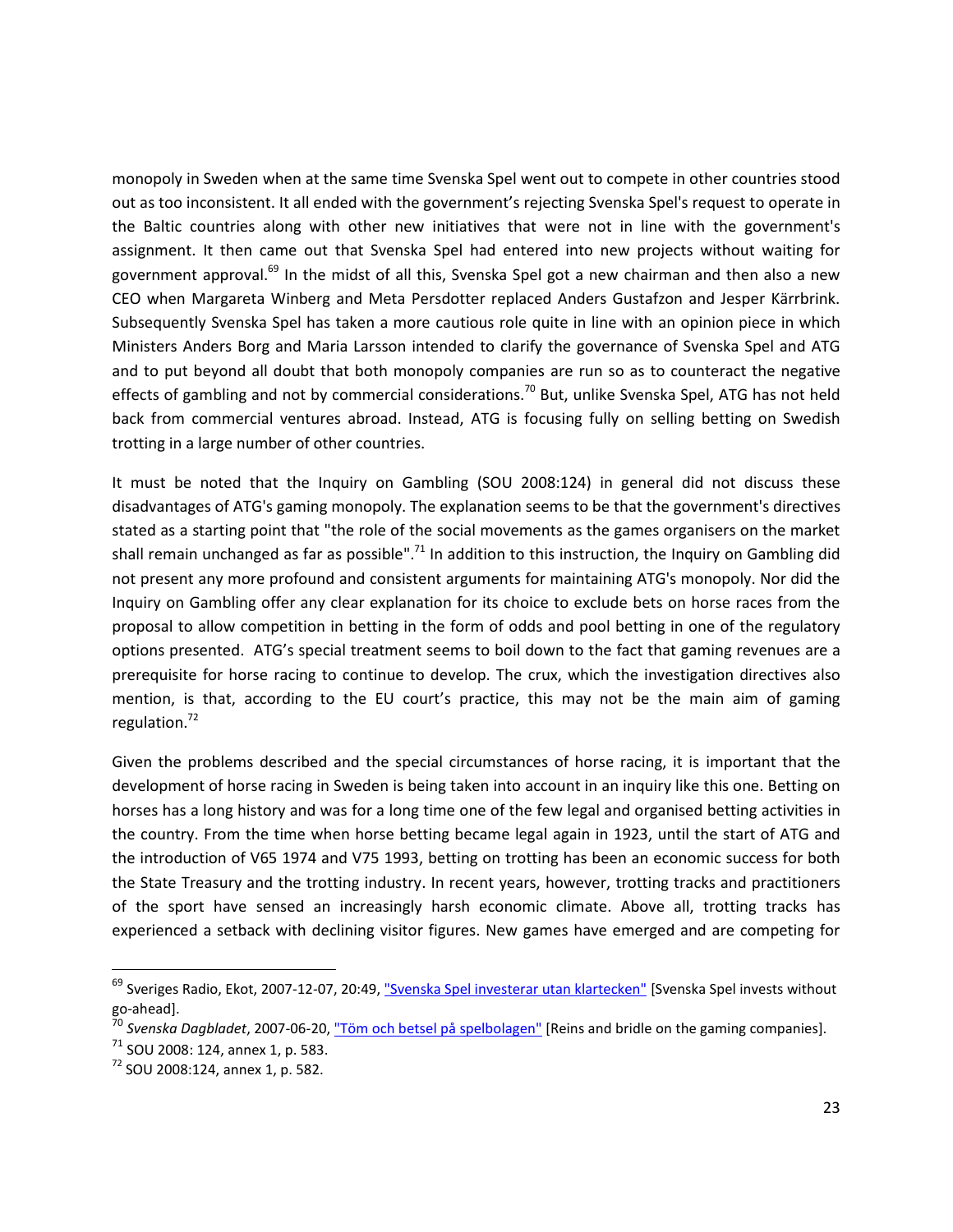monopoly in Sweden when at the same time Svenska Spel went out to compete in other countries stood out as too inconsistent. It all ended with the government's rejecting Svenska Spel's request to operate in the Baltic countries along with other new initiatives that were not in line with the government's assignment. It then came out that Svenska Spel had entered into new projects without waiting for government approval.[69] In the midst of all this, Svenska Spel got a new chairman and then also a new CEO when Margareta Winberg and Meta Persdotter replaced Anders Gustafzon and Jesper Kärrbrink. Subsequently Svenska Spel has taken a more cautious role quite in line with an opinion piece in which Ministers Anders Borg and Maria Larsson intended to clarify the governance of Svenska Spel and ATG and to put beyond all doubt that both monopoly companies are run so as to counteract the negative effects of gambling and not by commercial considerations.[70] But, unlike Svenska Spel, ATG has not held back from commercial ventures abroad. Instead, ATG is focusing fully on selling betting on Swedish trotting in a large number of other countries.

It must be noted that the Inquiry on Gambling (SOU 2008:124) in general did not discuss these disadvantages of ATG's gaming monopoly. The explanation seems to be that the government's directives stated as a starting point that "the role of the social movements as the games organisers on the market shall remain unchanged as far as possible".[71] In addition to this instruction, the Inquiry on Gambling did not present any more profound and consistent arguments for maintaining ATG's monopoly. Nor did the Inquiry on Gambling offer any clear explanation for its choice to exclude bets on horse races from the proposal to allow competition in betting in the form of odds and pool betting in one of the regulatory options presented. ATG's special treatment seems to boil down to the fact that gaming revenues are a prerequisite for horse racing to continue to develop. The crux, which the investigation directives also mention, is that, according to the EU court's practice, this may not be the main aim of gaming regulation.[72]

Given the problems described and the special circumstances of horse racing, it is important that the development of horse racing in Sweden is being taken into account in an inquiry like this one. Betting on horses has a long history and was for a long time one of the few legal and organised betting activities in the country. From the time when horse betting became legal again in 1923, until the start of ATG and the introduction of V65 1974 and V75 1993, betting on trotting has been an economic success for both the State Treasury and the trotting industry. In recent years, however, trotting tracks and practitioners of the sport have sensed an increasingly harsh economic climate. Above all, trotting tracks has experienced a setback with declining visitor figures. New games have emerged and are competing for

---

[69] Sveriges Radio, Ekot, 2007-12-07, 20:49, "Svenska Spel investerar utan klartecken" [Svenska Spel invests without go-ahead].

[70] *Svenska Dagbladet*, 2007-06-20, "Töm och betsel på spelbolagen" [Reins and bridle on the gaming companies].

[71] SOU 2008: 124, annex 1, p. 583.

[72] SOU 2008:124, annex 1, p. 582.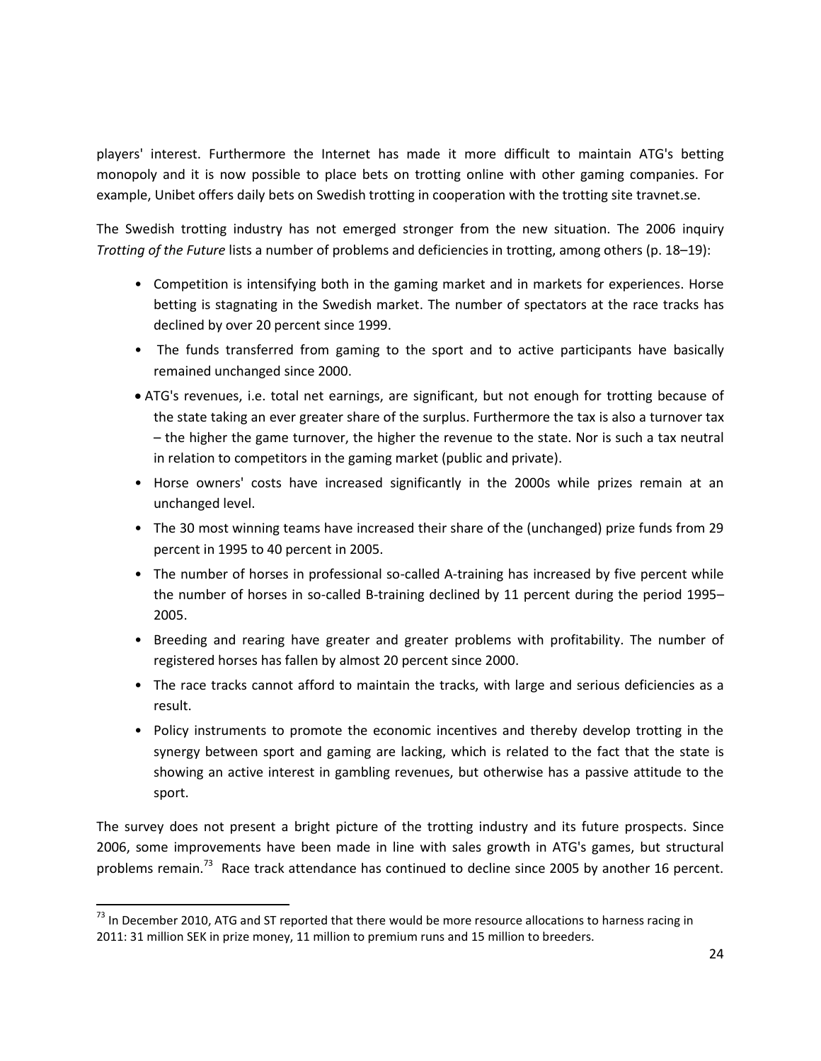players' interest. Furthermore the Internet has made it more difficult to maintain ATG's betting monopoly and it is now possible to place bets on trotting online with other gaming companies. For example, Unibet offers daily bets on Swedish trotting in cooperation with the trotting site travnet.se.

The Swedish trotting industry has not emerged stronger from the new situation. The 2006 inquiry *Trotting of the Future* lists a number of problems and deficiencies in trotting, among others (p. 18–19):

- Competition is intensifying both in the gaming market and in markets for experiences. Horse betting is stagnating in the Swedish market. The number of spectators at the race tracks has declined by over 20 percent since 1999.
- The funds transferred from gaming to the sport and to active participants have basically remained unchanged since 2000.
- ATG's revenues, i.e. total net earnings, are significant, but not enough for trotting because of the state taking an ever greater share of the surplus. Furthermore the tax is also a turnover tax – the higher the game turnover, the higher the revenue to the state. Nor is such a tax neutral in relation to competitors in the gaming market (public and private).
- Horse owners' costs have increased significantly in the 2000s while prizes remain at an unchanged level.
- The 30 most winning teams have increased their share of the (unchanged) prize funds from 29 percent in 1995 to 40 percent in 2005.
- The number of horses in professional so-called A-training has increased by five percent while the number of horses in so-called B-training declined by 11 percent during the period 1995–2005.
- Breeding and rearing have greater and greater problems with profitability. The number of registered horses has fallen by almost 20 percent since 2000.
- The race tracks cannot afford to maintain the tracks, with large and serious deficiencies as a result.
- Policy instruments to promote the economic incentives and thereby develop trotting in the synergy between sport and gaming are lacking, which is related to the fact that the state is showing an active interest in gambling revenues, but otherwise has a passive attitude to the sport.

The survey does not present a bright picture of the trotting industry and its future prospects. Since 2006, some improvements have been made in line with sales growth in ATG's games, but structural problems remain.[73] Race track attendance has continued to decline since 2005 by another 16 percent.

[73] In December 2010, ATG and ST reported that there would be more resource allocations to harness racing in 2011: 31 million SEK in prize money, 11 million to premium runs and 15 million to breeders.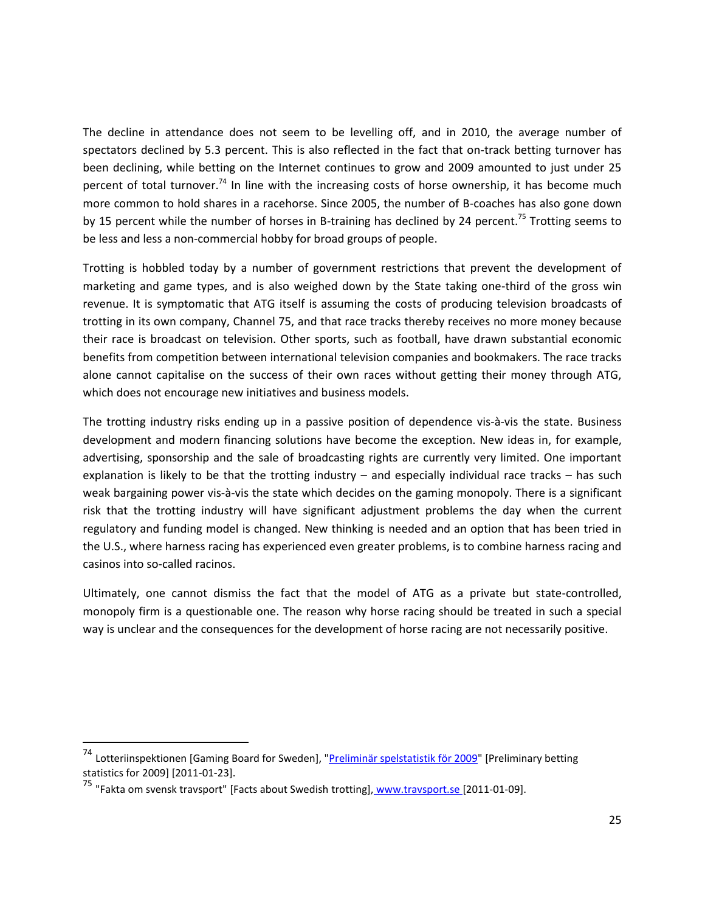The decline in attendance does not seem to be levelling off, and in 2010, the average number of spectators declined by 5.3 percent. This is also reflected in the fact that on-track betting turnover has been declining, while betting on the Internet continues to grow and 2009 amounted to just under 25 percent of total turnover.[74] In line with the increasing costs of horse ownership, it has become much more common to hold shares in a racehorse. Since 2005, the number of B-coaches has also gone down by 15 percent while the number of horses in B-training has declined by 24 percent.[75] Trotting seems to be less and less a non-commercial hobby for broad groups of people.

Trotting is hobbled today by a number of government restrictions that prevent the development of marketing and game types, and is also weighed down by the State taking one-third of the gross win revenue. It is symptomatic that ATG itself is assuming the costs of producing television broadcasts of trotting in its own company, Channel 75, and that race tracks thereby receives no more money because their race is broadcast on television. Other sports, such as football, have drawn substantial economic benefits from competition between international television companies and bookmakers. The race tracks alone cannot capitalise on the success of their own races without getting their money through ATG, which does not encourage new initiatives and business models.

The trotting industry risks ending up in a passive position of dependence vis-à-vis the state. Business development and modern financing solutions have become the exception. New ideas in, for example, advertising, sponsorship and the sale of broadcasting rights are currently very limited. One important explanation is likely to be that the trotting industry – and especially individual race tracks – has such weak bargaining power vis-à-vis the state which decides on the gaming monopoly. There is a significant risk that the trotting industry will have significant adjustment problems the day when the current regulatory and funding model is changed. New thinking is needed and an option that has been tried in the U.S., where harness racing has experienced even greater problems, is to combine harness racing and casinos into so-called racinos.

Ultimately, one cannot dismiss the fact that the model of ATG as a private but state-controlled, monopoly firm is a questionable one. The reason why horse racing should be treated in such a special way is unclear and the consequences for the development of horse racing are not necessarily positive.

---

[74] Lotteriinspektionen [Gaming Board for Sweden], "Preliminär spelstatistik för 2009" [Preliminary betting statistics for 2009] [2011-01-23].

[75] "Fakta om svensk travsport" [Facts about Swedish trotting], www.travsport.se [2011-01-09].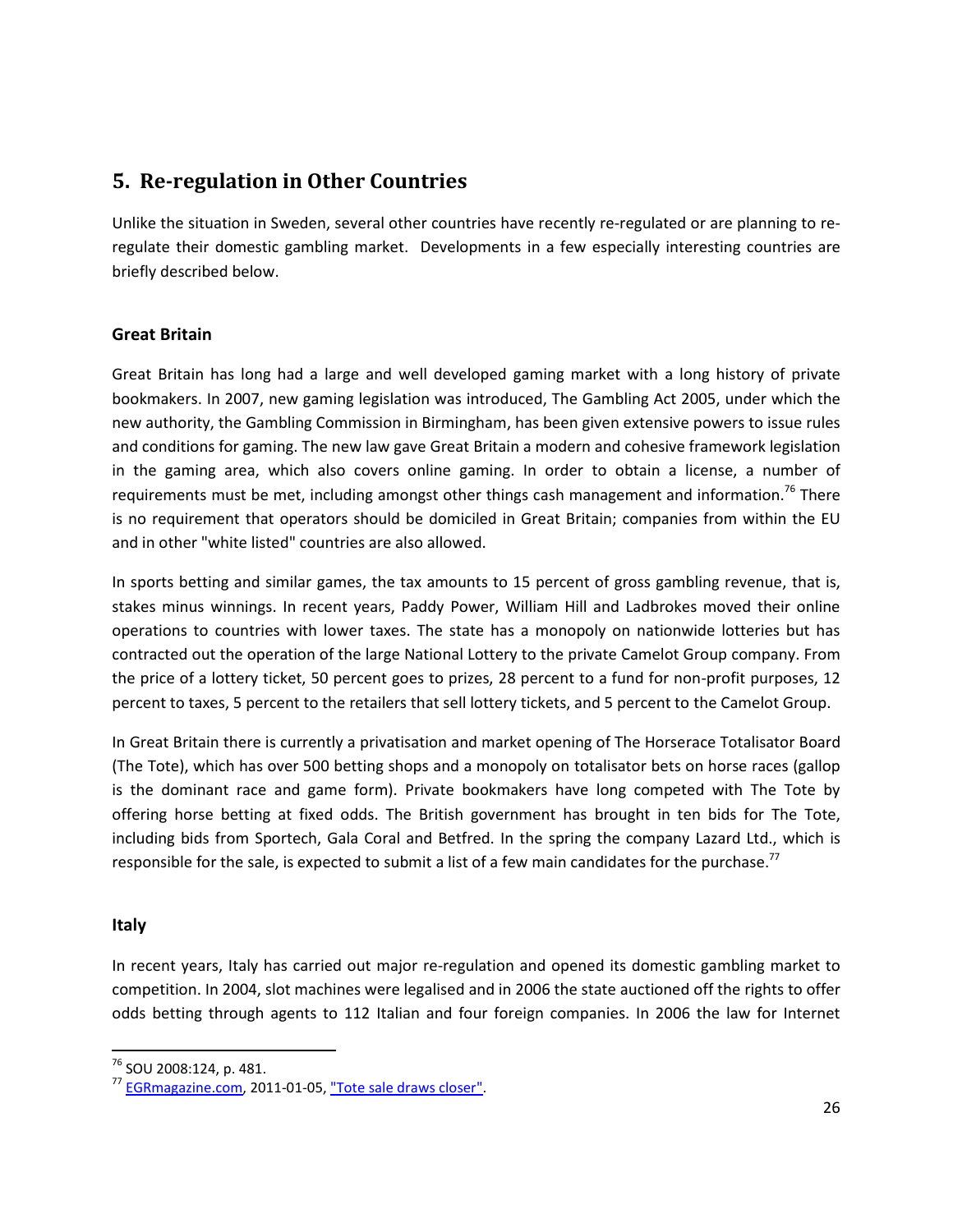## 5. Re-regulation in Other Countries

Unlike the situation in Sweden, several other countries have recently re-regulated or are planning to re-regulate their domestic gambling market. Developments in a few especially interesting countries are briefly described below.

### Great Britain

Great Britain has long had a large and well developed gaming market with a long history of private bookmakers. In 2007, new gaming legislation was introduced, The Gambling Act 2005, under which the new authority, the Gambling Commission in Birmingham, has been given extensive powers to issue rules and conditions for gaming. The new law gave Great Britain a modern and cohesive framework legislation in the gaming area, which also covers online gaming. In order to obtain a license, a number of requirements must be met, including amongst other things cash management and information.[76] There is no requirement that operators should be domiciled in Great Britain; companies from within the EU and in other "white listed" countries are also allowed.

In sports betting and similar games, the tax amounts to 15 percent of gross gambling revenue, that is, stakes minus winnings. In recent years, Paddy Power, William Hill and Ladbrokes moved their online operations to countries with lower taxes. The state has a monopoly on nationwide lotteries but has contracted out the operation of the large National Lottery to the private Camelot Group company. From the price of a lottery ticket, 50 percent goes to prizes, 28 percent to a fund for non-profit purposes, 12 percent to taxes, 5 percent to the retailers that sell lottery tickets, and 5 percent to the Camelot Group.

In Great Britain there is currently a privatisation and market opening of The Horserace Totalisator Board (The Tote), which has over 500 betting shops and a monopoly on totalisator bets on horse races (gallop is the dominant race and game form). Private bookmakers have long competed with The Tote by offering horse betting at fixed odds. The British government has brought in ten bids for The Tote, including bids from Sportech, Gala Coral and Betfred. In the spring the company Lazard Ltd., which is responsible for the sale, is expected to submit a list of a few main candidates for the purchase.[77]

### Italy

In recent years, Italy has carried out major re-regulation and opened its domestic gambling market to competition. In 2004, slot machines were legalised and in 2006 the state auctioned off the rights to offer odds betting through agents to 112 Italian and four foreign companies. In 2006 the law for Internet

---

[76] SOU 2008:124, p. 481.

[77] EGRmagazine.com, 2011-01-05, "Tote sale draws closer".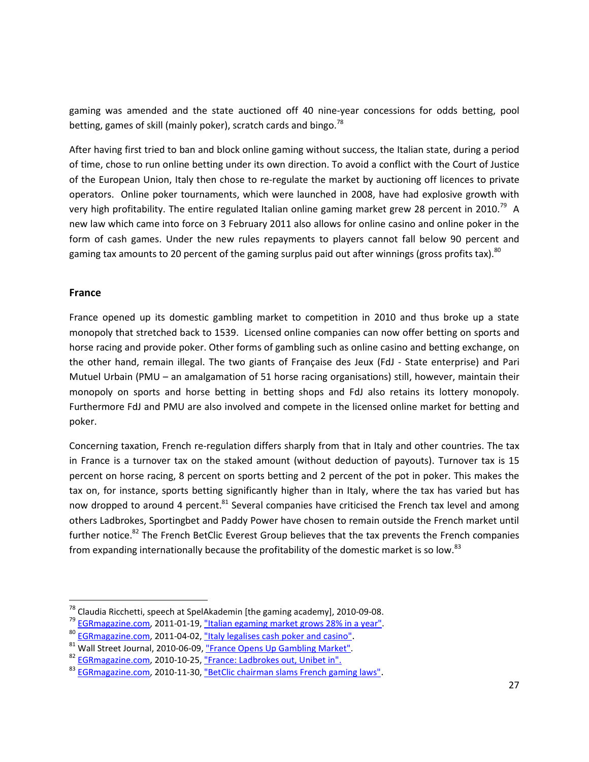gaming was amended and the state auctioned off 40 nine-year concessions for odds betting, pool betting, games of skill (mainly poker), scratch cards and bingo.[78]

After having first tried to ban and block online gaming without success, the Italian state, during a period of time, chose to run online betting under its own direction. To avoid a conflict with the Court of Justice of the European Union, Italy then chose to re-regulate the market by auctioning off licences to private operators. Online poker tournaments, which were launched in 2008, have had explosive growth with very high profitability. The entire regulated Italian online gaming market grew 28 percent in 2010.[79] A new law which came into force on 3 February 2011 also allows for online casino and online poker in the form of cash games. Under the new rules repayments to players cannot fall below 90 percent and gaming tax amounts to 20 percent of the gaming surplus paid out after winnings (gross profits tax).[80]

### France

France opened up its domestic gambling market to competition in 2010 and thus broke up a state monopoly that stretched back to 1539. Licensed online companies can now offer betting on sports and horse racing and provide poker. Other forms of gambling such as online casino and betting exchange, on the other hand, remain illegal. The two giants of Française des Jeux (FdJ - State enterprise) and Pari Mutuel Urbain (PMU – an amalgamation of 51 horse racing organisations) still, however, maintain their monopoly on sports and horse betting in betting shops and FdJ also retains its lottery monopoly. Furthermore FdJ and PMU are also involved and compete in the licensed online market for betting and poker.

Concerning taxation, French re-regulation differs sharply from that in Italy and other countries. The tax in France is a turnover tax on the staked amount (without deduction of payouts). Turnover tax is 15 percent on horse racing, 8 percent on sports betting and 2 percent of the pot in poker. This makes the tax on, for instance, sports betting significantly higher than in Italy, where the tax has varied but has now dropped to around 4 percent.[81] Several companies have criticised the French tax level and among others Ladbrokes, Sportingbet and Paddy Power have chosen to remain outside the French market until further notice.[82] The French BetClic Everest Group believes that the tax prevents the French companies from expanding internationally because the profitability of the domestic market is so low.[83]

---

[78] Claudia Ricchetti, speech at SpelAkademin [the gaming academy], 2010-09-08.

[79] EGRmagazine.com, 2011-01-19, "Italian egaming market grows 28% in a year".

[80] EGRmagazine.com, 2011-04-02, "Italy legalises cash poker and casino".

[81] Wall Street Journal, 2010-06-09, "France Opens Up Gambling Market".

[82] EGRmagazine.com, 2010-10-25, "France: Ladbrokes out, Unibet in".

[83] EGRmagazine.com, 2010-11-30, "BetClic chairman slams French gaming laws".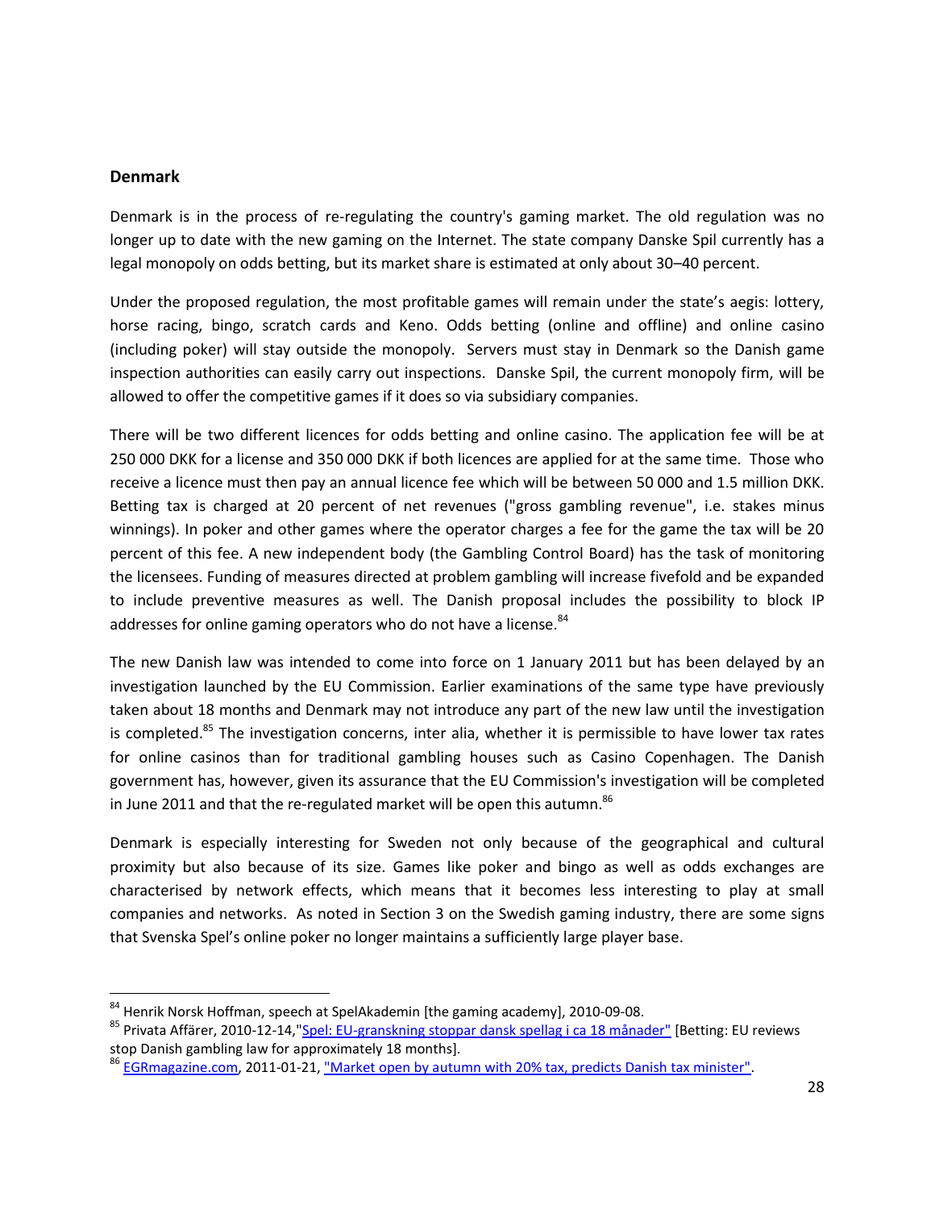## Denmark

Denmark is in the process of re-regulating the country's gaming market. The old regulation was no longer up to date with the new gaming on the Internet. The state company Danske Spil currently has a legal monopoly on odds betting, but its market share is estimated at only about 30–40 percent.

Under the proposed regulation, the most profitable games will remain under the state's aegis: lottery, horse racing, bingo, scratch cards and Keno. Odds betting (online and offline) and online casino (including poker) will stay outside the monopoly. Servers must stay in Denmark so the Danish game inspection authorities can easily carry out inspections. Danske Spil, the current monopoly firm, will be allowed to offer the competitive games if it does so via subsidiary companies.

There will be two different licences for odds betting and online casino. The application fee will be at 250 000 DKK for a license and 350 000 DKK if both licences are applied for at the same time. Those who receive a licence must then pay an annual licence fee which will be between 50 000 and 1.5 million DKK. Betting tax is charged at 20 percent of net revenues ("gross gambling revenue", i.e. stakes minus winnings). In poker and other games where the operator charges a fee for the game the tax will be 20 percent of this fee. A new independent body (the Gambling Control Board) has the task of monitoring the licensees. Funding of measures directed at problem gambling will increase fivefold and be expanded to include preventive measures as well. The Danish proposal includes the possibility to block IP addresses for online gaming operators who do not have a license.[84]

The new Danish law was intended to come into force on 1 January 2011 but has been delayed by an investigation launched by the EU Commission. Earlier examinations of the same type have previously taken about 18 months and Denmark may not introduce any part of the new law until the investigation is completed.[85] The investigation concerns, inter alia, whether it is permissible to have lower tax rates for online casinos than for traditional gambling houses such as Casino Copenhagen. The Danish government has, however, given its assurance that the EU Commission's investigation will be completed in June 2011 and that the re-regulated market will be open this autumn.[86]

Denmark is especially interesting for Sweden not only because of the geographical and cultural proximity but also because of its size. Games like poker and bingo as well as odds exchanges are characterised by network effects, which means that it becomes less interesting to play at small companies and networks. As noted in Section 3 on the Swedish gaming industry, there are some signs that Svenska Spel's online poker no longer maintains a sufficiently large player base.

---

[84] Henrik Norsk Hoffman, speech at SpelAkademin [the gaming academy], 2010-09-08.

[85] Privata Affärer, 2010-12-14,"Spel: EU-granskning stoppar dansk spellag i ca 18 månader" [Betting: EU reviews stop Danish gambling law for approximately 18 months].

[86] EGRmagazine.com, 2011-01-21, "Market open by autumn with 20% tax, predicts Danish tax minister".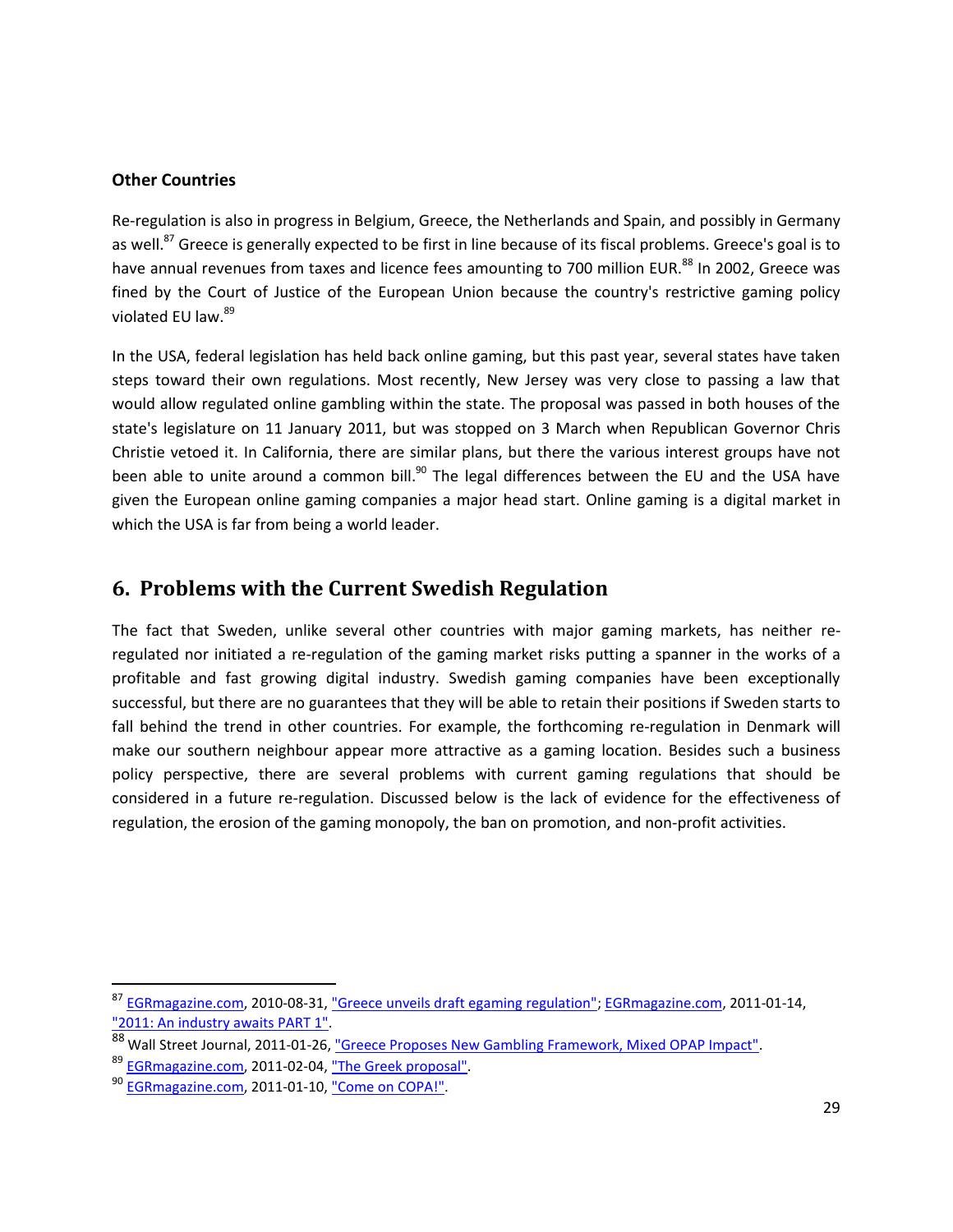**Other Countries**

Re-regulation is also in progress in Belgium, Greece, the Netherlands and Spain, and possibly in Germany as well.[87] Greece is generally expected to be first in line because of its fiscal problems. Greece's goal is to have annual revenues from taxes and licence fees amounting to 700 million EUR.[88] In 2002, Greece was fined by the Court of Justice of the European Union because the country's restrictive gaming policy violated EU law.[89]

In the USA, federal legislation has held back online gaming, but this past year, several states have taken steps toward their own regulations. Most recently, New Jersey was very close to passing a law that would allow regulated online gambling within the state. The proposal was passed in both houses of the state's legislature on 11 January 2011, but was stopped on 3 March when Republican Governor Chris Christie vetoed it. In California, there are similar plans, but there the various interest groups have not been able to unite around a common bill.[90] The legal differences between the EU and the USA have given the European online gaming companies a major head start. Online gaming is a digital market in which the USA is far from being a world leader.

## 6. Problems with the Current Swedish Regulation

The fact that Sweden, unlike several other countries with major gaming markets, has neither re-regulated nor initiated a re-regulation of the gaming market risks putting a spanner in the works of a profitable and fast growing digital industry. Swedish gaming companies have been exceptionally successful, but there are no guarantees that they will be able to retain their positions if Sweden starts to fall behind the trend in other countries. For example, the forthcoming re-regulation in Denmark will make our southern neighbour appear more attractive as a gaming location. Besides such a business policy perspective, there are several problems with current gaming regulations that should be considered in a future re-regulation. Discussed below is the lack of evidence for the effectiveness of regulation, the erosion of the gaming monopoly, the ban on promotion, and non-profit activities.

---

[87] EGRmagazine.com, 2010-08-31, "Greece unveils draft egaming regulation"; EGRmagazine.com, 2011-01-14, "2011: An industry awaits PART 1".

[88] Wall Street Journal, 2011-01-26, "Greece Proposes New Gambling Framework, Mixed OPAP Impact".

[89] EGRmagazine.com, 2011-02-04, "The Greek proposal".

[90] EGRmagazine.com, 2011-01-10, "Come on COPA!".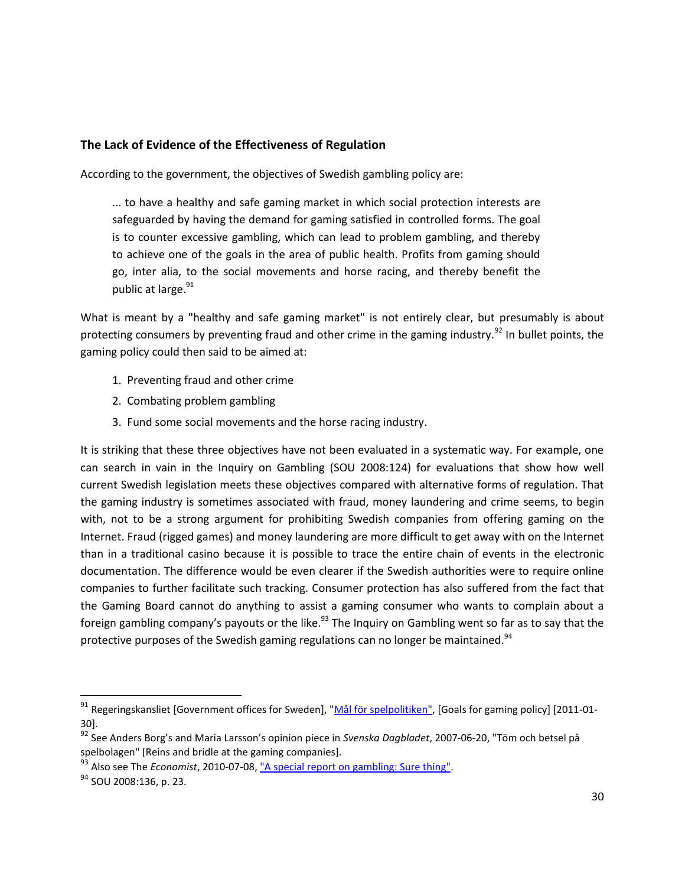## The Lack of Evidence of the Effectiveness of Regulation

According to the government, the objectives of Swedish gambling policy are:

> ... to have a healthy and safe gaming market in which social protection interests are safeguarded by having the demand for gaming satisfied in controlled forms. The goal is to counter excessive gambling, which can lead to problem gambling, and thereby to achieve one of the goals in the area of public health. Profits from gaming should go, inter alia, to the social movements and horse racing, and thereby benefit the public at large.[91]

What is meant by a "healthy and safe gaming market" is not entirely clear, but presumably is about protecting consumers by preventing fraud and other crime in the gaming industry.[92] In bullet points, the gaming policy could then said to be aimed at:

1. Preventing fraud and other crime
2. Combating problem gambling
3. Fund some social movements and the horse racing industry.

It is striking that these three objectives have not been evaluated in a systematic way. For example, one can search in vain in the Inquiry on Gambling (SOU 2008:124) for evaluations that show how well current Swedish legislation meets these objectives compared with alternative forms of regulation. That the gaming industry is sometimes associated with fraud, money laundering and crime seems, to begin with, not to be a strong argument for prohibiting Swedish companies from offering gaming on the Internet. Fraud (rigged games) and money laundering are more difficult to get away with on the Internet than in a traditional casino because it is possible to trace the entire chain of events in the electronic documentation. The difference would be even clearer if the Swedish authorities were to require online companies to further facilitate such tracking. Consumer protection has also suffered from the fact that the Gaming Board cannot do anything to assist a gaming consumer who wants to complain about a foreign gambling company's payouts or the like.[93] The Inquiry on Gambling went so far as to say that the protective purposes of the Swedish gaming regulations can no longer be maintained.[94]

---

[91] Regeringskansliet [Government offices for Sweden], "Mål för spelpolitiken", [Goals for gaming policy] [2011-01-30].

[92] See Anders Borg's and Maria Larsson's opinion piece in *Svenska Dagbladet*, 2007-06-20, "Töm och betsel på spelbolagen" [Reins and bridle at the gaming companies].

[93] Also see The *Economist*, 2010-07-08, "A special report on gambling: Sure thing".

[94] SOU 2008:136, p. 23.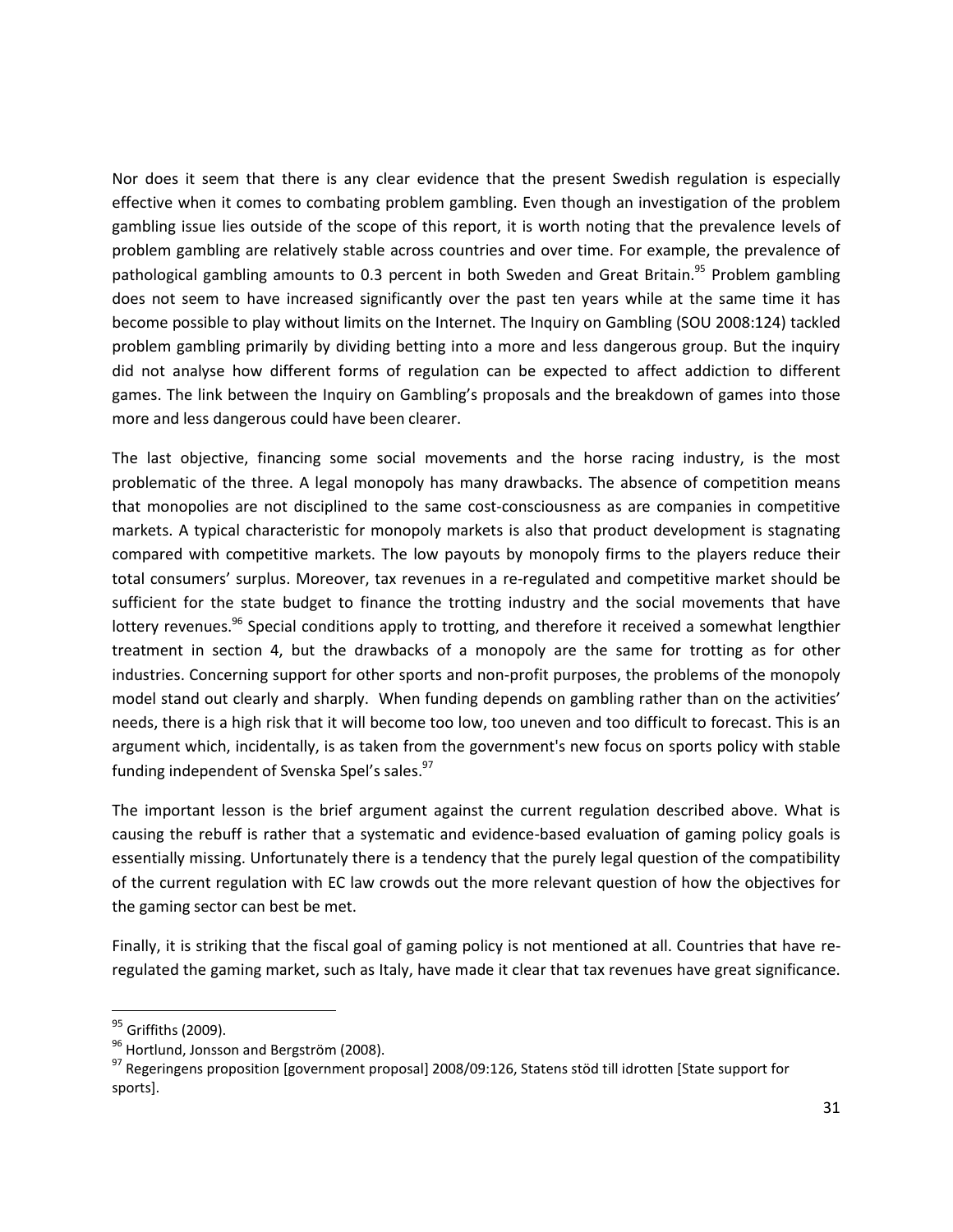Nor does it seem that there is any clear evidence that the present Swedish regulation is especially effective when it comes to combating problem gambling. Even though an investigation of the problem gambling issue lies outside of the scope of this report, it is worth noting that the prevalence levels of problem gambling are relatively stable across countries and over time. For example, the prevalence of pathological gambling amounts to 0.3 percent in both Sweden and Great Britain.[95] Problem gambling does not seem to have increased significantly over the past ten years while at the same time it has become possible to play without limits on the Internet. The Inquiry on Gambling (SOU 2008:124) tackled problem gambling primarily by dividing betting into a more and less dangerous group. But the inquiry did not analyse how different forms of regulation can be expected to affect addiction to different games. The link between the Inquiry on Gambling's proposals and the breakdown of games into those more and less dangerous could have been clearer.

The last objective, financing some social movements and the horse racing industry, is the most problematic of the three. A legal monopoly has many drawbacks. The absence of competition means that monopolies are not disciplined to the same cost-consciousness as are companies in competitive markets. A typical characteristic for monopoly markets is also that product development is stagnating compared with competitive markets. The low payouts by monopoly firms to the players reduce their total consumers' surplus. Moreover, tax revenues in a re-regulated and competitive market should be sufficient for the state budget to finance the trotting industry and the social movements that have lottery revenues.[96] Special conditions apply to trotting, and therefore it received a somewhat lengthier treatment in section 4, but the drawbacks of a monopoly are the same for trotting as for other industries. Concerning support for other sports and non-profit purposes, the problems of the monopoly model stand out clearly and sharply. When funding depends on gambling rather than on the activities' needs, there is a high risk that it will become too low, too uneven and too difficult to forecast. This is an argument which, incidentally, is as taken from the government's new focus on sports policy with stable funding independent of Svenska Spel's sales.[97]

The important lesson is the brief argument against the current regulation described above. What is causing the rebuff is rather that a systematic and evidence-based evaluation of gaming policy goals is essentially missing. Unfortunately there is a tendency that the purely legal question of the compatibility of the current regulation with EC law crowds out the more relevant question of how the objectives for the gaming sector can best be met.

Finally, it is striking that the fiscal goal of gaming policy is not mentioned at all. Countries that have re-regulated the gaming market, such as Italy, have made it clear that tax revenues have great significance.

[95] Griffiths (2009).

[96] Hortlund, Jonsson and Bergström (2008).

[97] Regeringens proposition [government proposal] 2008/09:126, Statens stöd till idrotten [State support for sports].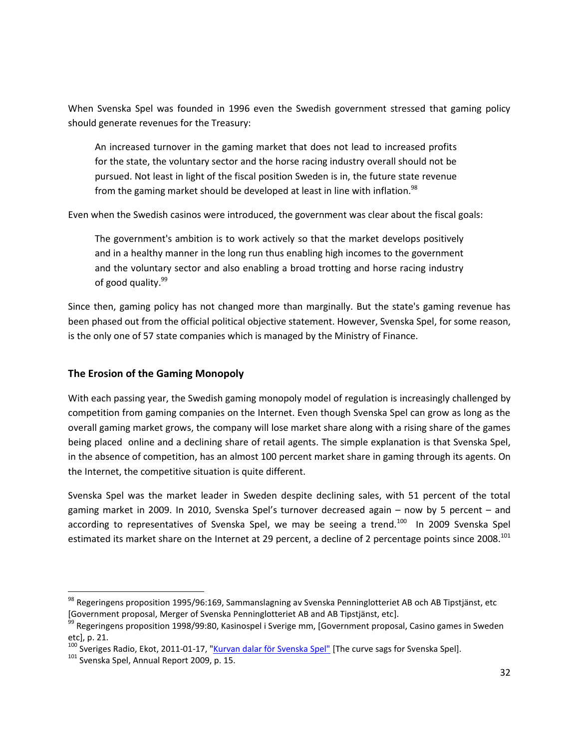When Svenska Spel was founded in 1996 even the Swedish government stressed that gaming policy should generate revenues for the Treasury:

> An increased turnover in the gaming market that does not lead to increased profits for the state, the voluntary sector and the horse racing industry overall should not be pursued. Not least in light of the fiscal position Sweden is in, the future state revenue from the gaming market should be developed at least in line with inflation.[98]

Even when the Swedish casinos were introduced, the government was clear about the fiscal goals:

> The government's ambition is to work actively so that the market develops positively and in a healthy manner in the long run thus enabling high incomes to the government and the voluntary sector and also enabling a broad trotting and horse racing industry of good quality.[99]

Since then, gaming policy has not changed more than marginally. But the state's gaming revenue has been phased out from the official political objective statement. However, Svenska Spel, for some reason, is the only one of 57 state companies which is managed by the Ministry of Finance.

## The Erosion of the Gaming Monopoly

With each passing year, the Swedish gaming monopoly model of regulation is increasingly challenged by competition from gaming companies on the Internet. Even though Svenska Spel can grow as long as the overall gaming market grows, the company will lose market share along with a rising share of the games being placed online and a declining share of retail agents. The simple explanation is that Svenska Spel, in the absence of competition, has an almost 100 percent market share in gaming through its agents. On the Internet, the competitive situation is quite different.

Svenska Spel was the market leader in Sweden despite declining sales, with 51 percent of the total gaming market in 2009. In 2010, Svenska Spel's turnover decreased again – now by 5 percent – and according to representatives of Svenska Spel, we may be seeing a trend.[100] In 2009 Svenska Spel estimated its market share on the Internet at 29 percent, a decline of 2 percentage points since 2008.[101]

---

[98] Regeringens proposition 1995/96:169, Sammanslagning av Svenska Penninglotteriet AB och AB Tipstjänst, etc [Government proposal, Merger of Svenska Penninglotteriet AB and AB Tipstjänst, etc].

[99] Regeringens proposition 1998/99:80, Kasinospel i Sverige mm, [Government proposal, Casino games in Sweden etc], p. 21.

[100] Sveriges Radio, Ekot, 2011-01-17, "Kurvan dalar för Svenska Spel" [The curve sags for Svenska Spel].

[101] Svenska Spel, Annual Report 2009, p. 15.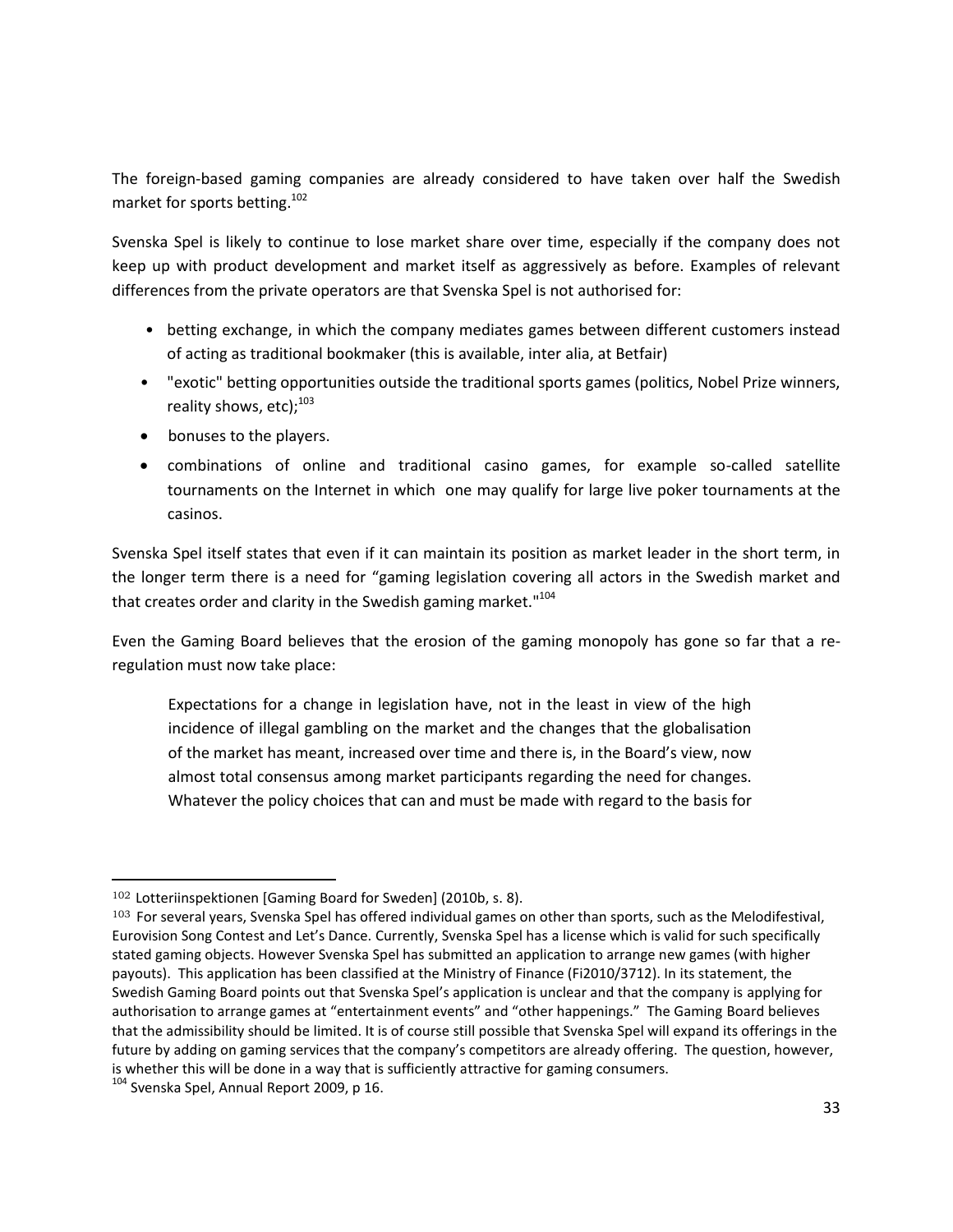The foreign-based gaming companies are already considered to have taken over half the Swedish market for sports betting.[102]

Svenska Spel is likely to continue to lose market share over time, especially if the company does not keep up with product development and market itself as aggressively as before. Examples of relevant differences from the private operators are that Svenska Spel is not authorised for:

- betting exchange, in which the company mediates games between different customers instead of acting as traditional bookmaker (this is available, inter alia, at Betfair)
- "exotic" betting opportunities outside the traditional sports games (politics, Nobel Prize winners, reality shows, etc);[103]
- bonuses to the players.
- combinations of online and traditional casino games, for example so-called satellite tournaments on the Internet in which one may qualify for large live poker tournaments at the casinos.

Svenska Spel itself states that even if it can maintain its position as market leader in the short term, in the longer term there is a need for "gaming legislation covering all actors in the Swedish market and that creates order and clarity in the Swedish gaming market."[104]

Even the Gaming Board believes that the erosion of the gaming monopoly has gone so far that a re-regulation must now take place:

> Expectations for a change in legislation have, not in the least in view of the high incidence of illegal gambling on the market and the changes that the globalisation of the market has meant, increased over time and there is, in the Board's view, now almost total consensus among market participants regarding the need for changes. Whatever the policy choices that can and must be made with regard to the basis for

---

[102] Lotteriinspektionen [Gaming Board for Sweden] (2010b, s. 8).

[103] For several years, Svenska Spel has offered individual games on other than sports, such as the Melodifestival, Eurovision Song Contest and Let's Dance. Currently, Svenska Spel has a license which is valid for such specifically stated gaming objects. However Svenska Spel has submitted an application to arrange new games (with higher payouts). This application has been classified at the Ministry of Finance (Fi2010/3712). In its statement, the Swedish Gaming Board points out that Svenska Spel's application is unclear and that the company is applying for authorisation to arrange games at "entertainment events" and "other happenings." The Gaming Board believes that the admissibility should be limited. It is of course still possible that Svenska Spel will expand its offerings in the future by adding on gaming services that the company's competitors are already offering. The question, however, is whether this will be done in a way that is sufficiently attractive for gaming consumers.

[104] Svenska Spel, Annual Report 2009, p 16.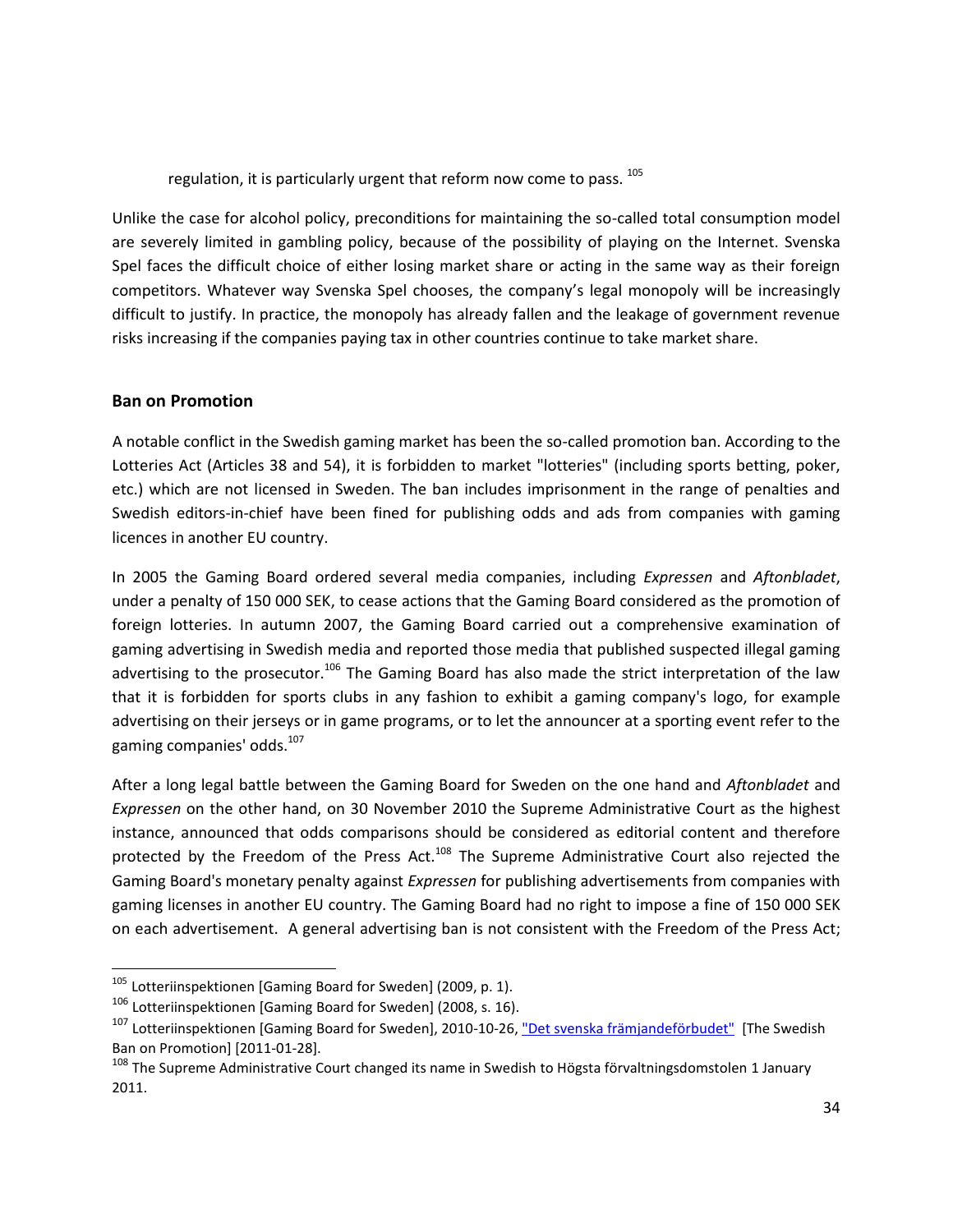regulation, it is particularly urgent that reform now come to pass. [105]

Unlike the case for alcohol policy, preconditions for maintaining the so-called total consumption model are severely limited in gambling policy, because of the possibility of playing on the Internet. Svenska Spel faces the difficult choice of either losing market share or acting in the same way as their foreign competitors. Whatever way Svenska Spel chooses, the company's legal monopoly will be increasingly difficult to justify. In practice, the monopoly has already fallen and the leakage of government revenue risks increasing if the companies paying tax in other countries continue to take market share.

### Ban on Promotion

A notable conflict in the Swedish gaming market has been the so-called promotion ban. According to the Lotteries Act (Articles 38 and 54), it is forbidden to market "lotteries" (including sports betting, poker, etc.) which are not licensed in Sweden. The ban includes imprisonment in the range of penalties and Swedish editors-in-chief have been fined for publishing odds and ads from companies with gaming licences in another EU country.

In 2005 the Gaming Board ordered several media companies, including *Expressen* and *Aftonbladet*, under a penalty of 150 000 SEK, to cease actions that the Gaming Board considered as the promotion of foreign lotteries. In autumn 2007, the Gaming Board carried out a comprehensive examination of gaming advertising in Swedish media and reported those media that published suspected illegal gaming advertising to the prosecutor.[106] The Gaming Board has also made the strict interpretation of the law that it is forbidden for sports clubs in any fashion to exhibit a gaming company's logo, for example advertising on their jerseys or in game programs, or to let the announcer at a sporting event refer to the gaming companies' odds.[107]

After a long legal battle between the Gaming Board for Sweden on the one hand and *Aftonbladet* and *Expressen* on the other hand, on 30 November 2010 the Supreme Administrative Court as the highest instance, announced that odds comparisons should be considered as editorial content and therefore protected by the Freedom of the Press Act.[108] The Supreme Administrative Court also rejected the Gaming Board's monetary penalty against *Expressen* for publishing advertisements from companies with gaming licenses in another EU country. The Gaming Board had no right to impose a fine of 150 000 SEK on each advertisement. A general advertising ban is not consistent with the Freedom of the Press Act;

---

[105] Lotteriinspektionen [Gaming Board for Sweden] (2009, p. 1).

[106] Lotteriinspektionen [Gaming Board for Sweden] (2008, s. 16).

[107] Lotteriinspektionen [Gaming Board for Sweden], 2010-10-26, "Det svenska främjandeförbudet" [The Swedish Ban on Promotion] [2011-01-28].

[108] The Supreme Administrative Court changed its name in Swedish to Högsta förvaltningsdomstolen 1 January 2011.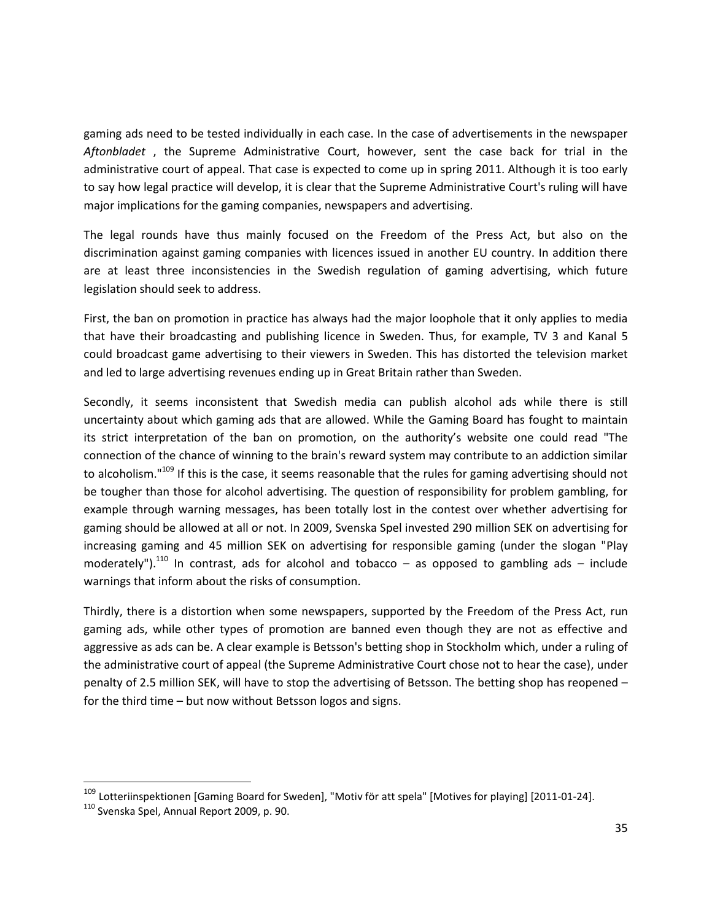gaming ads need to be tested individually in each case. In the case of advertisements in the newspaper *Aftonbladet* , the Supreme Administrative Court, however, sent the case back for trial in the administrative court of appeal. That case is expected to come up in spring 2011. Although it is too early to say how legal practice will develop, it is clear that the Supreme Administrative Court's ruling will have major implications for the gaming companies, newspapers and advertising.

The legal rounds have thus mainly focused on the Freedom of the Press Act, but also on the discrimination against gaming companies with licences issued in another EU country. In addition there are at least three inconsistencies in the Swedish regulation of gaming advertising, which future legislation should seek to address.

First, the ban on promotion in practice has always had the major loophole that it only applies to media that have their broadcasting and publishing licence in Sweden. Thus, for example, TV 3 and Kanal 5 could broadcast game advertising to their viewers in Sweden. This has distorted the television market and led to large advertising revenues ending up in Great Britain rather than Sweden.

Secondly, it seems inconsistent that Swedish media can publish alcohol ads while there is still uncertainty about which gaming ads that are allowed. While the Gaming Board has fought to maintain its strict interpretation of the ban on promotion, on the authority's website one could read "The connection of the chance of winning to the brain's reward system may contribute to an addiction similar to alcoholism."[109] If this is the case, it seems reasonable that the rules for gaming advertising should not be tougher than those for alcohol advertising. The question of responsibility for problem gambling, for example through warning messages, has been totally lost in the contest over whether advertising for gaming should be allowed at all or not. In 2009, Svenska Spel invested 290 million SEK on advertising for increasing gaming and 45 million SEK on advertising for responsible gaming (under the slogan "Play moderately").[110] In contrast, ads for alcohol and tobacco – as opposed to gambling ads – include warnings that inform about the risks of consumption.

Thirdly, there is a distortion when some newspapers, supported by the Freedom of the Press Act, run gaming ads, while other types of promotion are banned even though they are not as effective and aggressive as ads can be. A clear example is Betsson's betting shop in Stockholm which, under a ruling of the administrative court of appeal (the Supreme Administrative Court chose not to hear the case), under penalty of 2.5 million SEK, will have to stop the advertising of Betsson. The betting shop has reopened – for the third time – but now without Betsson logos and signs.

---

[109] Lotteriinspektionen [Gaming Board for Sweden], "Motiv för att spela" [Motives for playing] [2011-01-24].

[110] Svenska Spel, Annual Report 2009, p. 90.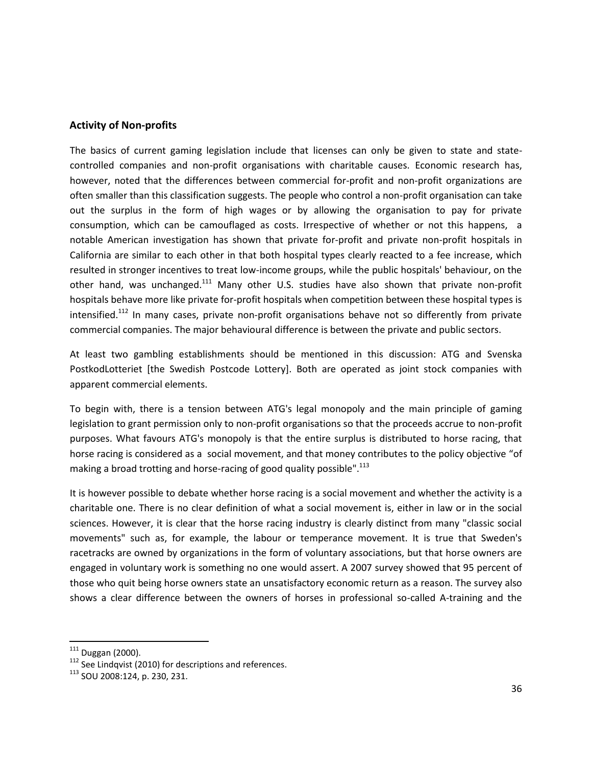## Activity of Non-profits

The basics of current gaming legislation include that licenses can only be given to state and state-controlled companies and non-profit organisations with charitable causes. Economic research has, however, noted that the differences between commercial for-profit and non-profit organizations are often smaller than this classification suggests. The people who control a non-profit organisation can take out the surplus in the form of high wages or by allowing the organisation to pay for private consumption, which can be camouflaged as costs. Irrespective of whether or not this happens, a notable American investigation has shown that private for-profit and private non-profit hospitals in California are similar to each other in that both hospital types clearly reacted to a fee increase, which resulted in stronger incentives to treat low-income groups, while the public hospitals' behaviour, on the other hand, was unchanged.[111] Many other U.S. studies have also shown that private non-profit hospitals behave more like private for-profit hospitals when competition between these hospital types is intensified.[112] In many cases, private non-profit organisations behave not so differently from private commercial companies. The major behavioural difference is between the private and public sectors.

At least two gambling establishments should be mentioned in this discussion: ATG and Svenska PostkodLotteriet [the Swedish Postcode Lottery]. Both are operated as joint stock companies with apparent commercial elements.

To begin with, there is a tension between ATG's legal monopoly and the main principle of gaming legislation to grant permission only to non-profit organisations so that the proceeds accrue to non-profit purposes. What favours ATG's monopoly is that the entire surplus is distributed to horse racing, that horse racing is considered as a social movement, and that money contributes to the policy objective "of making a broad trotting and horse-racing of good quality possible".[113]

It is however possible to debate whether horse racing is a social movement and whether the activity is a charitable one. There is no clear definition of what a social movement is, either in law or in the social sciences. However, it is clear that the horse racing industry is clearly distinct from many "classic social movements" such as, for example, the labour or temperance movement. It is true that Sweden's racetracks are owned by organizations in the form of voluntary associations, but that horse owners are engaged in voluntary work is something no one would assert. A 2007 survey showed that 95 percent of those who quit being horse owners state an unsatisfactory economic return as a reason. The survey also shows a clear difference between the owners of horses in professional so-called A-training and the

---

[111] Duggan (2000).

[112] See Lindqvist (2010) for descriptions and references.

[113] SOU 2008:124, p. 230, 231.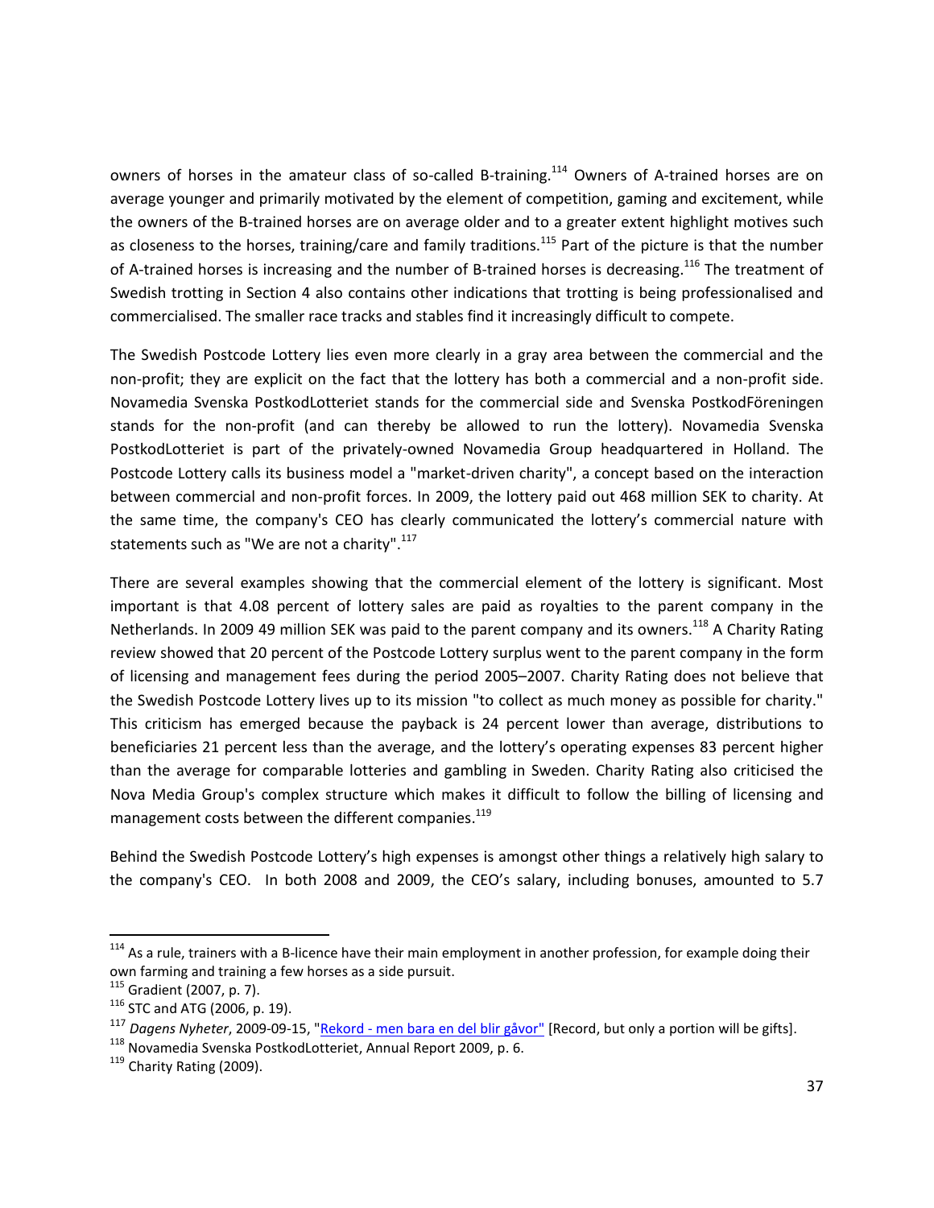owners of horses in the amateur class of so-called B-training.[114] Owners of A-trained horses are on average younger and primarily motivated by the element of competition, gaming and excitement, while the owners of the B-trained horses are on average older and to a greater extent highlight motives such as closeness to the horses, training/care and family traditions.[115] Part of the picture is that the number of A-trained horses is increasing and the number of B-trained horses is decreasing.[116] The treatment of Swedish trotting in Section 4 also contains other indications that trotting is being professionalised and commercialised. The smaller race tracks and stables find it increasingly difficult to compete.

The Swedish Postcode Lottery lies even more clearly in a gray area between the commercial and the non-profit; they are explicit on the fact that the lottery has both a commercial and a non-profit side. Novamedia Svenska PostkodLotteriet stands for the commercial side and Svenska PostkodFöreningen stands for the non-profit (and can thereby be allowed to run the lottery). Novamedia Svenska PostkodLotteriet is part of the privately-owned Novamedia Group headquartered in Holland. The Postcode Lottery calls its business model a "market-driven charity", a concept based on the interaction between commercial and non-profit forces. In 2009, the lottery paid out 468 million SEK to charity. At the same time, the company's CEO has clearly communicated the lottery's commercial nature with statements such as "We are not a charity".[117]

There are several examples showing that the commercial element of the lottery is significant. Most important is that 4.08 percent of lottery sales are paid as royalties to the parent company in the Netherlands. In 2009 49 million SEK was paid to the parent company and its owners.[118] A Charity Rating review showed that 20 percent of the Postcode Lottery surplus went to the parent company in the form of licensing and management fees during the period 2005–2007. Charity Rating does not believe that the Swedish Postcode Lottery lives up to its mission "to collect as much money as possible for charity." This criticism has emerged because the payback is 24 percent lower than average, distributions to beneficiaries 21 percent less than the average, and the lottery's operating expenses 83 percent higher than the average for comparable lotteries and gambling in Sweden. Charity Rating also criticised the Nova Media Group's complex structure which makes it difficult to follow the billing of licensing and management costs between the different companies.[119]

Behind the Swedish Postcode Lottery's high expenses is amongst other things a relatively high salary to the company's CEO. In both 2008 and 2009, the CEO's salary, including bonuses, amounted to 5.7

---

[114] As a rule, trainers with a B-licence have their main employment in another profession, for example doing their own farming and training a few horses as a side pursuit.

[115] Gradient (2007, p. 7).

[116] STC and ATG (2006, p. 19).

[117] *Dagens Nyheter*, 2009-09-15, "Rekord - men bara en del blir gåvor" [Record, but only a portion will be gifts].

[118] Novamedia Svenska PostkodLotteriet, Annual Report 2009, p. 6.

[119] Charity Rating (2009).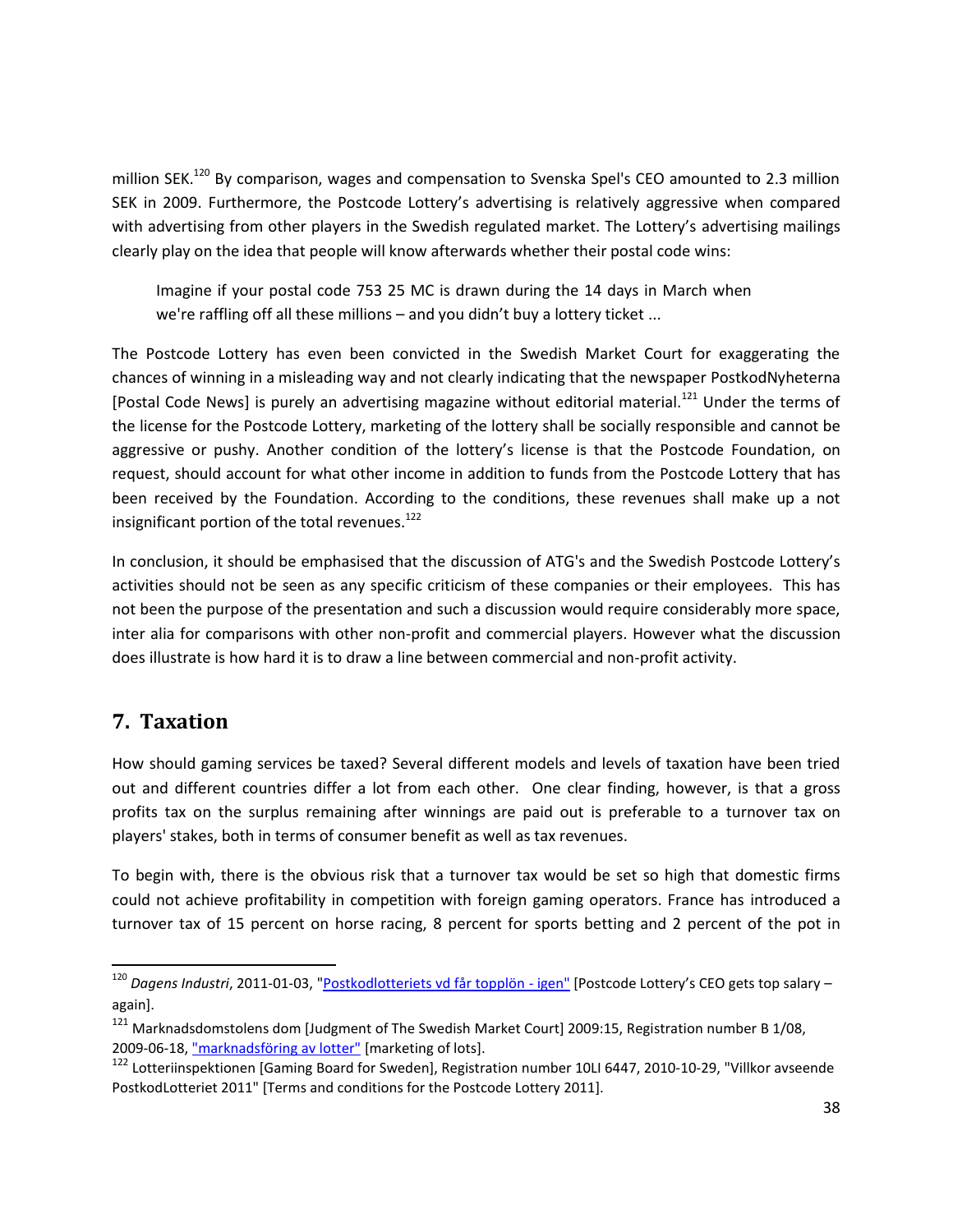million SEK.[120] By comparison, wages and compensation to Svenska Spel's CEO amounted to 2.3 million SEK in 2009. Furthermore, the Postcode Lottery's advertising is relatively aggressive when compared with advertising from other players in the Swedish regulated market. The Lottery's advertising mailings clearly play on the idea that people will know afterwards whether their postal code wins:

> Imagine if your postal code 753 25 MC is drawn during the 14 days in March when we're raffling off all these millions – and you didn't buy a lottery ticket ...

The Postcode Lottery has even been convicted in the Swedish Market Court for exaggerating the chances of winning in a misleading way and not clearly indicating that the newspaper PostkodNyheterna [Postal Code News] is purely an advertising magazine without editorial material.[121] Under the terms of the license for the Postcode Lottery, marketing of the lottery shall be socially responsible and cannot be aggressive or pushy. Another condition of the lottery's license is that the Postcode Foundation, on request, should account for what other income in addition to funds from the Postcode Lottery that has been received by the Foundation. According to the conditions, these revenues shall make up a not insignificant portion of the total revenues.[122]

In conclusion, it should be emphasised that the discussion of ATG's and the Swedish Postcode Lottery's activities should not be seen as any specific criticism of these companies or their employees. This has not been the purpose of the presentation and such a discussion would require considerably more space, inter alia for comparisons with other non-profit and commercial players. However what the discussion does illustrate is how hard it is to draw a line between commercial and non-profit activity.

## 7. Taxation

How should gaming services be taxed? Several different models and levels of taxation have been tried out and different countries differ a lot from each other. One clear finding, however, is that a gross profits tax on the surplus remaining after winnings are paid out is preferable to a turnover tax on players' stakes, both in terms of consumer benefit as well as tax revenues.

To begin with, there is the obvious risk that a turnover tax would be set so high that domestic firms could not achieve profitability in competition with foreign gaming operators. France has introduced a turnover tax of 15 percent on horse racing, 8 percent for sports betting and 2 percent of the pot in

---

[120] *Dagens Industri*, 2011-01-03, "Postkodlotteriets vd får topplön - igen" [Postcode Lottery's CEO gets top salary – again].

[121] Marknadsdomstolens dom [Judgment of The Swedish Market Court] 2009:15, Registration number B 1/08, 2009-06-18, "marknadsföring av lotter" [marketing of lots].

[122] Lotteriinspektionen [Gaming Board for Sweden], Registration number 10LI 6447, 2010-10-29, "Villkor avseende PostkodLotteriet 2011" [Terms and conditions for the Postcode Lottery 2011].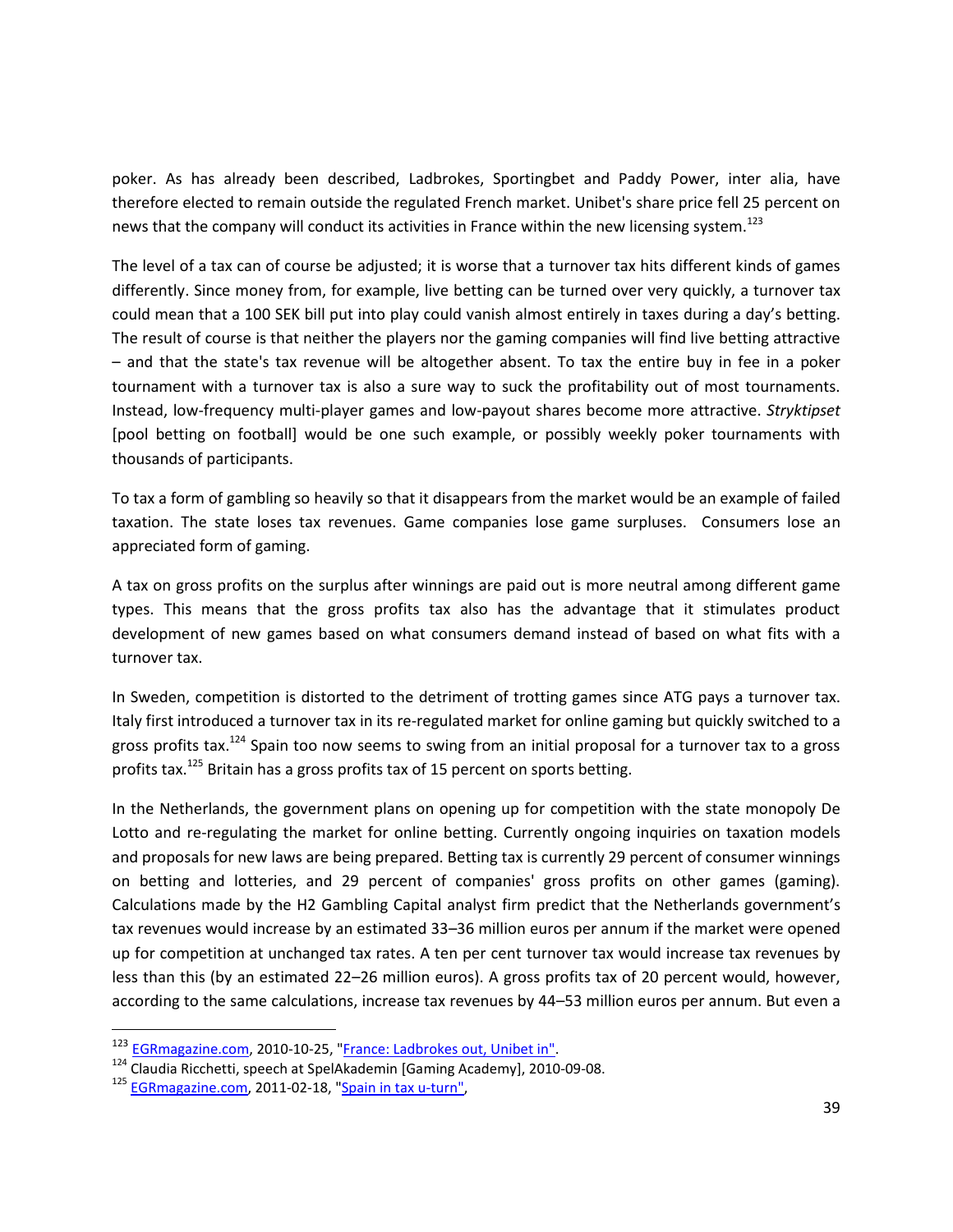poker. As has already been described, Ladbrokes, Sportingbet and Paddy Power, inter alia, have therefore elected to remain outside the regulated French market. Unibet's share price fell 25 percent on news that the company will conduct its activities in France within the new licensing system.[123]

The level of a tax can of course be adjusted; it is worse that a turnover tax hits different kinds of games differently. Since money from, for example, live betting can be turned over very quickly, a turnover tax could mean that a 100 SEK bill put into play could vanish almost entirely in taxes during a day's betting. The result of course is that neither the players nor the gaming companies will find live betting attractive – and that the state's tax revenue will be altogether absent. To tax the entire buy in fee in a poker tournament with a turnover tax is also a sure way to suck the profitability out of most tournaments. Instead, low-frequency multi-player games and low-payout shares become more attractive. *Stryktipset* [pool betting on football] would be one such example, or possibly weekly poker tournaments with thousands of participants.

To tax a form of gambling so heavily so that it disappears from the market would be an example of failed taxation. The state loses tax revenues. Game companies lose game surpluses. Consumers lose an appreciated form of gaming.

A tax on gross profits on the surplus after winnings are paid out is more neutral among different game types. This means that the gross profits tax also has the advantage that it stimulates product development of new games based on what consumers demand instead of based on what fits with a turnover tax.

In Sweden, competition is distorted to the detriment of trotting games since ATG pays a turnover tax. Italy first introduced a turnover tax in its re-regulated market for online gaming but quickly switched to a gross profits tax.[124] Spain too now seems to swing from an initial proposal for a turnover tax to a gross profits tax.[125] Britain has a gross profits tax of 15 percent on sports betting.

In the Netherlands, the government plans on opening up for competition with the state monopoly De Lotto and re-regulating the market for online betting. Currently ongoing inquiries on taxation models and proposals for new laws are being prepared. Betting tax is currently 29 percent of consumer winnings on betting and lotteries, and 29 percent of companies' gross profits on other games (gaming). Calculations made by the H2 Gambling Capital analyst firm predict that the Netherlands government's tax revenues would increase by an estimated 33–36 million euros per annum if the market were opened up for competition at unchanged tax rates. A ten per cent turnover tax would increase tax revenues by less than this (by an estimated 22–26 million euros). A gross profits tax of 20 percent would, however, according to the same calculations, increase tax revenues by 44–53 million euros per annum. But even a

---

[123] EGRmagazine.com, 2010-10-25, "France: Ladbrokes out, Unibet in".

[124] Claudia Ricchetti, speech at SpelAkademin [Gaming Academy], 2010-09-08.

[125] EGRmagazine.com, 2011-02-18, "Spain in tax u-turn",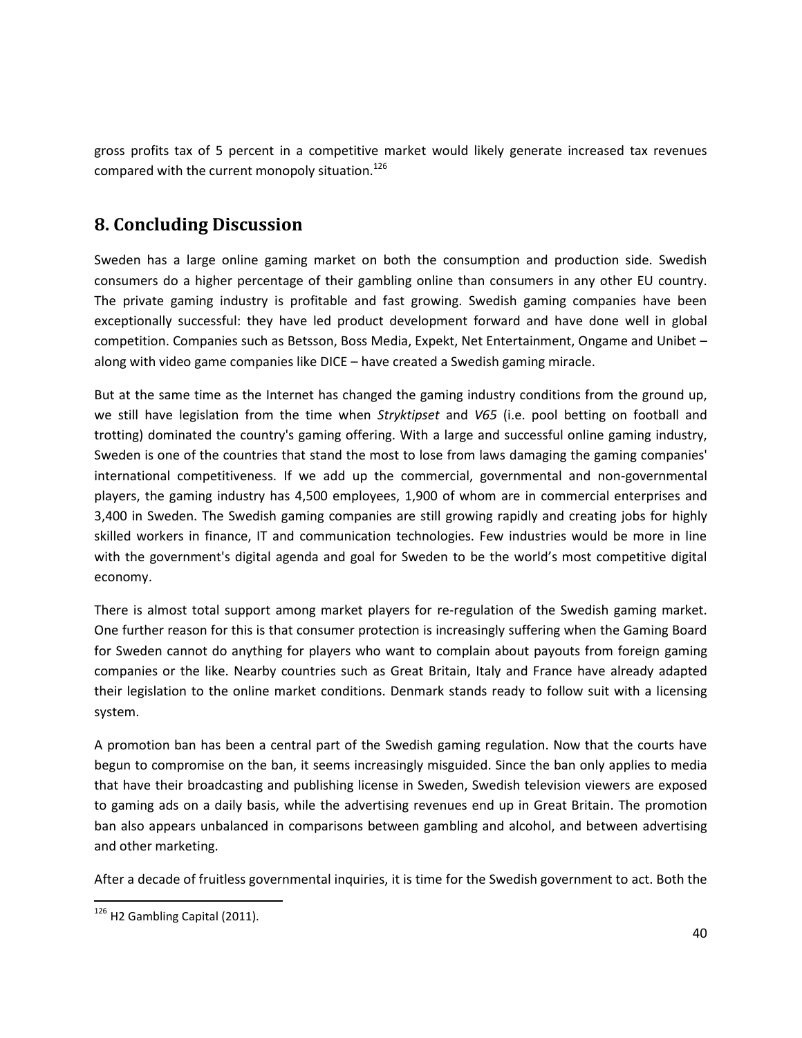gross profits tax of 5 percent in a competitive market would likely generate increased tax revenues compared with the current monopoly situation.[126]

## 8. Concluding Discussion

Sweden has a large online gaming market on both the consumption and production side. Swedish consumers do a higher percentage of their gambling online than consumers in any other EU country. The private gaming industry is profitable and fast growing. Swedish gaming companies have been exceptionally successful: they have led product development forward and have done well in global competition. Companies such as Betsson, Boss Media, Expekt, Net Entertainment, Ongame and Unibet – along with video game companies like DICE – have created a Swedish gaming miracle.

But at the same time as the Internet has changed the gaming industry conditions from the ground up, we still have legislation from the time when *Stryktipset* and *V65* (i.e. pool betting on football and trotting) dominated the country's gaming offering. With a large and successful online gaming industry, Sweden is one of the countries that stand the most to lose from laws damaging the gaming companies' international competitiveness. If we add up the commercial, governmental and non-governmental players, the gaming industry has 4,500 employees, 1,900 of whom are in commercial enterprises and 3,400 in Sweden. The Swedish gaming companies are still growing rapidly and creating jobs for highly skilled workers in finance, IT and communication technologies. Few industries would be more in line with the government's digital agenda and goal for Sweden to be the world's most competitive digital economy.

There is almost total support among market players for re-regulation of the Swedish gaming market. One further reason for this is that consumer protection is increasingly suffering when the Gaming Board for Sweden cannot do anything for players who want to complain about payouts from foreign gaming companies or the like. Nearby countries such as Great Britain, Italy and France have already adapted their legislation to the online market conditions. Denmark stands ready to follow suit with a licensing system.

A promotion ban has been a central part of the Swedish gaming regulation. Now that the courts have begun to compromise on the ban, it seems increasingly misguided. Since the ban only applies to media that have their broadcasting and publishing license in Sweden, Swedish television viewers are exposed to gaming ads on a daily basis, while the advertising revenues end up in Great Britain. The promotion ban also appears unbalanced in comparisons between gambling and alcohol, and between advertising and other marketing.

After a decade of fruitless governmental inquiries, it is time for the Swedish government to act. Both the

---

[126] H2 Gambling Capital (2011).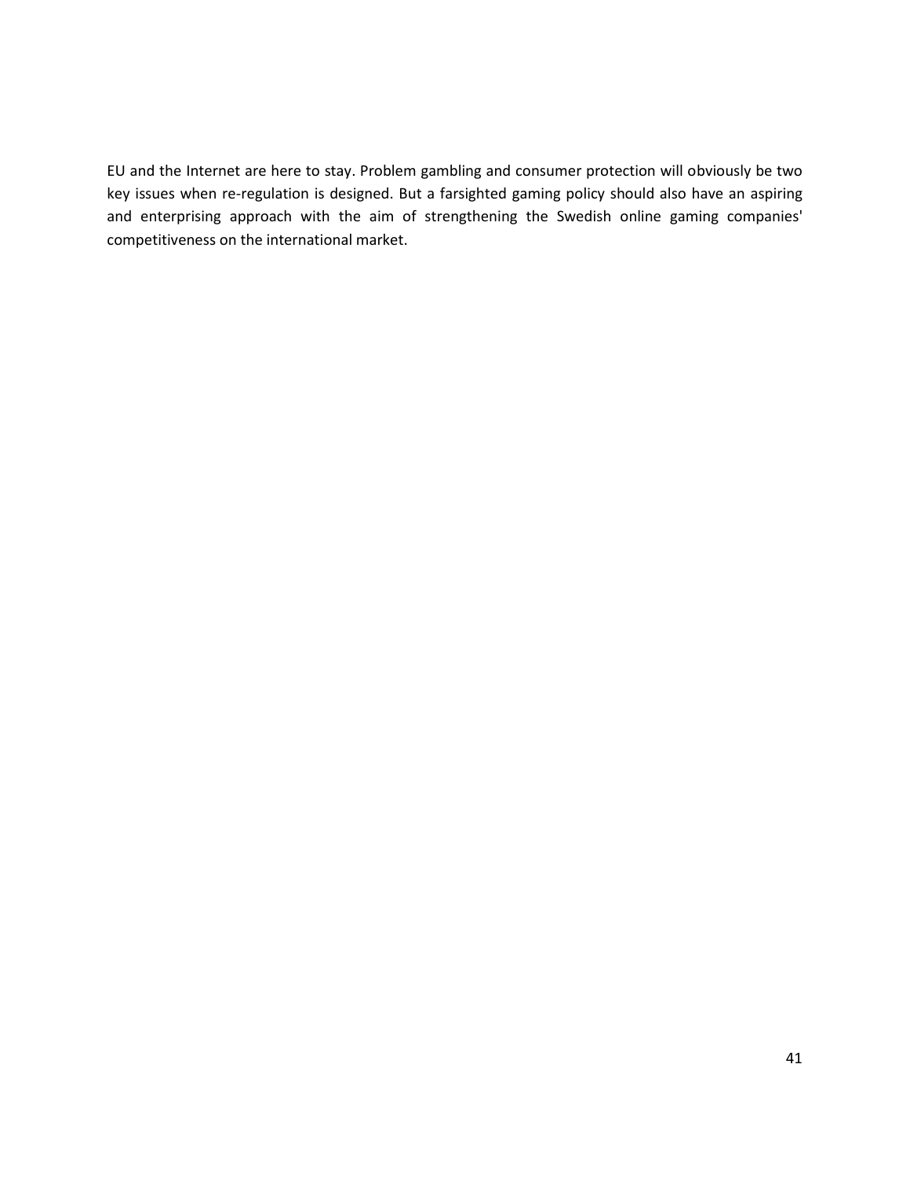EU and the Internet are here to stay. Problem gambling and consumer protection will obviously be two key issues when re-regulation is designed. But a farsighted gaming policy should also have an aspiring and enterprising approach with the aim of strengthening the Swedish online gaming companies' competitiveness on the international market.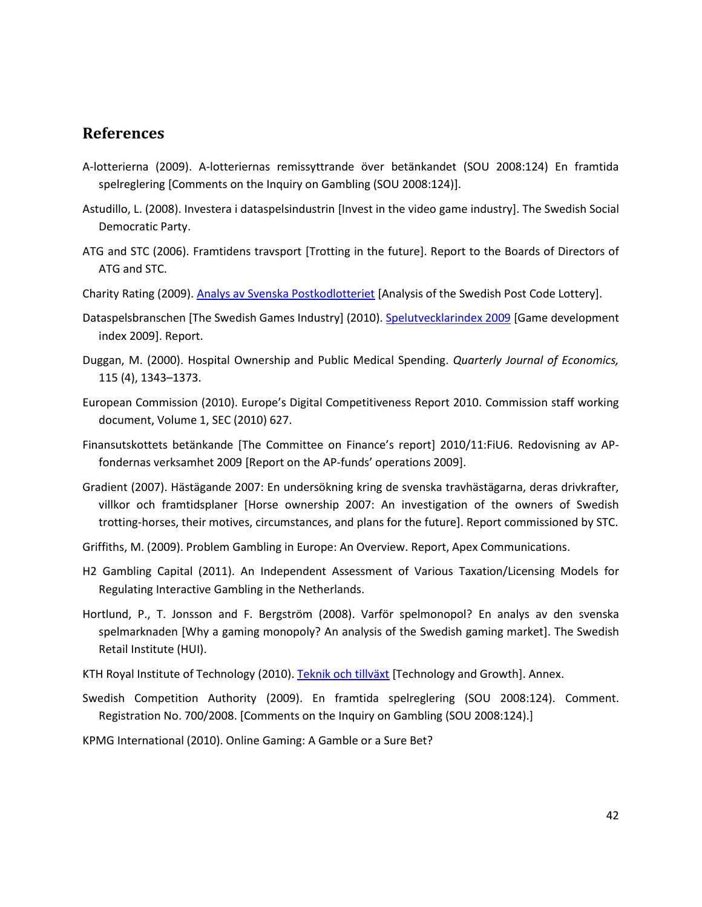## References

A-lotterierna (2009). A-lotteriernas remissyttrande över betänkandet (SOU 2008:124) En framtida spelreglering [Comments on the Inquiry on Gambling (SOU 2008:124)].

Astudillo, L. (2008). Investera i dataspelsindustrin [Invest in the video game industry]. The Swedish Social Democratic Party.

ATG and STC (2006). Framtidens travsport [Trotting in the future]. Report to the Boards of Directors of ATG and STC.

Charity Rating (2009). Analys av Svenska Postkodlotteriet [Analysis of the Swedish Post Code Lottery].

Dataspelsbranschen [The Swedish Games Industry] (2010). Spelutvecklarindex 2009 [Game development index 2009]. Report.

Duggan, M. (2000). Hospital Ownership and Public Medical Spending. *Quarterly Journal of Economics,* 115 (4), 1343–1373.

European Commission (2010). Europe's Digital Competitiveness Report 2010. Commission staff working document, Volume 1, SEC (2010) 627.

Finansutskottets betänkande [The Committee on Finance's report] 2010/11:FiU6. Redovisning av AP-fondernas verksamhet 2009 [Report on the AP-funds' operations 2009].

Gradient (2007). Hästägande 2007: En undersökning kring de svenska travhästägarna, deras drivkrafter, villkor och framtidsplaner [Horse ownership 2007: An investigation of the owners of Swedish trotting-horses, their motives, circumstances, and plans for the future]. Report commissioned by STC.

Griffiths, M. (2009). Problem Gambling in Europe: An Overview. Report, Apex Communications.

H2 Gambling Capital (2011). An Independent Assessment of Various Taxation/Licensing Models for Regulating Interactive Gambling in the Netherlands.

Hortlund, P., T. Jonsson and F. Bergström (2008). Varför spelmonopol? En analys av den svenska spelmarknaden [Why a gaming monopoly? An analysis of the Swedish gaming market]. The Swedish Retail Institute (HUI).

KTH Royal Institute of Technology (2010). Teknik och tillväxt [Technology and Growth]. Annex.

Swedish Competition Authority (2009). En framtida spelreglering (SOU 2008:124). Comment. Registration No. 700/2008. [Comments on the Inquiry on Gambling (SOU 2008:124).]

KPMG International (2010). Online Gaming: A Gamble or a Sure Bet?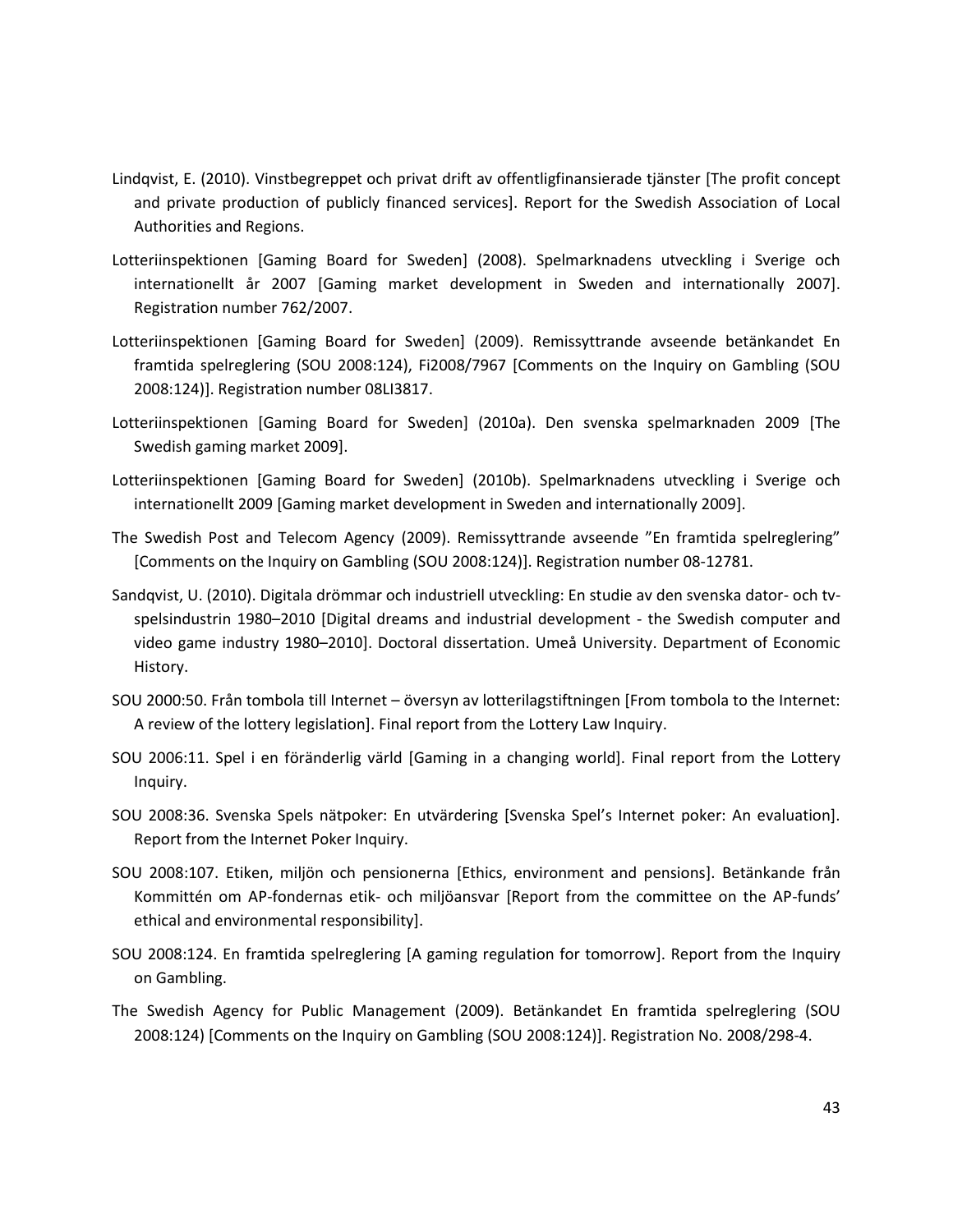Lindqvist, E. (2010). Vinstbegreppet och privat drift av offentligfinansierade tjänster [The profit concept and private production of publicly financed services]. Report for the Swedish Association of Local Authorities and Regions.

Lotteriinspektionen [Gaming Board for Sweden] (2008). Spelmarknadens utveckling i Sverige och internationellt år 2007 [Gaming market development in Sweden and internationally 2007]. Registration number 762/2007.

Lotteriinspektionen [Gaming Board for Sweden] (2009). Remissyttrande avseende betänkandet En framtida spelreglering (SOU 2008:124), Fi2008/7967 [Comments on the Inquiry on Gambling (SOU 2008:124)]. Registration number 08LI3817.

Lotteriinspektionen [Gaming Board for Sweden] (2010a). Den svenska spelmarknaden 2009 [The Swedish gaming market 2009].

Lotteriinspektionen [Gaming Board for Sweden] (2010b). Spelmarknadens utveckling i Sverige och internationellt 2009 [Gaming market development in Sweden and internationally 2009].

The Swedish Post and Telecom Agency (2009). Remissyttrande avseende "En framtida spelreglering" [Comments on the Inquiry on Gambling (SOU 2008:124)]. Registration number 08-12781.

Sandqvist, U. (2010). Digitala drömmar och industriell utveckling: En studie av den svenska dator- och tv-spelsindustrin 1980–2010 [Digital dreams and industrial development - the Swedish computer and video game industry 1980–2010]. Doctoral dissertation. Umeå University. Department of Economic History.

SOU 2000:50. Från tombola till Internet – översyn av lotterilagstiftningen [From tombola to the Internet: A review of the lottery legislation]. Final report from the Lottery Law Inquiry.

SOU 2006:11. Spel i en föränderlig värld [Gaming in a changing world]. Final report from the Lottery Inquiry.

SOU 2008:36. Svenska Spels nätpoker: En utvärdering [Svenska Spel's Internet poker: An evaluation]. Report from the Internet Poker Inquiry.

SOU 2008:107. Etiken, miljön och pensionerna [Ethics, environment and pensions]. Betänkande från Kommittén om AP-fondernas etik- och miljöansvar [Report from the committee on the AP-funds' ethical and environmental responsibility].

SOU 2008:124. En framtida spelreglering [A gaming regulation for tomorrow]. Report from the Inquiry on Gambling.

The Swedish Agency for Public Management (2009). Betänkandet En framtida spelreglering (SOU 2008:124) [Comments on the Inquiry on Gambling (SOU 2008:124)]. Registration No. 2008/298-4.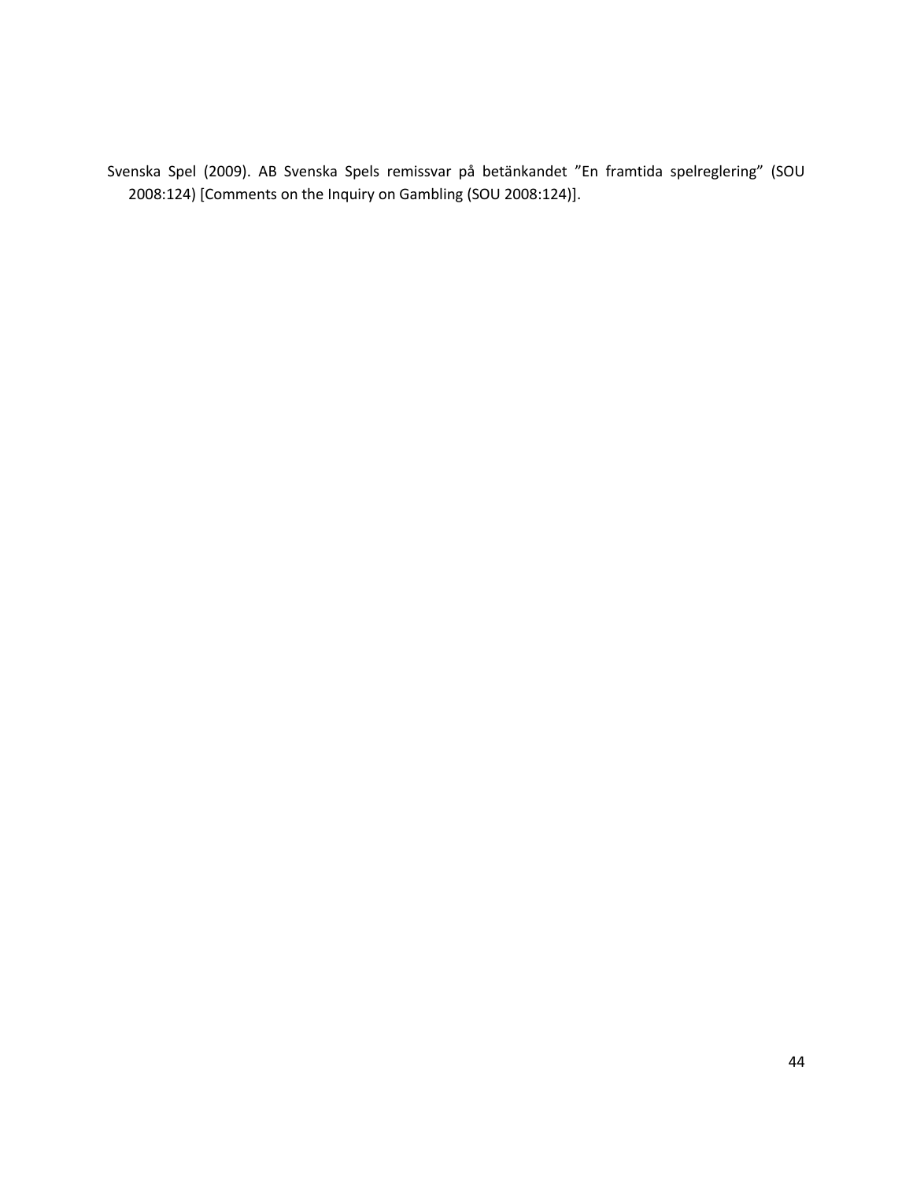Svenska Spel (2009). AB Svenska Spels remissvar på betänkandet ”En framtida spelreglering” (SOU 2008:124) [Comments on the Inquiry on Gambling (SOU 2008:124)].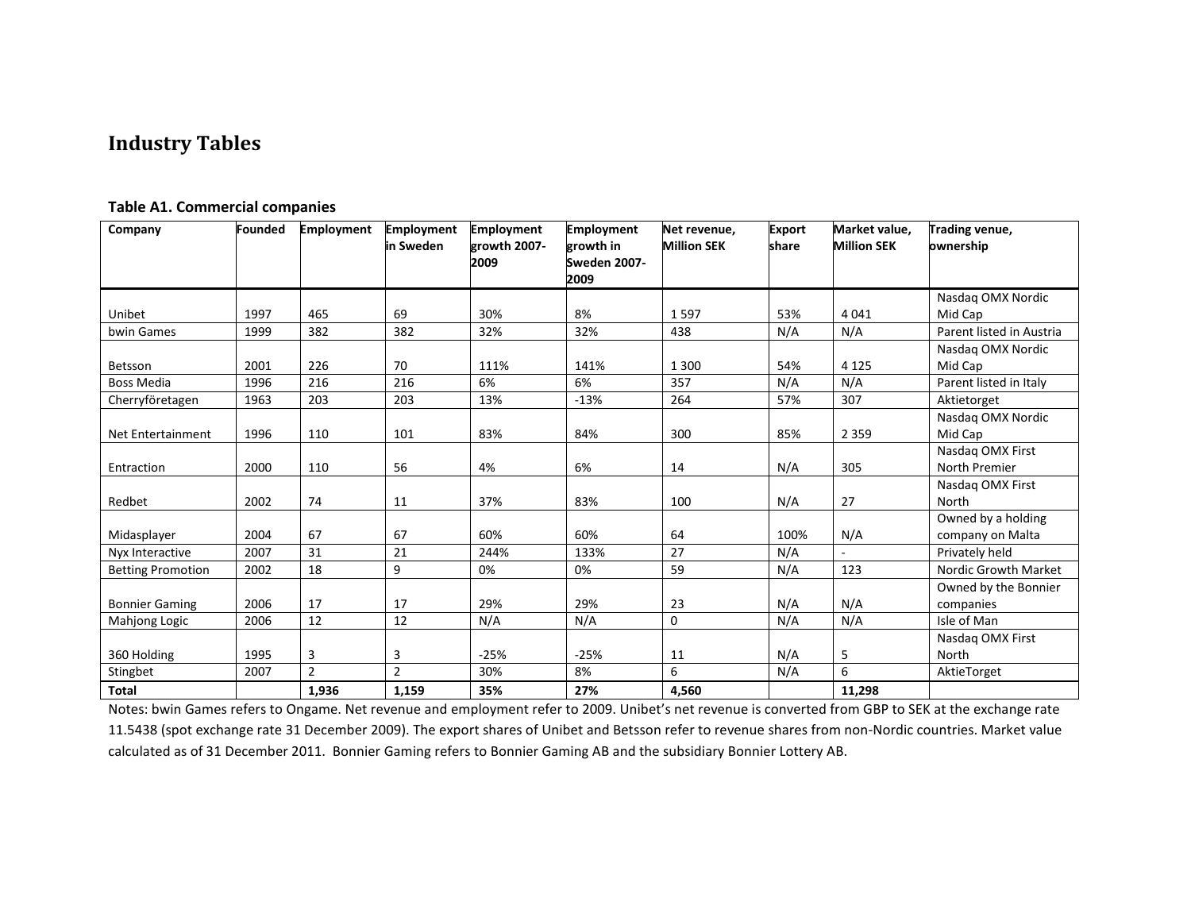# Industry Tables

**Table A1. Commercial companies**

| Company | Founded | Employment | Employment in Sweden | Employment growth 2007-2009 | Employment growth in Sweden 2007-2009 | Net revenue, Million SEK | Export share | Market value, Million SEK | Trading venue, ownership |
|---|---|---|---|---|---|---|---|---|---|
| Unibet | 1997 | 465 | 69 | 30% | 8% | 1 597 | 53% | 4 041 | Nasdaq OMX Nordic Mid Cap |
| bwin Games | 1999 | 382 | 382 | 32% | 32% | 438 | N/A | N/A | Parent listed in Austria |
| Betsson | 2001 | 226 | 70 | 111% | 141% | 1 300 | 54% | 4 125 | Nasdaq OMX Nordic Mid Cap |
| Boss Media | 1996 | 216 | 216 | 6% | 6% | 357 | N/A | N/A | Parent listed in Italy |
| Cherryföretagen | 1963 | 203 | 203 | 13% | -13% | 264 | 57% | 307 | Aktietorget |
| Net Entertainment | 1996 | 110 | 101 | 83% | 84% | 300 | 85% | 2 359 | Nasdaq OMX Nordic Mid Cap |
| Entraction | 2000 | 110 | 56 | 4% | 6% | 14 | N/A | 305 | Nasdaq OMX First North Premier |
| Redbet | 2002 | 74 | 11 | 37% | 83% | 100 | N/A | 27 | Nasdaq OMX First North |
| Midasplayer | 2004 | 67 | 67 | 60% | 60% | 64 | 100% | N/A | Owned by a holding company on Malta |
| Nyx Interactive | 2007 | 31 | 21 | 244% | 133% | 27 | N/A | - | Privately held |
| Betting Promotion | 2002 | 18 | 9 | 0% | 0% | 59 | N/A | 123 | Nordic Growth Market |
| Bonnier Gaming | 2006 | 17 | 17 | 29% | 29% | 23 | N/A | N/A | Owned by the Bonnier companies |
| Mahjong Logic | 2006 | 12 | 12 | N/A | N/A | 0 | N/A | N/A | Isle of Man |
| 360 Holding | 1995 | 3 | 3 | -25% | -25% | 11 | N/A | 5 | Nasdaq OMX First North |
| Stingbet | 2007 | 2 | 2 | 30% | 8% | 6 | N/A | 6 | AktieTorget |
| **Total** | | **1,936** | **1,159** | **35%** | **27%** | **4,560** | | **11,298** | |

Notes: bwin Games refers to Ongame. Net revenue and employment refer to 2009. Unibet's net revenue is converted from GBP to SEK at the exchange rate 11.5438 (spot exchange rate 31 December 2009). The export shares of Unibet and Betsson refer to revenue shares from non-Nordic countries. Market value calculated as of 31 December 2011. Bonnier Gaming refers to Bonnier Gaming AB and the subsidiary Bonnier Lottery AB.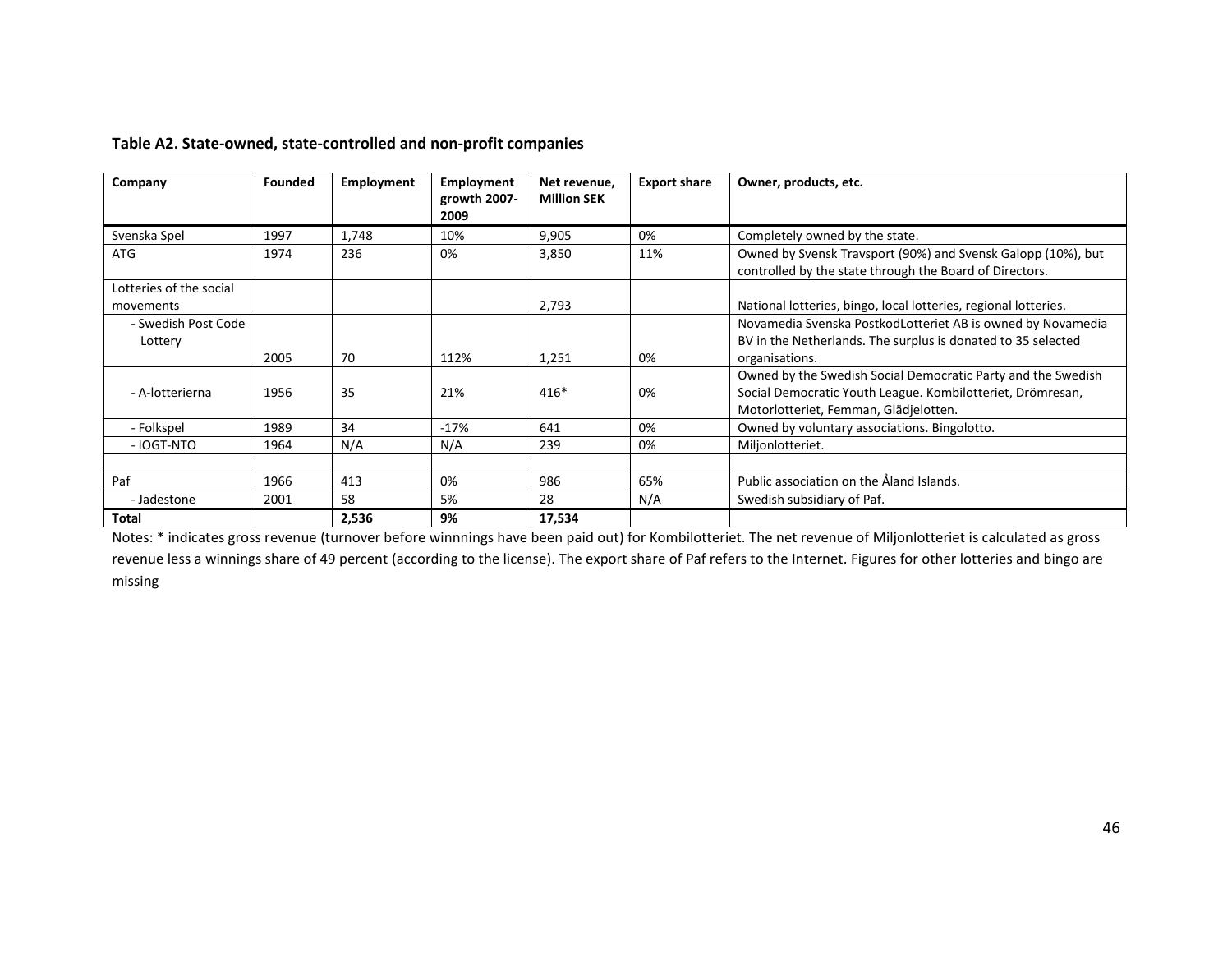**Table A2. State-owned, state-controlled and non-profit companies**

| Company | Founded | Employment | Employment growth 2007-2009 | Net revenue, Million SEK | Export share | Owner, products, etc. |
|---|---|---|---|---|---|---|
| Svenska Spel | 1997 | 1,748 | 10% | 9,905 | 0% | Completely owned by the state. |
| ATG | 1974 | 236 | 0% | 3,850 | 11% | Owned by Svensk Travsport (90%) and Svensk Galopp (10%), but controlled by the state through the Board of Directors. |
| Lotteries of the social movements | | | | 2,793 | | National lotteries, bingo, local lotteries, regional lotteries. |
| - Swedish Post Code Lottery | 2005 | 70 | 112% | 1,251 | 0% | Novamedia Svenska PostkodLotteriet AB is owned by Novamedia BV in the Netherlands. The surplus is donated to 35 selected organisations. |
| - A-lotterierna | 1956 | 35 | 21% | 416* | 0% | Owned by the Swedish Social Democratic Party and the Swedish Social Democratic Youth League. Kombilotteriet, Drömresan, Motorlotteriet, Femman, Glädjelotten. |
| - Folkspel | 1989 | 34 | -17% | 641 | 0% | Owned by voluntary associations. Bingolotto. |
| - IOGT-NTO | 1964 | N/A | N/A | 239 | 0% | Miljonlotteriet. |
| | | | | | | |
| Paf | 1966 | 413 | 0% | 986 | 65% | Public association on the Åland Islands. |
| - Jadestone | 2001 | 58 | 5% | 28 | N/A | Swedish subsidiary of Paf. |
| **Total** | | **2,536** | **9%** | **17,534** | | |

Notes: * indicates gross revenue (turnover before winnnings have been paid out) for Kombilotteriet. The net revenue of Miljonlotteriet is calculated as gross revenue less a winnings share of 49 percent (according to the license). The export share of Paf refers to the Internet. Figures for other lotteries and bingo are missing